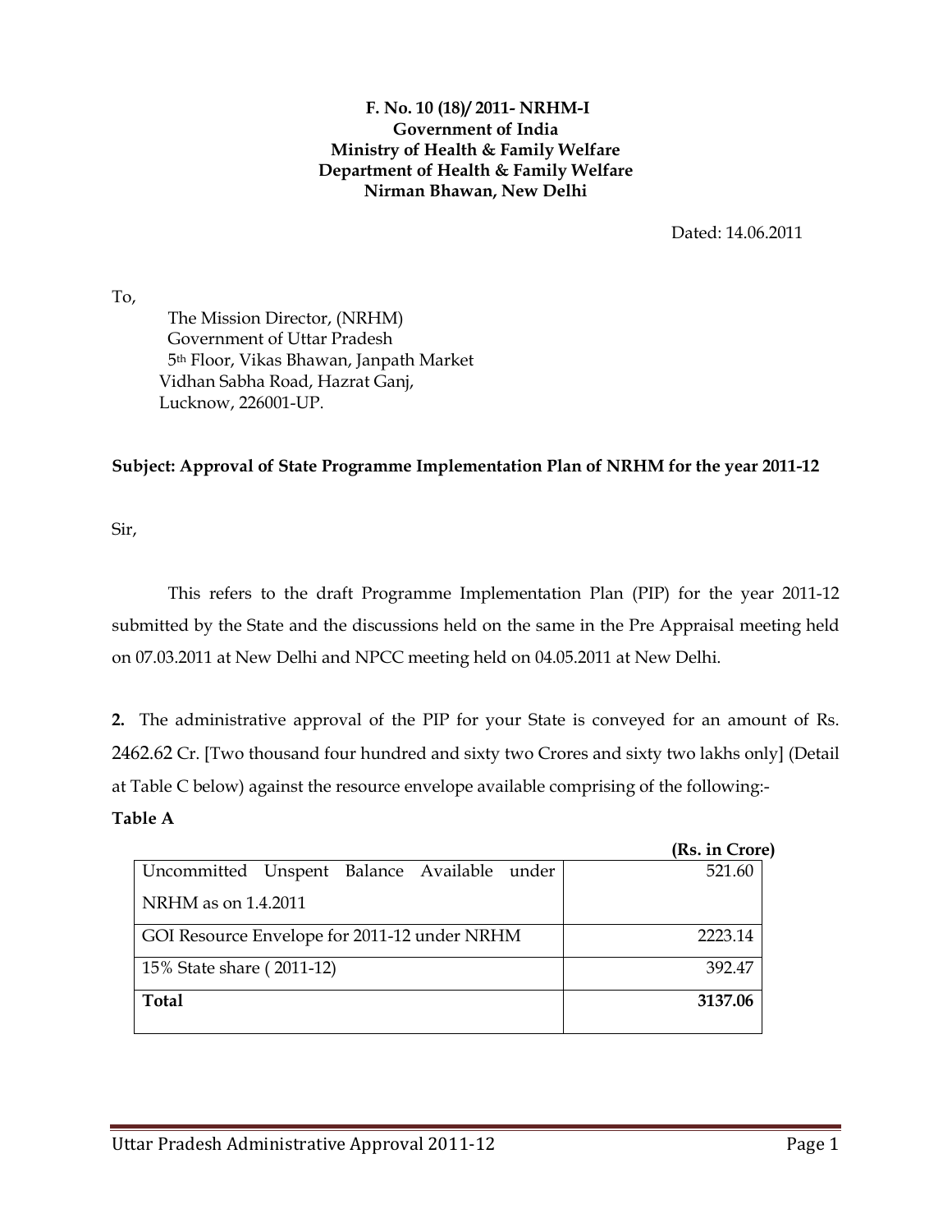**F. No. 10 (18)/ 2011- NRHM-I**
**Government of India**
**Ministry of Health & Family Welfare**
**Department of Health & Family Welfare**
**Nirman Bhawan, New Delhi**

Dated: 14.06.2011

To,

The Mission Director, (NRHM)
Government of Uttar Pradesh
5th Floor, Vikas Bhawan, Janpath Market
Vidhan Sabha Road, Hazrat Ganj,
Lucknow, 226001-UP.

**Subject: Approval of State Programme Implementation Plan of NRHM for the year 2011-12**

Sir,

This refers to the draft Programme Implementation Plan (PIP) for the year 2011-12 submitted by the State and the discussions held on the same in the Pre Appraisal meeting held on 07.03.2011 at New Delhi and NPCC meeting held on 04.05.2011 at New Delhi.

**2.** The administrative approval of the PIP for your State is conveyed for an amount of Rs. 2462.62 Cr. [Two thousand four hundred and sixty two Crores and sixty two lakhs only] (Detail at Table C below) against the resource envelope available comprising of the following:-

**Table A**

| | **(Rs. in Crore)** |
|---|---:|
| Uncommitted Unspent Balance Available under NRHM as on 1.4.2011 | 521.60 |
| GOI Resource Envelope for 2011-12 under NRHM | 2223.14 |
| 15% State share ( 2011-12) | 392.47 |
| **Total** | **3137.06** |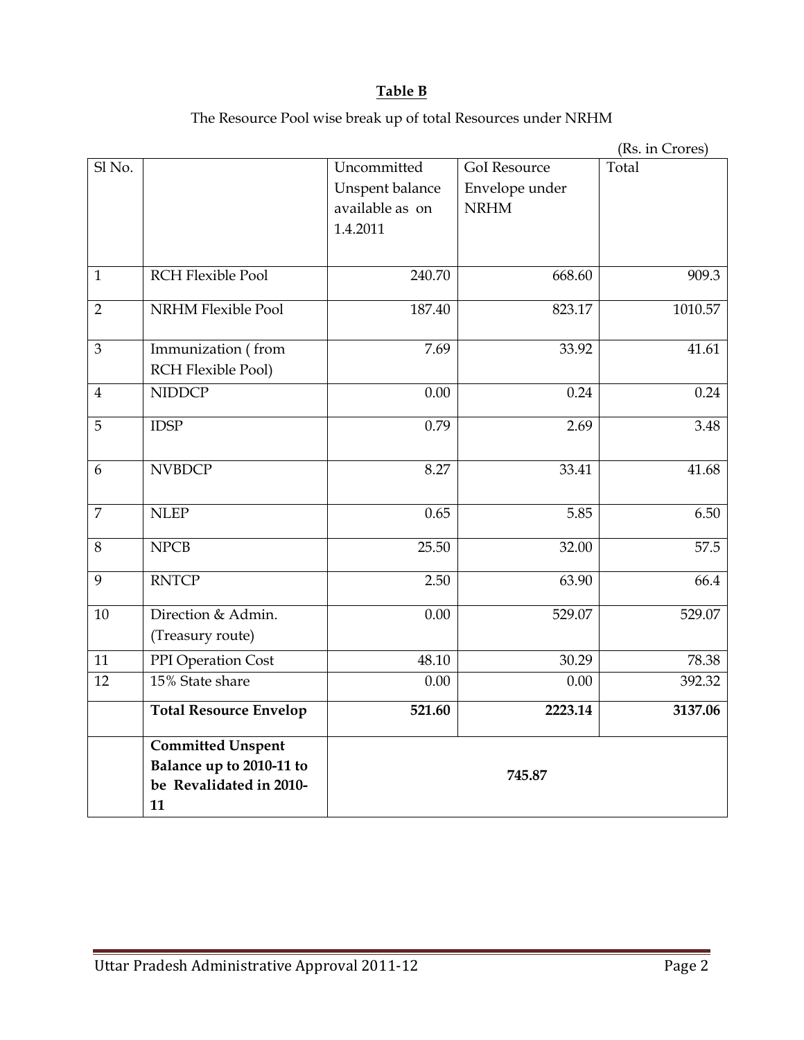**Table B**

The Resource Pool wise break up of total Resources under NRHM

(Rs. in Crores)

| Sl No. | | Uncommitted Unspent balance available as on 1.4.2011 | GoI Resource Envelope under NRHM | Total |
|---|---|---|---|---|
| 1 | RCH Flexible Pool | 240.70 | 668.60 | 909.3 |
| 2 | NRHM Flexible Pool | 187.40 | 823.17 | 1010.57 |
| 3 | Immunization ( from RCH Flexible Pool) | 7.69 | 33.92 | 41.61 |
| 4 | NIDDCP | 0.00 | 0.24 | 0.24 |
| 5 | IDSP | 0.79 | 2.69 | 3.48 |
| 6 | NVBDCP | 8.27 | 33.41 | 41.68 |
| 7 | NLEP | 0.65 | 5.85 | 6.50 |
| 8 | NPCB | 25.50 | 32.00 | 57.5 |
| 9 | RNTCP | 2.50 | 63.90 | 66.4 |
| 10 | Direction & Admin. (Treasury route) | 0.00 | 529.07 | 529.07 |
| 11 | PPI Operation Cost | 48.10 | 30.29 | 78.38 |
| 12 | 15% State share | 0.00 | 0.00 | 392.32 |
| | **Total Resource Envelop** | **521.60** | **2223.14** | **3137.06** |
| | **Committed Unspent Balance up to 2010-11 to be Revalidated in 2010-11** | **745.87** | | |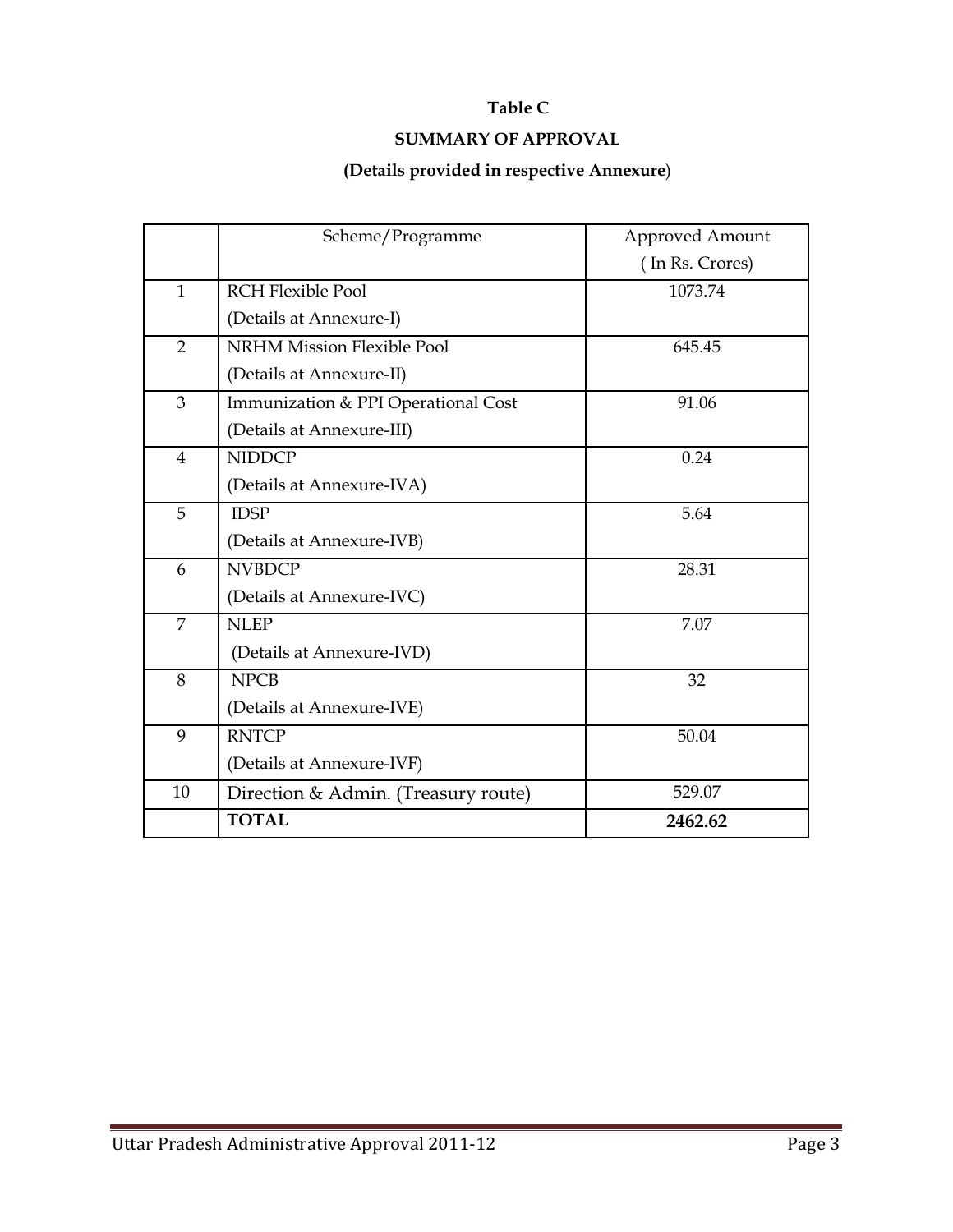**Table C**

**SUMMARY OF APPROVAL**

**(Details provided in respective Annexure)**

| | Scheme/Programme | Approved Amount ( In Rs. Crores) |
|---|---|---|
| 1 | RCH Flexible Pool (Details at Annexure-I) | 1073.74 |
| 2 | NRHM Mission Flexible Pool (Details at Annexure-II) | 645.45 |
| 3 | Immunization & PPI Operational Cost (Details at Annexure-III) | 91.06 |
| 4 | NIDDCP (Details at Annexure-IVA) | 0.24 |
| 5 | IDSP (Details at Annexure-IVB) | 5.64 |
| 6 | NVBDCP (Details at Annexure-IVC) | 28.31 |
| 7 | NLEP (Details at Annexure-IVD) | 7.07 |
| 8 | NPCB (Details at Annexure-IVE) | 32 |
| 9 | RNTCP (Details at Annexure-IVF) | 50.04 |
| 10 | Direction & Admin. (Treasury route) | 529.07 |
| | **TOTAL** | **2462.62** |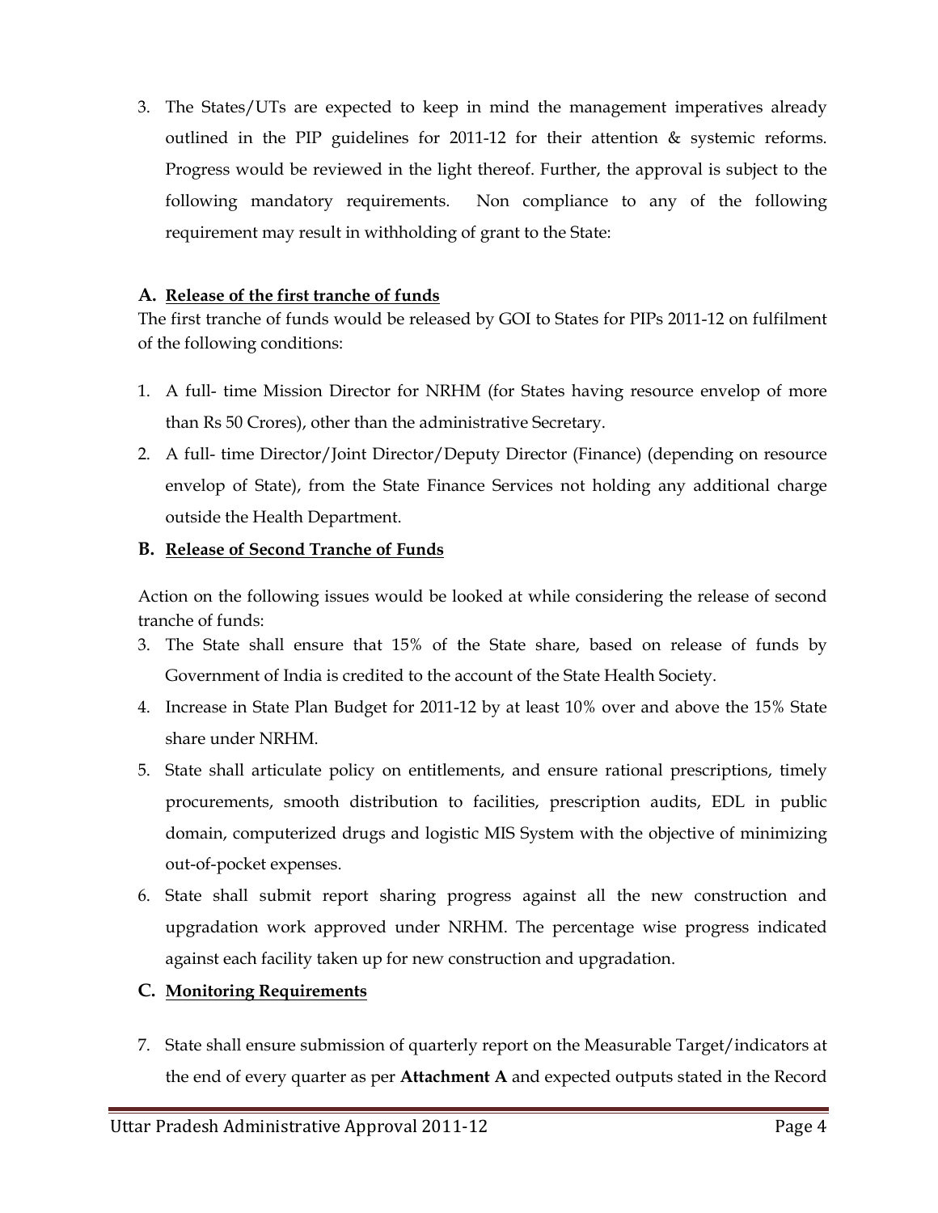3. The States/UTs are expected to keep in mind the management imperatives already outlined in the PIP guidelines for 2011-12 for their attention & systemic reforms. Progress would be reviewed in the light thereof. Further, the approval is subject to the following mandatory requirements. Non compliance to any of the following requirement may result in withholding of grant to the State:

### A. Release of the first tranche of funds

The first tranche of funds would be released by GOI to States for PIPs 2011-12 on fulfilment of the following conditions:

1. A full- time Mission Director for NRHM (for States having resource envelop of more than Rs 50 Crores), other than the administrative Secretary.
2. A full- time Director/Joint Director/Deputy Director (Finance) (depending on resource envelop of State), from the State Finance Services not holding any additional charge outside the Health Department.

### B. Release of Second Tranche of Funds

Action on the following issues would be looked at while considering the release of second tranche of funds:

3. The State shall ensure that 15% of the State share, based on release of funds by Government of India is credited to the account of the State Health Society.
4. Increase in State Plan Budget for 2011-12 by at least 10% over and above the 15% State share under NRHM.
5. State shall articulate policy on entitlements, and ensure rational prescriptions, timely procurements, smooth distribution to facilities, prescription audits, EDL in public domain, computerized drugs and logistic MIS System with the objective of minimizing out-of-pocket expenses.
6. State shall submit report sharing progress against all the new construction and upgradation work approved under NRHM. The percentage wise progress indicated against each facility taken up for new construction and upgradation.

### C. Monitoring Requirements

7. State shall ensure submission of quarterly report on the Measurable Target/indicators at the end of every quarter as per **Attachment A** and expected outputs stated in the Record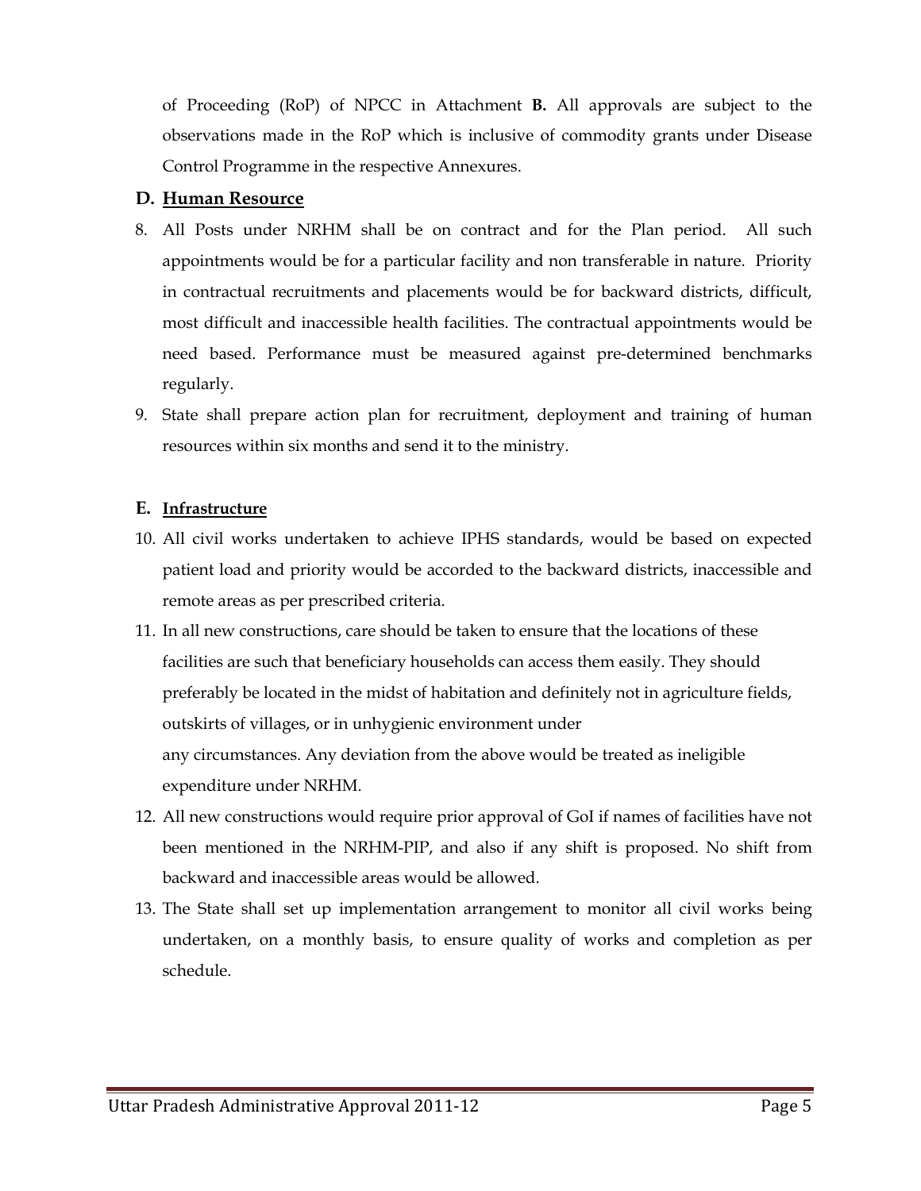of Proceeding (RoP) of NPCC in Attachment **B.** All approvals are subject to the observations made in the RoP which is inclusive of commodity grants under Disease Control Programme in the respective Annexures.

## D. Human Resource

8. All Posts under NRHM shall be on contract and for the Plan period. All such appointments would be for a particular facility and non transferable in nature. Priority in contractual recruitments and placements would be for backward districts, difficult, most difficult and inaccessible health facilities. The contractual appointments would be need based. Performance must be measured against pre-determined benchmarks regularly.
9. State shall prepare action plan for recruitment, deployment and training of human resources within six months and send it to the ministry.

## E. Infrastructure

10. All civil works undertaken to achieve IPHS standards, would be based on expected patient load and priority would be accorded to the backward districts, inaccessible and remote areas as per prescribed criteria.
11. In all new constructions, care should be taken to ensure that the locations of these facilities are such that beneficiary households can access them easily. They should preferably be located in the midst of habitation and definitely not in agriculture fields, outskirts of villages, or in unhygienic environment under any circumstances. Any deviation from the above would be treated as ineligible expenditure under NRHM.
12. All new constructions would require prior approval of GoI if names of facilities have not been mentioned in the NRHM-PIP, and also if any shift is proposed. No shift from backward and inaccessible areas would be allowed.
13. The State shall set up implementation arrangement to monitor all civil works being undertaken, on a monthly basis, to ensure quality of works and completion as per schedule.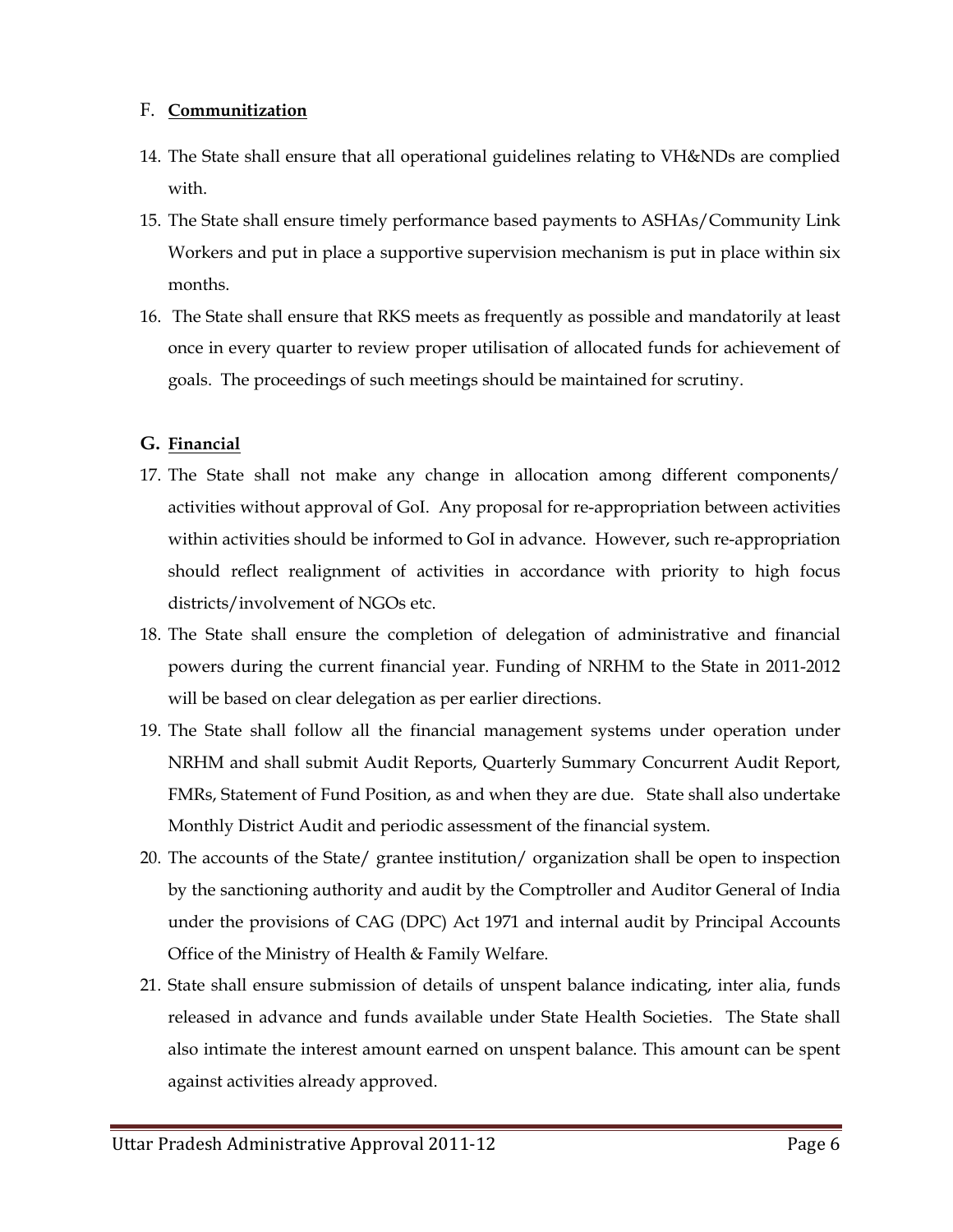## F. **Communitization**

14. The State shall ensure that all operational guidelines relating to VH&NDs are complied with.
15. The State shall ensure timely performance based payments to ASHAs/Community Link Workers and put in place a supportive supervision mechanism is put in place within six months.
16. The State shall ensure that RKS meets as frequently as possible and mandatorily at least once in every quarter to review proper utilisation of allocated funds for achievement of goals. The proceedings of such meetings should be maintained for scrutiny.

## G. **Financial**

17. The State shall not make any change in allocation among different components/ activities without approval of GoI. Any proposal for re-appropriation between activities within activities should be informed to GoI in advance. However, such re-appropriation should reflect realignment of activities in accordance with priority to high focus districts/involvement of NGOs etc.
18. The State shall ensure the completion of delegation of administrative and financial powers during the current financial year. Funding of NRHM to the State in 2011-2012 will be based on clear delegation as per earlier directions.
19. The State shall follow all the financial management systems under operation under NRHM and shall submit Audit Reports, Quarterly Summary Concurrent Audit Report, FMRs, Statement of Fund Position, as and when they are due. State shall also undertake Monthly District Audit and periodic assessment of the financial system.
20. The accounts of the State/ grantee institution/ organization shall be open to inspection by the sanctioning authority and audit by the Comptroller and Auditor General of India under the provisions of CAG (DPC) Act 1971 and internal audit by Principal Accounts Office of the Ministry of Health & Family Welfare.
21. State shall ensure submission of details of unspent balance indicating, inter alia, funds released in advance and funds available under State Health Societies. The State shall also intimate the interest amount earned on unspent balance. This amount can be spent against activities already approved.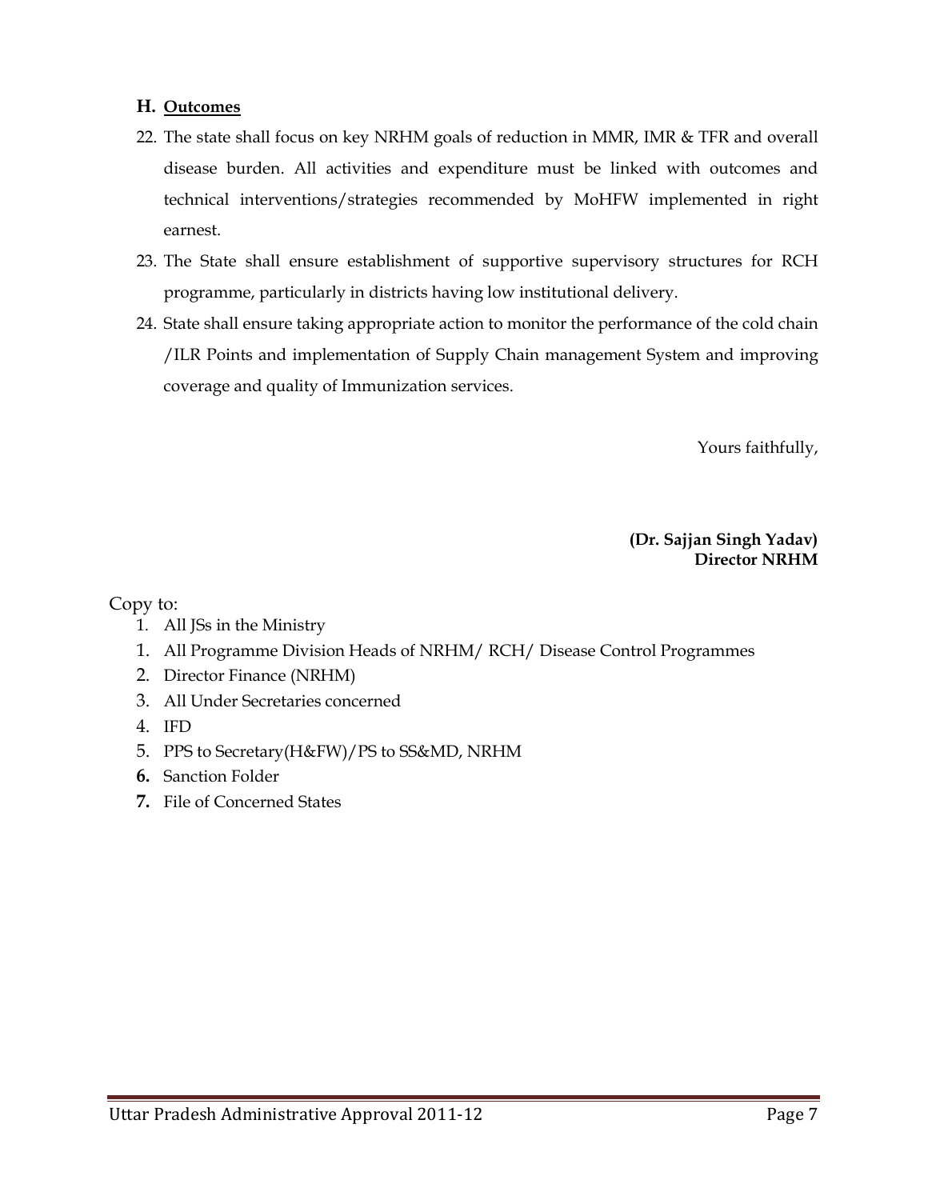### H. Outcomes

22. The state shall focus on key NRHM goals of reduction in MMR, IMR & TFR and overall disease burden. All activities and expenditure must be linked with outcomes and technical interventions/strategies recommended by MoHFW implemented in right earnest.
23. The State shall ensure establishment of supportive supervisory structures for RCH programme, particularly in districts having low institutional delivery.
24. State shall ensure taking appropriate action to monitor the performance of the cold chain /ILR Points and implementation of Supply Chain management System and improving coverage and quality of Immunization services.

Yours faithfully,

**(Dr. Sajjan Singh Yadav)**
**Director NRHM**

Copy to:

1. All JSs in the Ministry
1. All Programme Division Heads of NRHM/ RCH/ Disease Control Programmes
2. Director Finance (NRHM)
3. All Under Secretaries concerned
4. IFD
5. PPS to Secretary(H&FW)/PS to SS&MD, NRHM
6. Sanction Folder
7. File of Concerned States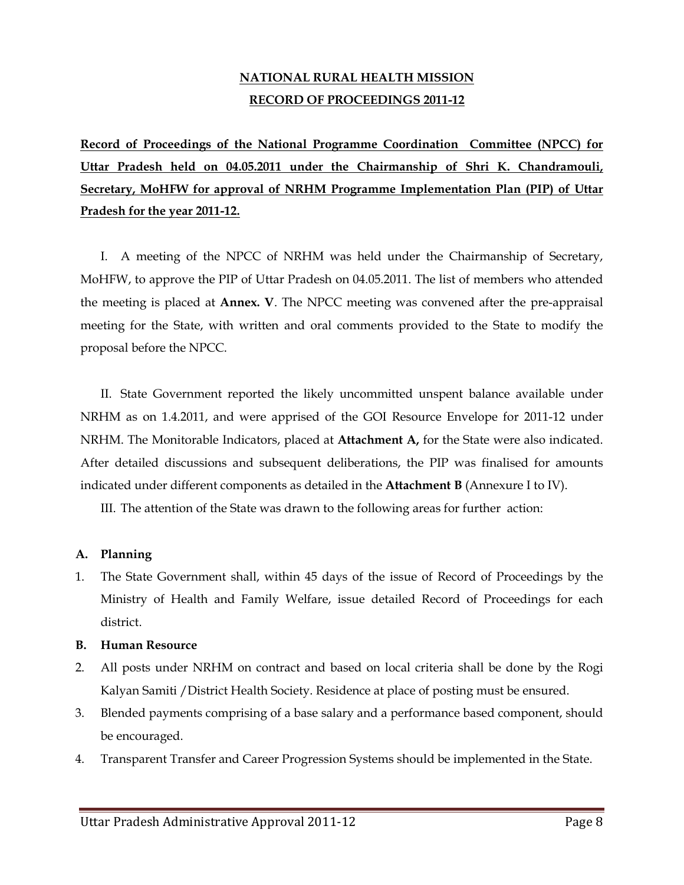# NATIONAL RURAL HEALTH MISSION

## RECORD OF PROCEEDINGS 2011-12

**Record of Proceedings of the National Programme Coordination Committee (NPCC) for Uttar Pradesh held on 04.05.2011 under the Chairmanship of Shri K. Chandramouli, Secretary, MoHFW for approval of NRHM Programme Implementation Plan (PIP) of Uttar Pradesh for the year 2011-12.**

I. A meeting of the NPCC of NRHM was held under the Chairmanship of Secretary, MoHFW, to approve the PIP of Uttar Pradesh on 04.05.2011. The list of members who attended the meeting is placed at **Annex. V**. The NPCC meeting was convened after the pre-appraisal meeting for the State, with written and oral comments provided to the State to modify the proposal before the NPCC.

II. State Government reported the likely uncommitted unspent balance available under NRHM as on 1.4.2011, and were apprised of the GOI Resource Envelope for 2011-12 under NRHM. The Monitorable Indicators, placed at **Attachment A,** for the State were also indicated. After detailed discussions and subsequent deliberations, the PIP was finalised for amounts indicated under different components as detailed in the **Attachment B** (Annexure I to IV).

III. The attention of the State was drawn to the following areas for further action:

**A. Planning**

1. The State Government shall, within 45 days of the issue of Record of Proceedings by the Ministry of Health and Family Welfare, issue detailed Record of Proceedings for each district.

**B. Human Resource**

2. All posts under NRHM on contract and based on local criteria shall be done by the Rogi Kalyan Samiti /District Health Society. Residence at place of posting must be ensured.
3. Blended payments comprising of a base salary and a performance based component, should be encouraged.
4. Transparent Transfer and Career Progression Systems should be implemented in the State.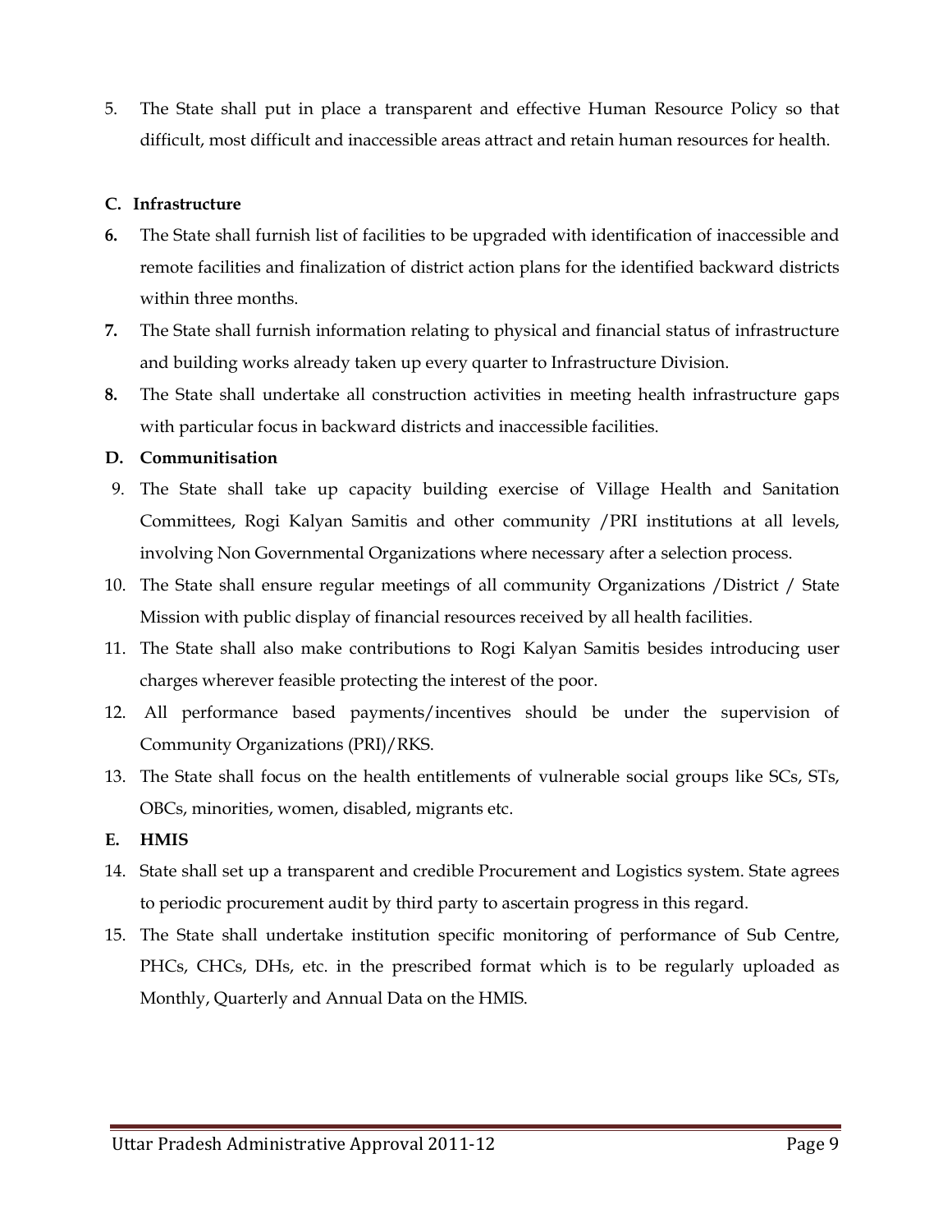5. The State shall put in place a transparent and effective Human Resource Policy so that difficult, most difficult and inaccessible areas attract and retain human resources for health.

**C. Infrastructure**

**6.** The State shall furnish list of facilities to be upgraded with identification of inaccessible and remote facilities and finalization of district action plans for the identified backward districts within three months.

**7.** The State shall furnish information relating to physical and financial status of infrastructure and building works already taken up every quarter to Infrastructure Division.

**8.** The State shall undertake all construction activities in meeting health infrastructure gaps with particular focus in backward districts and inaccessible facilities.

**D. Communitisation**

9. The State shall take up capacity building exercise of Village Health and Sanitation Committees, Rogi Kalyan Samitis and other community /PRI institutions at all levels, involving Non Governmental Organizations where necessary after a selection process.

10. The State shall ensure regular meetings of all community Organizations /District / State Mission with public display of financial resources received by all health facilities.

11. The State shall also make contributions to Rogi Kalyan Samitis besides introducing user charges wherever feasible protecting the interest of the poor.

12. All performance based payments/incentives should be under the supervision of Community Organizations (PRI)/RKS.

13. The State shall focus on the health entitlements of vulnerable social groups like SCs, STs, OBCs, minorities, women, disabled, migrants etc.

**E. HMIS**

14. State shall set up a transparent and credible Procurement and Logistics system. State agrees to periodic procurement audit by third party to ascertain progress in this regard.

15. The State shall undertake institution specific monitoring of performance of Sub Centre, PHCs, CHCs, DHs, etc. in the prescribed format which is to be regularly uploaded as Monthly, Quarterly and Annual Data on the HMIS.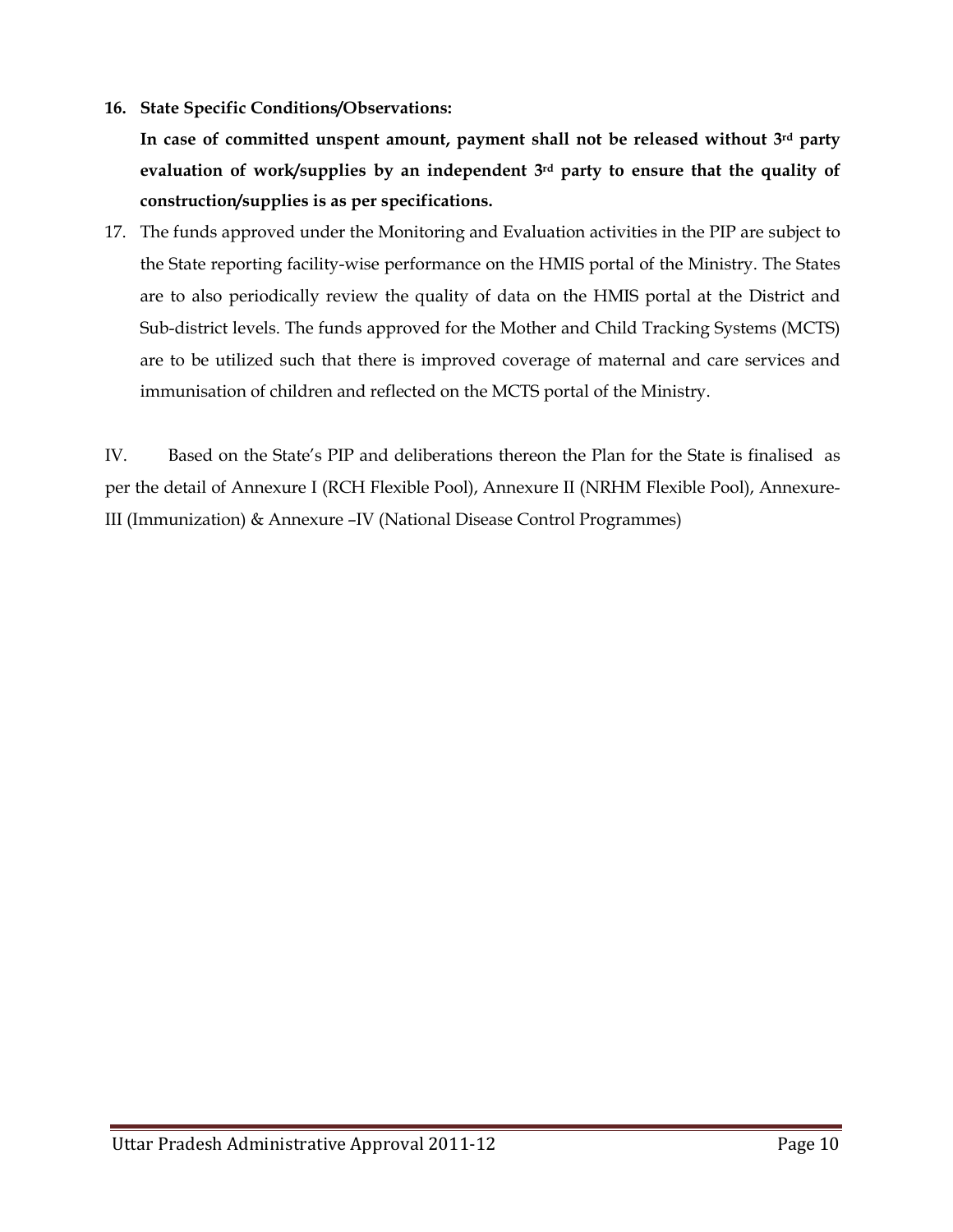16. **State Specific Conditions/Observations:**

    **In case of committed unspent amount, payment shall not be released without 3rd party evaluation of work/supplies by an independent 3rd party to ensure that the quality of construction/supplies is as per specifications.**

17. The funds approved under the Monitoring and Evaluation activities in the PIP are subject to the State reporting facility-wise performance on the HMIS portal of the Ministry. The States are to also periodically review the quality of data on the HMIS portal at the District and Sub-district levels. The funds approved for the Mother and Child Tracking Systems (MCTS) are to be utilized such that there is improved coverage of maternal and care services and immunisation of children and reflected on the MCTS portal of the Ministry.

IV. Based on the State's PIP and deliberations thereon the Plan for the State is finalised as per the detail of Annexure I (RCH Flexible Pool), Annexure II (NRHM Flexible Pool), Annexure-III (Immunization) & Annexure –IV (National Disease Control Programmes)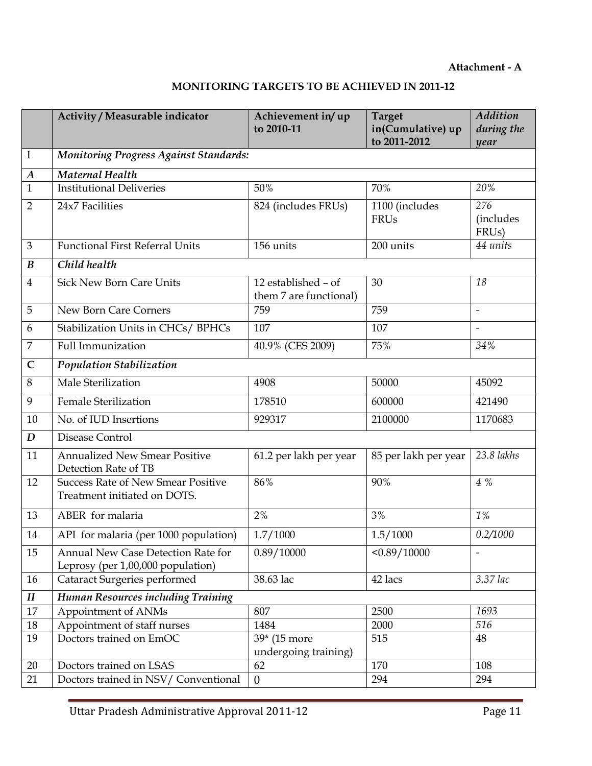**Attachment - A**

## MONITORING TARGETS TO BE ACHIEVED IN 2011-12

| | Activity / Measurable indicator | Achievement in/ up to 2010-11 | Target in(Cumulative) up to 2011-2012 | *Addition during the year* |
|---|---|---|---|---|
| I | ***Monitoring Progress Against Standards:*** | | | |
| ***A*** | ***Maternal Health*** | | | |
| 1 | Institutional Deliveries | 50% | 70% | *20%* |
| 2 | 24x7 Facilities | 824 (includes FRUs) | 1100 (includes FRUs | *276 (includes FRUs)* |
| 3 | Functional First Referral Units | 156 units | 200 units | *44 units* |
| ***B*** | ***Child health*** | | | |
| 4 | Sick New Born Care Units | 12 established – of them 7 are functional) | 30 | *18* |
| 5 | New Born Care Corners | 759 | 759 | - |
| 6 | Stabilization Units in CHCs/ BPHCs | 107 | 107 | - |
| 7 | Full Immunization | 40.9% (CES 2009) | 75% | *34%* |
| **C** | ***Population Stabilization*** | | | |
| 8 | Male Sterilization | 4908 | 50000 | 45092 |
| 9 | Female Sterilization | 178510 | 600000 | 421490 |
| 10 | No. of IUD Insertions | 929317 | 2100000 | 1170683 |
| ***D*** | Disease Control | | | |
| 11 | Annualized New Smear Positive Detection Rate of TB | 61.2 per lakh per year | 85 per lakh per year | *23.8 lakhs* |
| 12 | Success Rate of New Smear Positive Treatment initiated on DOTS. | 86% | 90% | *4 %* |
| 13 | ABER for malaria | 2% | 3% | *1%* |
| 14 | API for malaria (per 1000 population) | 1.7/1000 | 1.5/1000 | *0.2/1000* |
| 15 | Annual New Case Detection Rate for Leprosy (per 1,00,000 population) | 0.89/10000 | <0.89/10000 | - |
| 16 | Cataract Surgeries performed | 38.63 lac | 42 lacs | *3.37 lac* |
| ***II*** | ***Human Resources including Training*** | | | |
| 17 | Appointment of ANMs | 807 | 2500 | *1693* |
| 18 | Appointment of staff nurses | 1484 | 2000 | *516* |
| 19 | Doctors trained on EmOC | 39* (15 more undergoing training) | 515 | 48 |
| 20 | Doctors trained on LSAS | 62 | 170 | 108 |
| 21 | Doctors trained in NSV/ Conventional | 0 | 294 | 294 |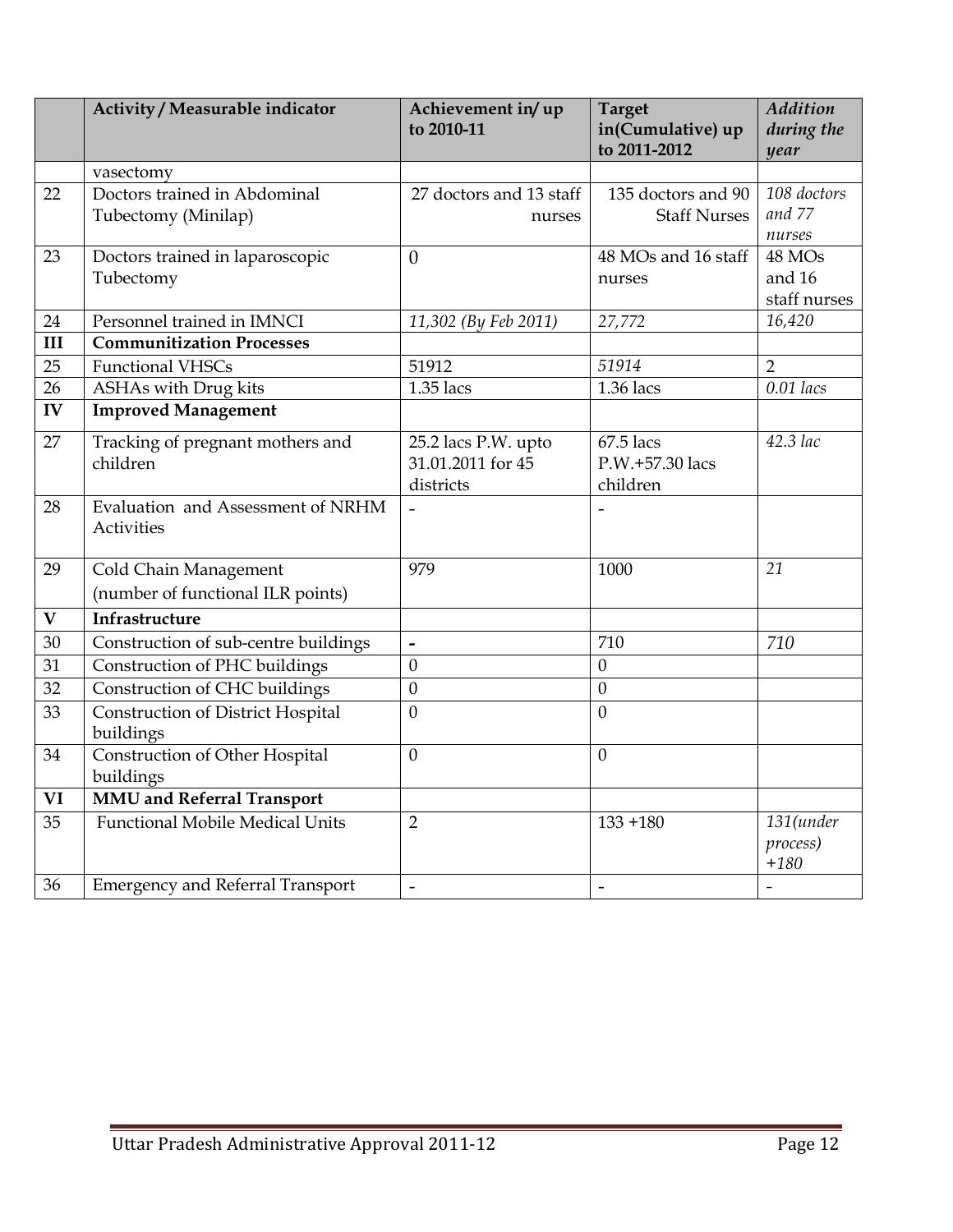| | Activity / Measurable indicator | Achievement in/ up to 2010-11 | Target in(Cumulative) up to 2011-2012 | *Addition during the year* |
|---|---|---|---|---|
| | vasectomy | | | |
| 22 | Doctors trained in Abdominal Tubectomy (Minilap) | 27 doctors and 13 staff nurses | 135 doctors and 90 Staff Nurses | *108 doctors and 77 nurses* |
| 23 | Doctors trained in laparoscopic Tubectomy | 0 | 48 MOs and 16 staff nurses | 48 MOs and 16 staff nurses |
| 24 | Personnel trained in IMNCI | *11,302 (By Feb 2011)* | *27,772* | *16,420* |
| **III** | **Communitization Processes** | | | |
| 25 | Functional VHSCs | 51912 | *51914* | 2 |
| 26 | ASHAs with Drug kits | 1.35 lacs | 1.36 lacs | *0.01 lacs* |
| **IV** | **Improved Management** | | | |
| 27 | Tracking of pregnant mothers and children | 25.2 lacs P.W. upto 31.01.2011 for 45 districts | 67.5 lacs P.W.+57.30 lacs children | *42.3 lac* |
| 28 | Evaluation and Assessment of NRHM Activities | - | - | |
| 29 | Cold Chain Management (number of functional ILR points) | 979 | 1000 | *21* |
| **V** | **Infrastructure** | | | |
| 30 | Construction of sub-centre buildings | - | 710 | *710* |
| 31 | Construction of PHC buildings | 0 | 0 | |
| 32 | Construction of CHC buildings | 0 | 0 | |
| 33 | Construction of District Hospital buildings | 0 | 0 | |
| 34 | Construction of Other Hospital buildings | 0 | 0 | |
| **VI** | **MMU and Referral Transport** | | | |
| 35 | Functional Mobile Medical Units | 2 | 133 +180 | *131(under process) +180* |
| 36 | Emergency and Referral Transport | - | - | - |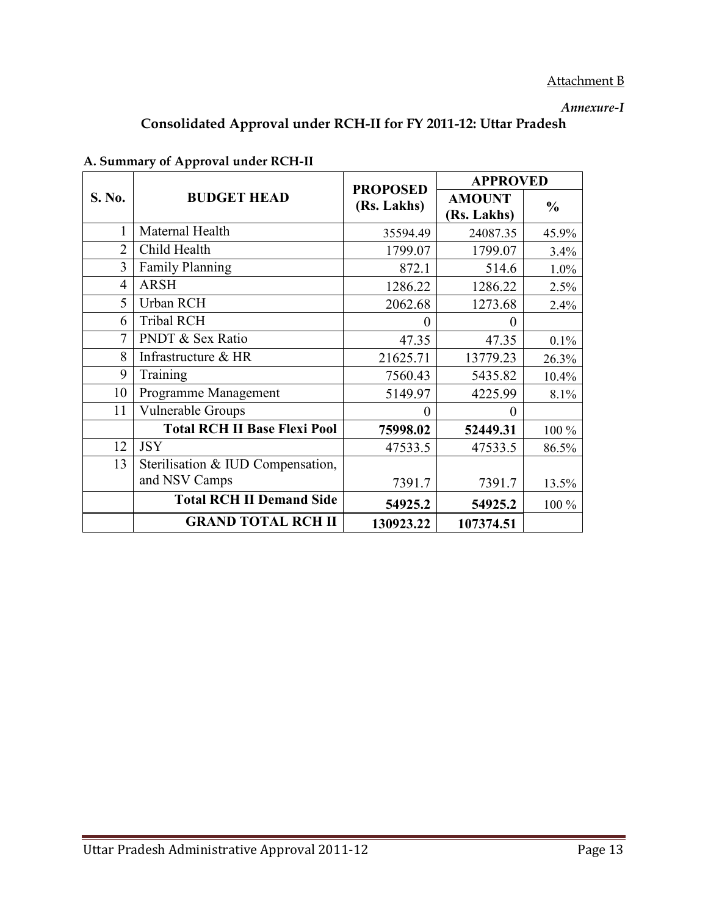Attachment B

*Annexure-I*

# Consolidated Approval under RCH-II for FY 2011-12: Uttar Pradesh

## A. Summary of Approval under RCH-II

| S. No. | BUDGET HEAD | PROPOSED (Rs. Lakhs) | APPROVED | |
|---|---|---|---|---|
| | | | AMOUNT (Rs. Lakhs) | % |
| 1 | Maternal Health | 35594.49 | 24087.35 | 45.9% |
| 2 | Child Health | 1799.07 | 1799.07 | 3.4% |
| 3 | Family Planning | 872.1 | 514.6 | 1.0% |
| 4 | ARSH | 1286.22 | 1286.22 | 2.5% |
| 5 | Urban RCH | 2062.68 | 1273.68 | 2.4% |
| 6 | Tribal RCH | 0 | 0 | |
| 7 | PNDT & Sex Ratio | 47.35 | 47.35 | 0.1% |
| 8 | Infrastructure & HR | 21625.71 | 13779.23 | 26.3% |
| 9 | Training | 7560.43 | 5435.82 | 10.4% |
| 10 | Programme Management | 5149.97 | 4225.99 | 8.1% |
| 11 | Vulnerable Groups | 0 | 0 | |
| | **Total RCH II Base Flexi Pool** | **75998.02** | **52449.31** | 100 % |
| 12 | JSY | 47533.5 | 47533.5 | 86.5% |
| 13 | Sterilisation & IUD Compensation, and NSV Camps | 7391.7 | 7391.7 | 13.5% |
| | **Total RCH II Demand Side** | **54925.2** | **54925.2** | 100 % |
| | **GRAND TOTAL RCH II** | **130923.22** | **107374.51** | |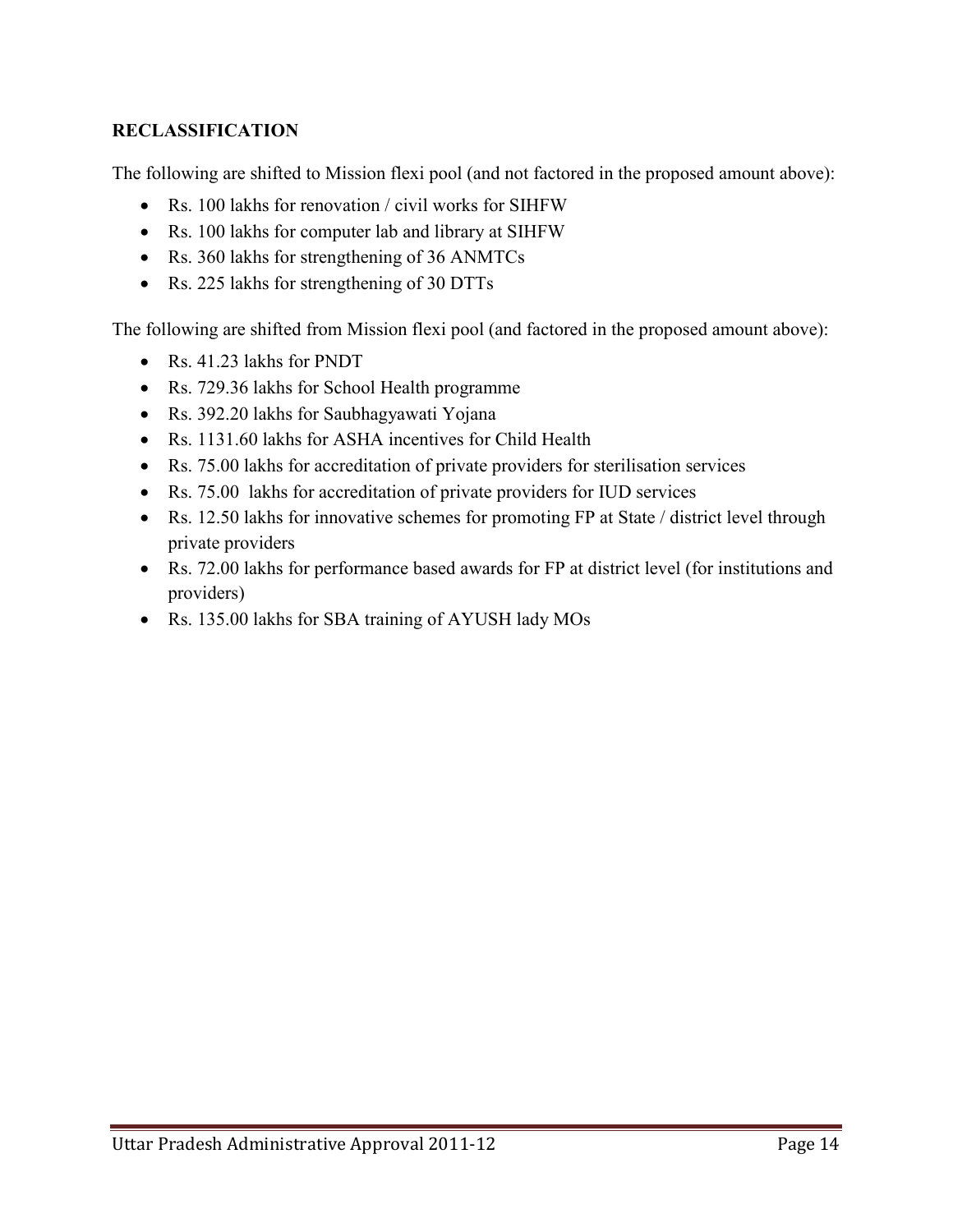**RECLASSIFICATION**

The following are shifted to Mission flexi pool (and not factored in the proposed amount above):

- Rs. 100 lakhs for renovation / civil works for SIHFW
- Rs. 100 lakhs for computer lab and library at SIHFW
- Rs. 360 lakhs for strengthening of 36 ANMTCs
- Rs. 225 lakhs for strengthening of 30 DTTs

The following are shifted from Mission flexi pool (and factored in the proposed amount above):

- Rs. 41.23 lakhs for PNDT
- Rs. 729.36 lakhs for School Health programme
- Rs. 392.20 lakhs for Saubhagyawati Yojana
- Rs. 1131.60 lakhs for ASHA incentives for Child Health
- Rs. 75.00 lakhs for accreditation of private providers for sterilisation services
- Rs. 75.00 lakhs for accreditation of private providers for IUD services
- Rs. 12.50 lakhs for innovative schemes for promoting FP at State / district level through private providers
- Rs. 72.00 lakhs for performance based awards for FP at district level (for institutions and providers)
- Rs. 135.00 lakhs for SBA training of AYUSH lady MOs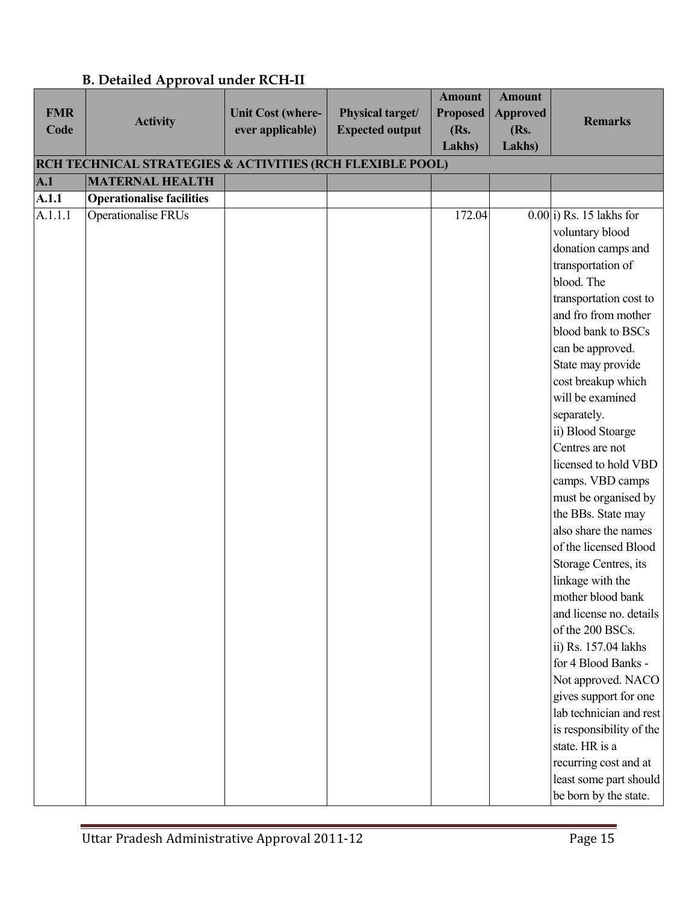## B. Detailed Approval under RCH-II

| FMR Code | Activity | Unit Cost (where-ever applicable) | Physical target/ Expected output | Amount Proposed (Rs. Lakhs) | Amount Approved (Rs. Lakhs) | Remarks |
|---|---|---|---|---|---|---|
| **RCH TECHNICAL STRATEGIES & ACTIVITIES (RCH FLEXIBLE POOL)** | | | | | | |
| **A.1** | **MATERNAL HEALTH** | | | | | |
| **A.1.1** | **Operationalise facilities** | | | | | |
| A.1.1.1 | Operationalise FRUs | | | 172.04 | 0.00 | i) Rs. 15 lakhs for voluntary blood donation camps and transportation of blood. The transportation cost to and fro from mother blood bank to BSCs can be approved. State may provide cost breakup which will be examined separately.<br>ii) Blood Stoarge Centres are not licensed to hold VBD camps. VBD camps must be organised by the BBs. State may also share the names of the licensed Blood Storage Centres, its linkage with the mother blood bank and license no. details of the 200 BSCs.<br>ii) Rs. 157.04 lakhs for 4 Blood Banks - Not approved. NACO gives support for one lab technician and rest is responsibility of the state. HR is a recurring cost and at least some part should be born by the state. |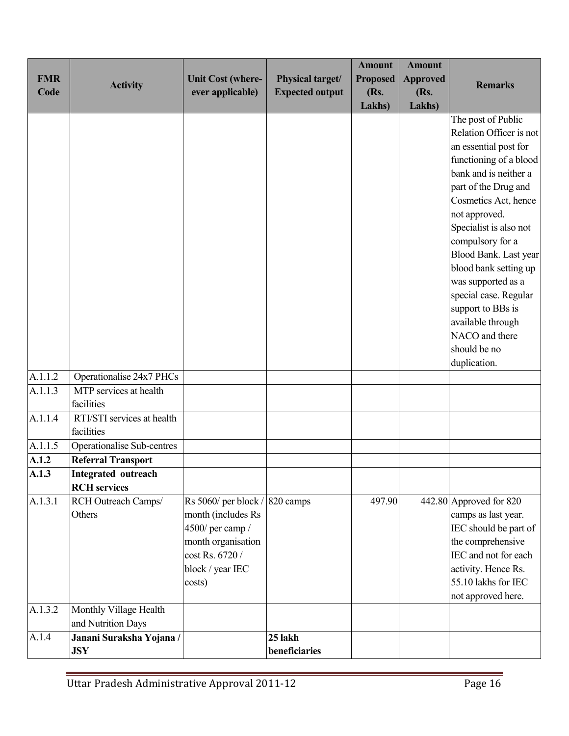| FMR Code | Activity | Unit Cost (where-ever applicable) | Physical target/ Expected output | Amount Proposed (Rs. Lakhs) | Amount Approved (Rs. Lakhs) | Remarks |
|---|---|---|---|---|---|---|
| | | | | | | The post of Public Relation Officer is not an essential post for functioning of a blood bank and is neither a part of the Drug and Cosmetics Act, hence not approved. Specialist is also not compulsory for a Blood Bank. Last year blood bank setting up was supported as a special case. Regular support to BBs is available through NACO and there should be no duplication. |
| A.1.1.2 | Operationalise 24x7 PHCs | | | | | |
| A.1.1.3 | MTP services at health facilities | | | | | |
| A.1.1.4 | RTI/STI services at health facilities | | | | | |
| A.1.1.5 | Operationalise Sub-centres | | | | | |
| **A.1.2** | **Referral Transport** | | | | | |
| **A.1.3** | **Integrated outreach RCH services** | | | | | |
| A.1.3.1 | RCH Outreach Camps/ Others | Rs 5060/ per block / month (includes Rs 4500/ per camp / month organisation cost Rs. 6720 / block / year IEC costs) | 820 camps | 497.90 | 442.80 | Approved for 820 camps as last year. IEC should be part of the comprehensive IEC and not for each activity. Hence Rs. 55.10 lakhs for IEC not approved here. |
| A.1.3.2 | Monthly Village Health and Nutrition Days | | | | | |
| A.1.4 | **Janani Suraksha Yojana / JSY** | | **25 lakh beneficiaries** | | | |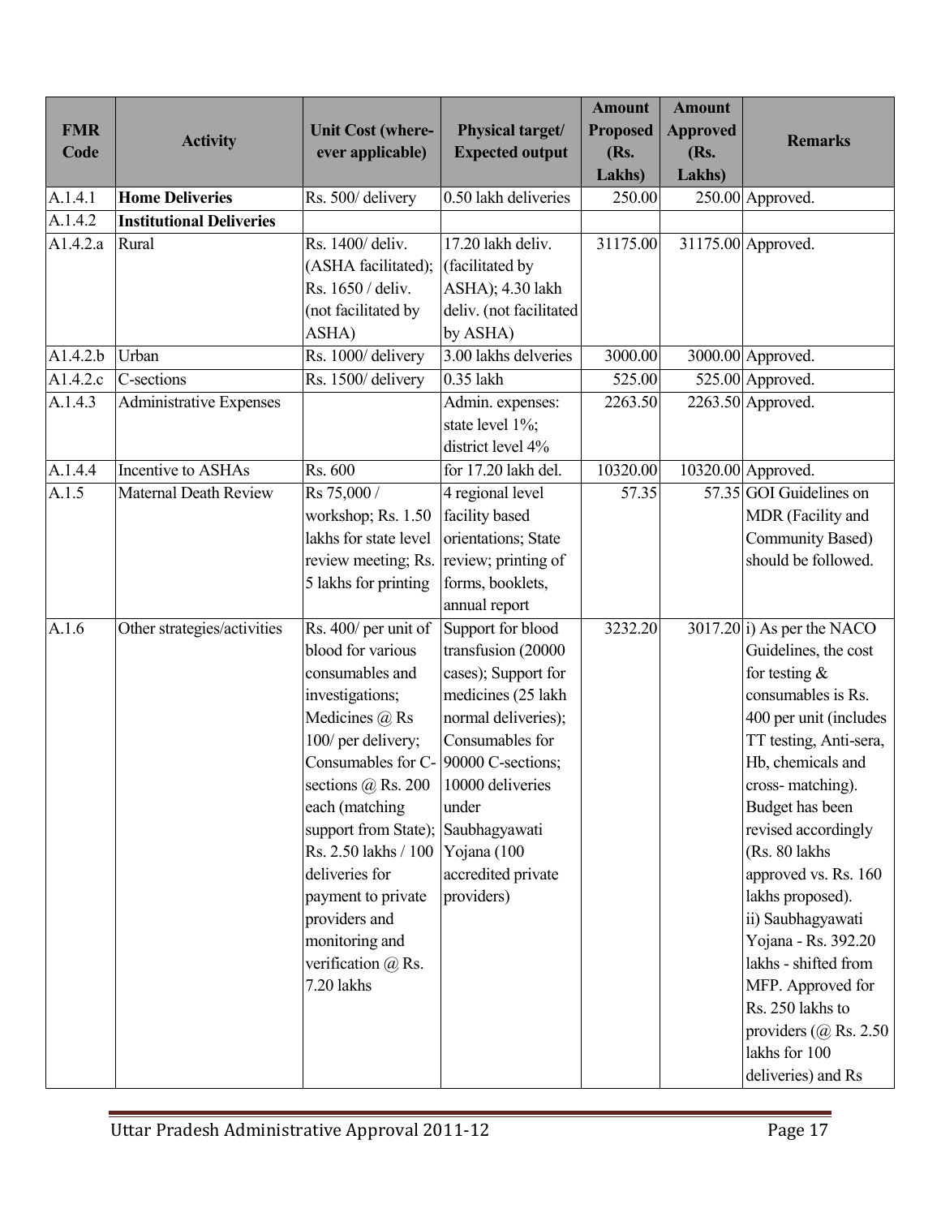| FMR Code | Activity | Unit Cost (where-ever applicable) | Physical target/ Expected output | Amount Proposed (Rs. Lakhs) | Amount Approved (Rs. Lakhs) | Remarks |
|---|---|---|---|---|---|---|
| A.1.4.1 | **Home Deliveries** | Rs. 500/ delivery | 0.50 lakh deliveries | 250.00 | 250.00 | Approved. |
| A.1.4.2 | **Institutional Deliveries** | | | | | |
| A1.4.2.a | Rural | Rs. 1400/ deliv. (ASHA facilitated); Rs. 1650 / deliv. (not facilitated by ASHA) | 17.20 lakh deliv. (facilitated by ASHA); 4.30 lakh deliv. (not facilitated by ASHA) | 31175.00 | 31175.00 | Approved. |
| A1.4.2.b | Urban | Rs. 1000/ delivery | 3.00 lakhs delveries | 3000.00 | 3000.00 | Approved. |
| A1.4.2.c | C-sections | Rs. 1500/ delivery | 0.35 lakh | 525.00 | 525.00 | Approved. |
| A.1.4.3 | Administrative Expenses | | Admin. expenses: state level 1%; district level 4% | 2263.50 | 2263.50 | Approved. |
| A.1.4.4 | Incentive to ASHAs | Rs. 600 | for 17.20 lakh del. | 10320.00 | 10320.00 | Approved. |
| A.1.5 | Maternal Death Review | Rs 75,000 / workshop; Rs. 1.50 lakhs for state level review meeting; Rs. 5 lakhs for printing | 4 regional level facility based orientations; State review; printing of forms, booklets, annual report | 57.35 | 57.35 | GOI Guidelines on MDR (Facility and Community Based) should be followed. |
| A.1.6 | Other strategies/activities | Rs. 400/ per unit of blood for various consumables and investigations; Medicines @ Rs 100/ per delivery; Consumables for C-sections @ Rs. 200 each (matching support from State); Rs. 2.50 lakhs / 100 deliveries for payment to private providers and monitoring and verification @ Rs. 7.20 lakhs | Support for blood transfusion (20000 cases); Support for medicines (25 lakh normal deliveries); Consumables for 90000 C-sections; 10000 deliveries under Saubhagyawati Yojana (100 accredited private providers) | 3232.20 | 3017.20 | i) As per the NACO Guidelines, the cost for testing & consumables is Rs. 400 per unit (includes TT testing, Anti-sera, Hb, chemicals and cross- matching). Budget has been revised accordingly (Rs. 80 lakhs approved vs. Rs. 160 lakhs proposed).<br>ii) Saubhagyawati Yojana - Rs. 392.20 lakhs - shifted from MFP. Approved for Rs. 250 lakhs to providers (@ Rs. 2.50 lakhs for 100 deliveries) and Rs |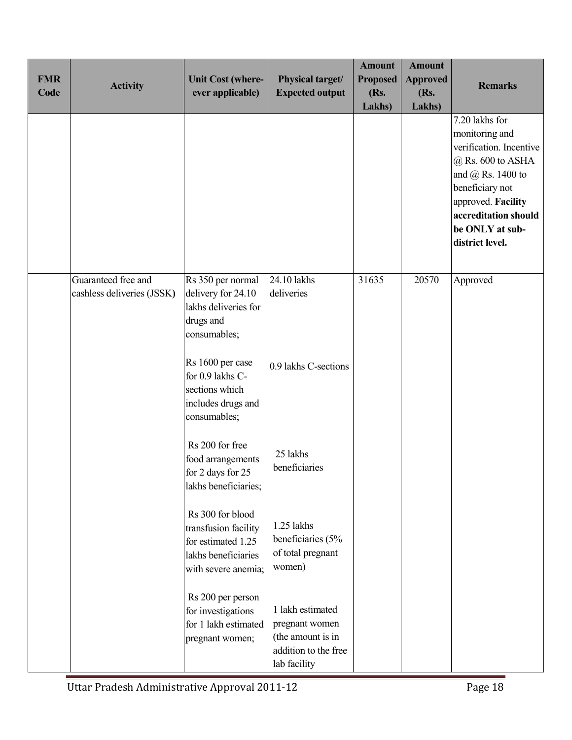| FMR Code | Activity | Unit Cost (where-ever applicable) | Physical target/ Expected output | Amount Proposed (Rs. Lakhs) | Amount Approved (Rs. Lakhs) | Remarks |
|---|---|---|---|---|---|---|
| | | | | | | 7.20 lakhs for monitoring and verification. Incentive @ Rs. 600 to ASHA and @ Rs. 1400 to beneficiary not approved. **Facility accreditation should be ONLY at sub-district level.** |
| | Guaranteed free and cashless deliveries (JSSK) | Rs 350 per normal delivery for 24.10 lakhs deliveries for drugs and consumables;<br><br>Rs 1600 per case for 0.9 lakhs C-sections which includes drugs and consumables;<br><br>Rs 200 for free food arrangements for 2 days for 25 lakhs beneficiaries;<br><br>Rs 300 for blood transfusion facility for estimated 1.25 lakhs beneficiaries with severe anemia;<br><br>Rs 200 per person for investigations for 1 lakh estimated pregnant women; | 24.10 lakhs deliveries<br><br>0.9 lakhs C-sections<br><br>25 lakhs beneficiaries<br><br>1.25 lakhs beneficiaries (5% of total pregnant women)<br><br>1 lakh estimated pregnant women (the amount is in addition to the free lab facility | 31635 | 20570 | Approved |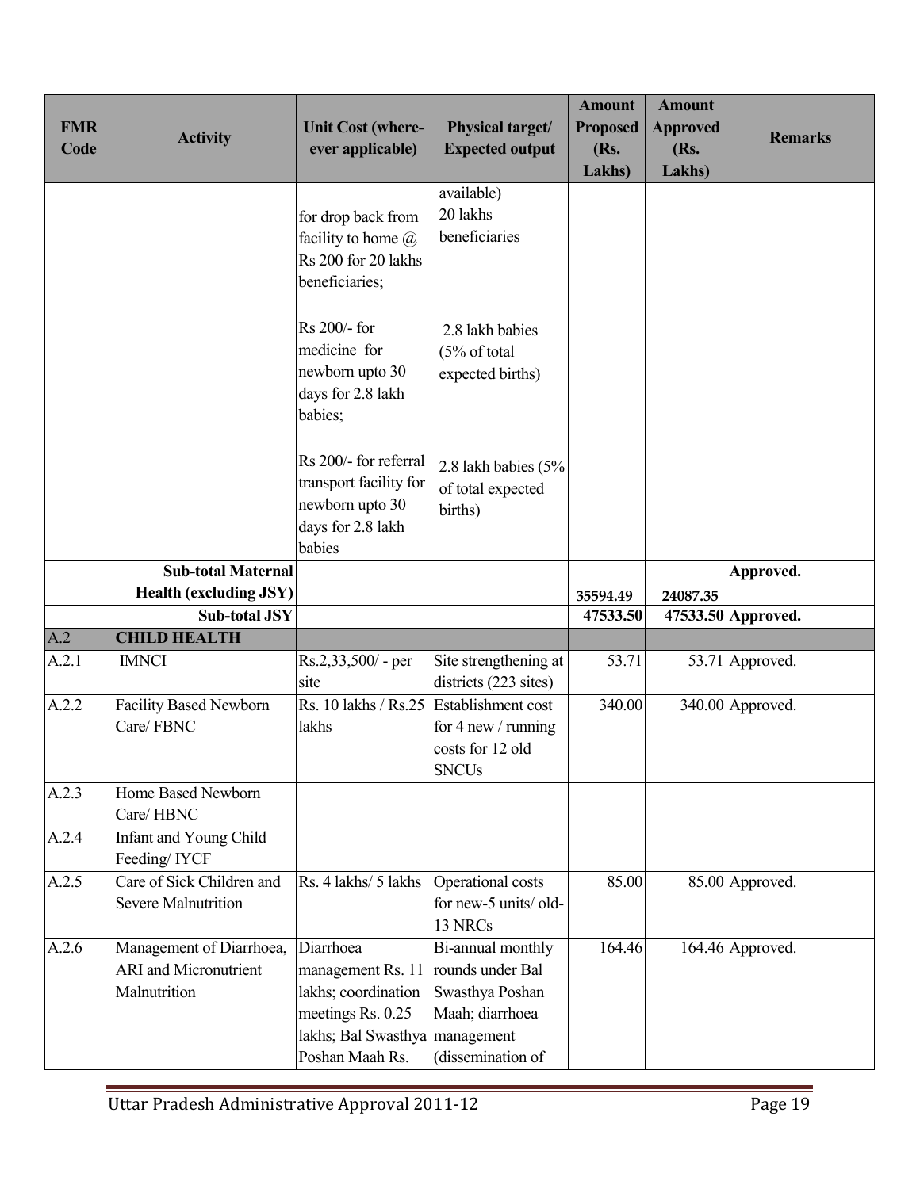| FMR Code | Activity | Unit Cost (where-ever applicable) | Physical target/ Expected output | Amount Proposed (Rs. Lakhs) | Amount Approved (Rs. Lakhs) | Remarks |
|---|---|---|---|---|---|---|
| | | for drop back from facility to home @ Rs 200 for 20 lakhs beneficiaries;<br><br>Rs 200/- for medicine for newborn upto 30 days for 2.8 lakh babies;<br><br>Rs 200/- for referral transport facility for newborn upto 30 days for 2.8 lakh babies | available) 20 lakhs beneficiaries<br><br>2.8 lakh babies (5% of total expected births)<br><br>2.8 lakh babies (5% of total expected births) | | | |
| | **Sub-total Maternal Health (excluding JSY)** | | | **35594.49** | **24087.35** | **Approved.** |
| | **Sub-total JSY** | | | **47533.50** | **47533.50** | **Approved.** |
| A.2 | **CHILD HEALTH** | | | | | |
| A.2.1 | IMNCI | Rs.2,33,500/ - per site | Site strengthening at districts (223 sites) | 53.71 | 53.71 | Approved. |
| A.2.2 | Facility Based Newborn Care/ FBNC | Rs. 10 lakhs / Rs.25 lakhs | Establishment cost for 4 new / running costs for 12 old SNCUs | 340.00 | 340.00 | Approved. |
| A.2.3 | Home Based Newborn Care/ HBNC | | | | | |
| A.2.4 | Infant and Young Child Feeding/ IYCF | | | | | |
| A.2.5 | Care of Sick Children and Severe Malnutrition | Rs. 4 lakhs/ 5 lakhs | Operational costs for new-5 units/ old-13 NRCs | 85.00 | 85.00 | Approved. |
| A.2.6 | Management of Diarrhoea, ARI and Micronutrient Malnutrition | Diarrhoea management Rs. 11 lakhs; coordination meetings Rs. 0.25 lakhs; Bal Swasthya Poshan Maah Rs. | Bi-annual monthly rounds under Bal Swasthya Poshan Maah; diarrhoea management (dissemination of | 164.46 | 164.46 | Approved. |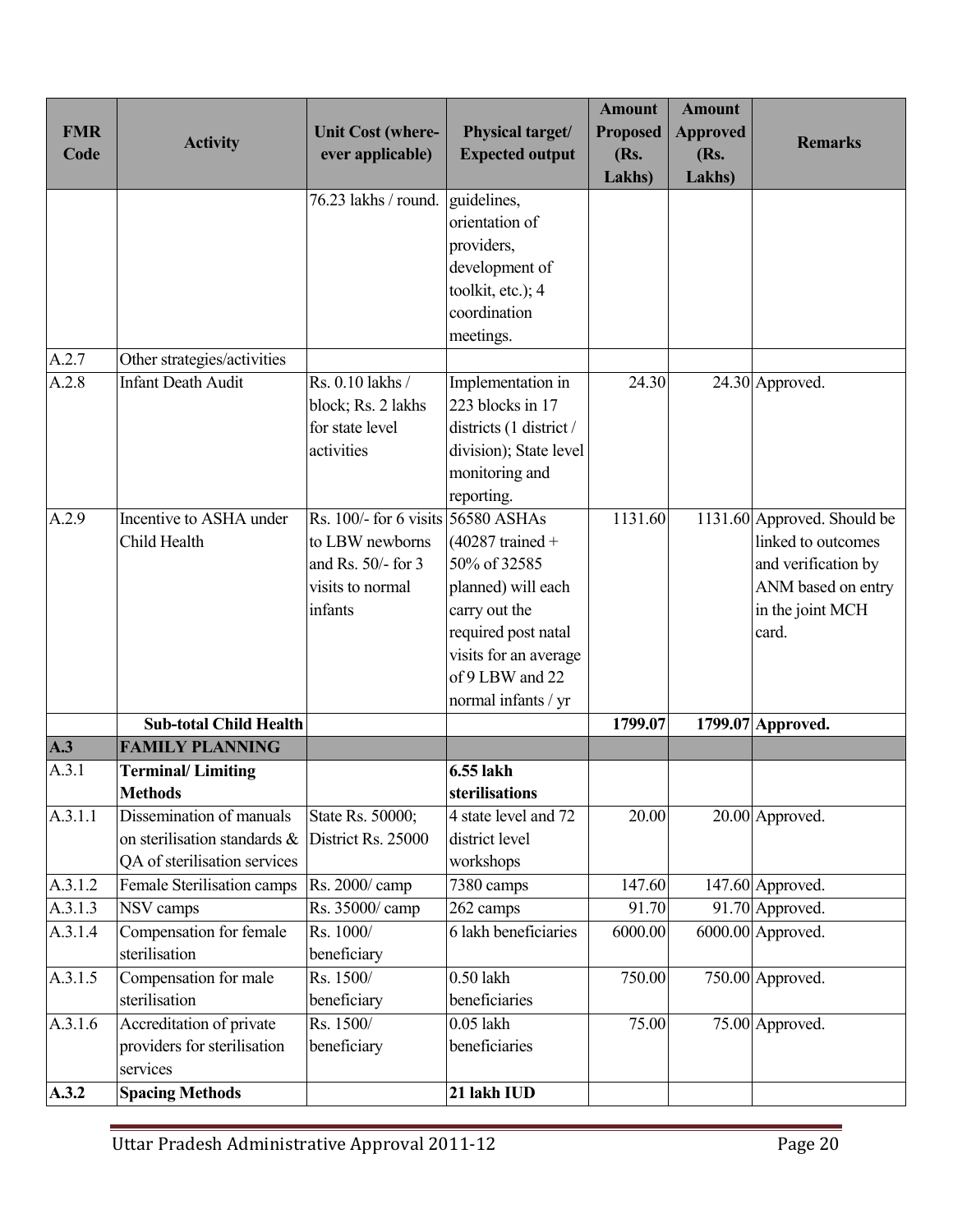| FMR Code | Activity | Unit Cost (where-ever applicable) | Physical target/ Expected output | Amount Proposed (Rs. Lakhs) | Amount Approved (Rs. Lakhs) | Remarks |
|---|---|---|---|---|---|---|
| | | 76.23 lakhs / round. | guidelines, orientation of providers, development of toolkit, etc.); 4 coordination meetings. | | | |
| A.2.7 | Other strategies/activities | | | | | |
| A.2.8 | Infant Death Audit | Rs. 0.10 lakhs / block; Rs. 2 lakhs for state level activities | Implementation in 223 blocks in 17 districts (1 district / division); State level monitoring and reporting. | 24.30 | 24.30 | Approved. |
| A.2.9 | Incentive to ASHA under Child Health | Rs. 100/- for 6 visits to LBW newborns and Rs. 50/- for 3 visits to normal infants | 56580 ASHAs (40287 trained + 50% of 32585 planned) will each carry out the required post natal visits for an average of 9 LBW and 22 normal infants / yr | 1131.60 | 1131.60 | Approved. Should be linked to outcomes and verification by ANM based on entry in the joint MCH card. |
| | **Sub-total Child Health** | | | **1799.07** | **1799.07** | **Approved.** |
| **A.3** | **FAMILY PLANNING** | | | | | |
| A.3.1 | **Terminal/ Limiting Methods** | | **6.55 lakh sterilisations** | | | |
| A.3.1.1 | Dissemination of manuals on sterilisation standards & QA of sterilisation services | State Rs. 50000; District Rs. 25000 | 4 state level and 72 district level workshops | 20.00 | 20.00 | Approved. |
| A.3.1.2 | Female Sterilisation camps | Rs. 2000/ camp | 7380 camps | 147.60 | 147.60 | Approved. |
| A.3.1.3 | NSV camps | Rs. 35000/ camp | 262 camps | 91.70 | 91.70 | Approved. |
| A.3.1.4 | Compensation for female sterilisation | Rs. 1000/ beneficiary | 6 lakh beneficiaries | 6000.00 | 6000.00 | Approved. |
| A.3.1.5 | Compensation for male sterilisation | Rs. 1500/ beneficiary | 0.50 lakh beneficiaries | 750.00 | 750.00 | Approved. |
| A.3.1.6 | Accreditation of private providers for sterilisation services | Rs. 1500/ beneficiary | 0.05 lakh beneficiaries | 75.00 | 75.00 | Approved. |
| **A.3.2** | **Spacing Methods** | | **21 lakh IUD** | | | |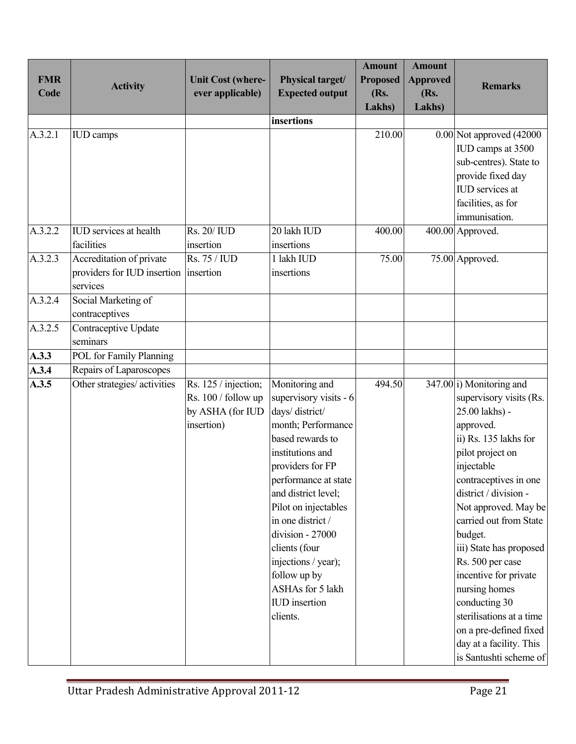| FMR Code | Activity | Unit Cost (where-ever applicable) | Physical target/ Expected output | Amount Proposed (Rs. Lakhs) | Amount Approved (Rs. Lakhs) | Remarks |
|---|---|---|---|---|---|---|
| | | | insertions | | | |
| A.3.2.1 | IUD camps | | | 210.00 | 0.00 | Not approved (42000 IUD camps at 3500 sub-centres). State to provide fixed day IUD services at facilities, as for immunisation. |
| A.3.2.2 | IUD services at health facilities | Rs. 20/ IUD insertion | 20 lakh IUD insertions | 400.00 | 400.00 | Approved. |
| A.3.2.3 | Accreditation of private providers for IUD insertion services | Rs. 75 / IUD insertion | 1 lakh IUD insertions | 75.00 | 75.00 | Approved. |
| A.3.2.4 | Social Marketing of contraceptives | | | | | |
| A.3.2.5 | Contraceptive Update seminars | | | | | |
| **A.3.3** | POL for Family Planning | | | | | |
| **A.3.4** | Repairs of Laparoscopes | | | | | |
| **A.3.5** | Other strategies/ activities | Rs. 125 / injection; Rs. 100 / follow up by ASHA (for IUD insertion) | Monitoring and supervisory visits - 6 days/ district/ month; Performance based rewards to institutions and providers for FP performance at state and district level; Pilot on injectables in one district / division - 27000 clients (four injections / year); follow up by ASHAs for 5 lakh IUD insertion clients. | 494.50 | 347.00 | i) Monitoring and supervisory visits (Rs. 25.00 lakhs) - approved.<br>ii) Rs. 135 lakhs for pilot project on injectable contraceptives in one district / division - Not approved. May be carried out from State budget.<br>iii) State has proposed Rs. 500 per case incentive for private nursing homes conducting 30 sterilisations at a time on a pre-defined fixed day at a facility. This is Santushti scheme of |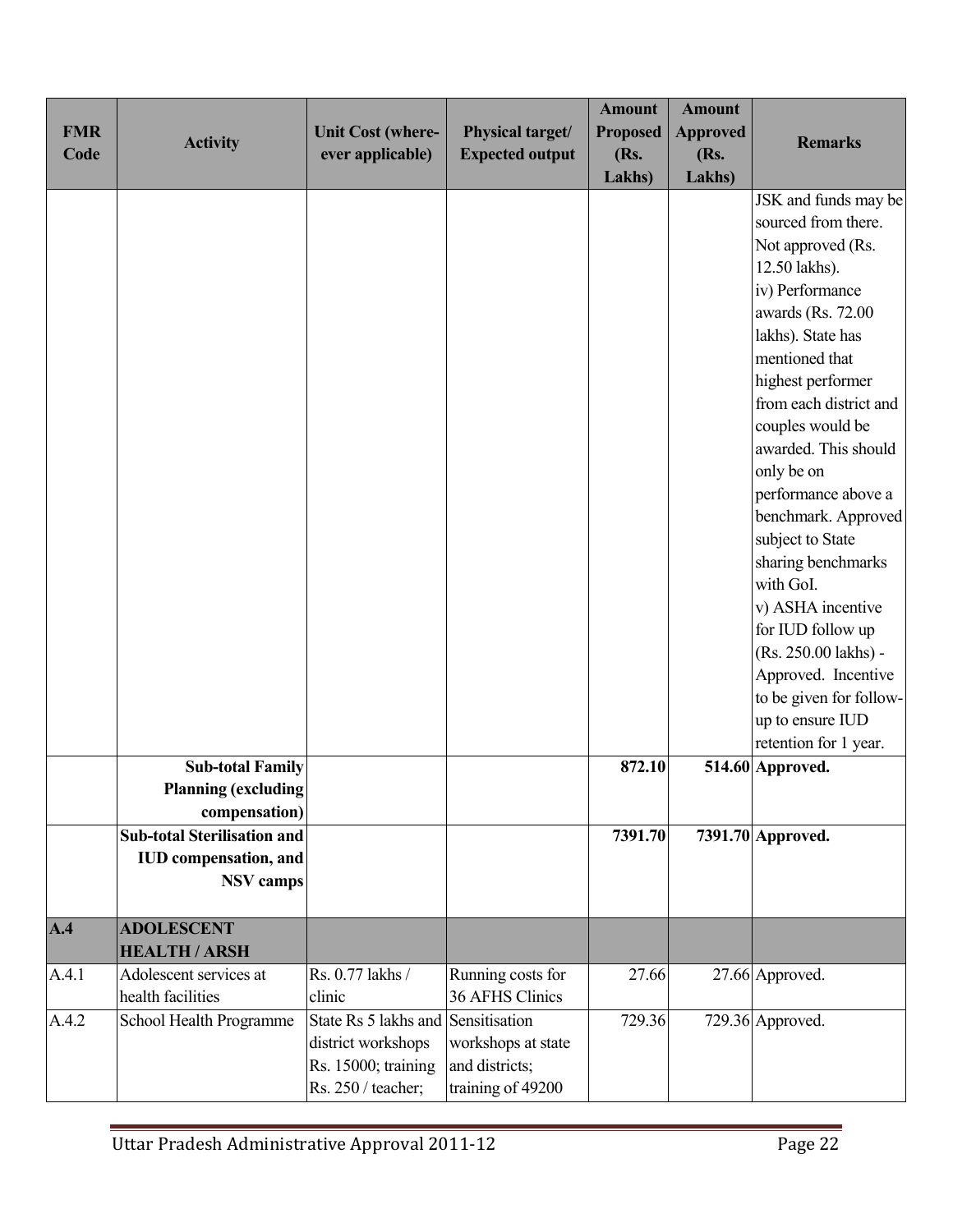| FMR Code | Activity | Unit Cost (where-ever applicable) | Physical target/ Expected output | Amount Proposed (Rs. Lakhs) | Amount Approved (Rs. Lakhs) | Remarks |
|---|---|---|---|---|---|---|
| | | | | | | JSK and funds may be sourced from there. Not approved (Rs. 12.50 lakhs).<br>iv) Performance awards (Rs. 72.00 lakhs). State has mentioned that highest performer from each district and couples would be awarded. This should only be on performance above a benchmark. Approved subject to State sharing benchmarks with GoI.<br>v) ASHA incentive for IUD follow up (Rs. 250.00 lakhs) - Approved. Incentive to be given for follow-up to ensure IUD retention for 1 year. |
| | **Sub-total Family Planning (excluding compensation)** | | | **872.10** | **514.60** | **Approved.** |
| | **Sub-total Sterilisation and IUD compensation, and NSV camps** | | | **7391.70** | **7391.70** | **Approved.** |
| **A.4** | **ADOLESCENT HEALTH / ARSH** | | | | | |
| A.4.1 | Adolescent services at health facilities | Rs. 0.77 lakhs / clinic | Running costs for 36 AFHS Clinics | 27.66 | 27.66 | Approved. |
| A.4.2 | School Health Programme | State Rs 5 lakhs and district workshops Rs. 15000; training Rs. 250 / teacher; | Sensitisation workshops at state and districts; training of 49200 | 729.36 | 729.36 | Approved. |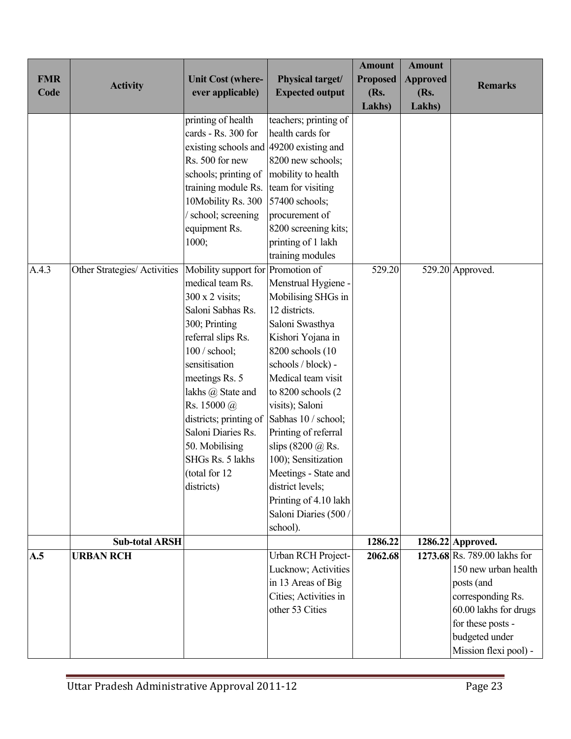| FMR Code | Activity | Unit Cost (where-ever applicable) | Physical target/ Expected output | Amount Proposed (Rs. Lakhs) | Amount Approved (Rs. Lakhs) | Remarks |
|---|---|---|---|---|---|---|
| | | printing of health cards - Rs. 300 for existing schools and Rs. 500 for new schools; printing of training module Rs. 10Mobility Rs. 300 / school; screening equipment Rs. 1000; | teachers; printing of health cards for 49200 existing and 8200 new schools; mobility to health team for visiting 57400 schools; procurement of 8200 screening kits; printing of 1 lakh training modules | | | |
| A.4.3 | Other Strategies/ Activities | Mobility support for medical team Rs. 300 x 2 visits; Saloni Sabhas Rs. 300; Printing referral slips Rs. 100 / school; sensitisation meetings Rs. 5 lakhs @ State and Rs. 15000 @ districts; printing of Saloni Diaries Rs. 50. Mobilising SHGs Rs. 5 lakhs (total for 12 districts) | Promotion of Menstrual Hygiene - Mobilising SHGs in 12 districts. Saloni Swasthya Kishori Yojana in 8200 schools (10 schools / block) - Medical team visit to 8200 schools (2 visits); Saloni Sabhas 10 / school; Printing of referral slips (8200 @ Rs. 100); Sensitization Meetings - State and district levels; Printing of 4.10 lakh Saloni Diaries (500 / school). | 529.20 | 529.20 | Approved. |
| | **Sub-total ARSH** | | | **1286.22** | **1286.22** | **Approved.** |
| **A.5** | **URBAN RCH** | | Urban RCH Project-Lucknow; Activities in 13 Areas of Big Cities; Activities in other 53 Cities | **2062.68** | **1273.68** | Rs. 789.00 lakhs for 150 new urban health posts (and corresponding Rs. 60.00 lakhs for drugs for these posts - budgeted under Mission flexi pool) - |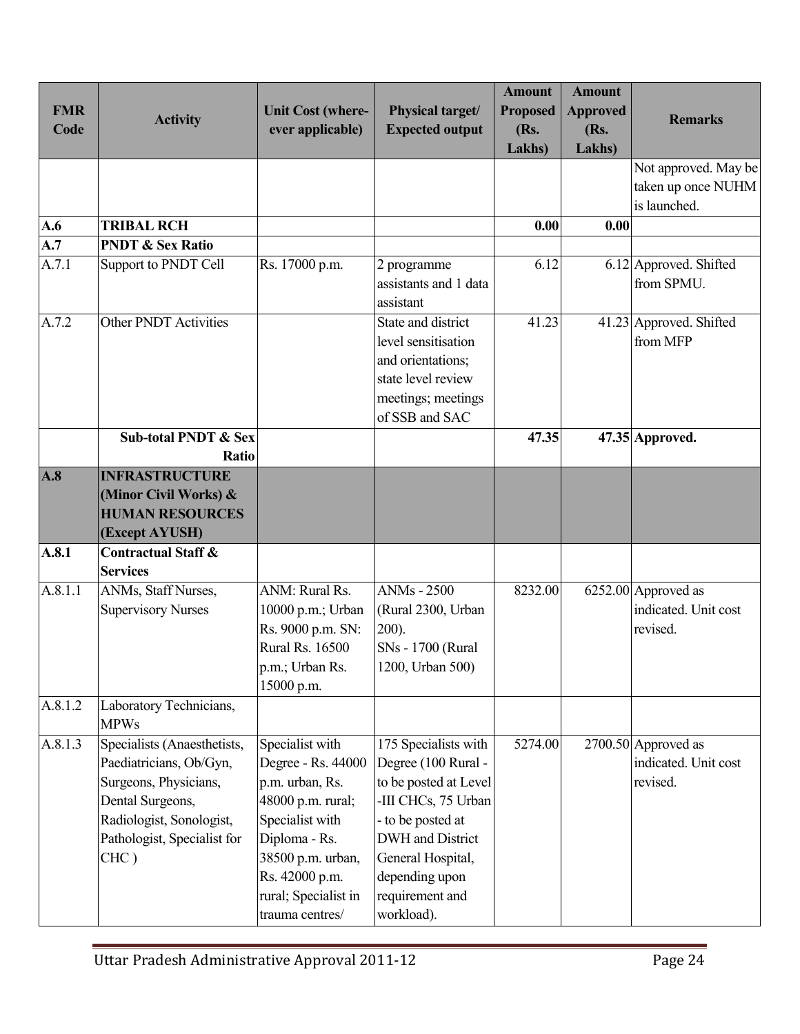| FMR Code | Activity | Unit Cost (where-ever applicable) | Physical target/ Expected output | Amount Proposed (Rs. Lakhs) | Amount Approved (Rs. Lakhs) | Remarks |
|---|---|---|---|---|---|---|
| | | | | | | Not approved. May be taken up once NUHM is launched. |
| **A.6** | **TRIBAL RCH** | | | **0.00** | **0.00** | |
| **A.7** | **PNDT & Sex Ratio** | | | | | |
| A.7.1 | Support to PNDT Cell | Rs. 17000 p.m. | 2 programme assistants and 1 data assistant | 6.12 | 6.12 | Approved. Shifted from SPMU. |
| A.7.2 | Other PNDT Activities | | State and district level sensitisation and orientations; state level review meetings; meetings of SSB and SAC | 41.23 | 41.23 | Approved. Shifted from MFP |
| | **Sub-total PNDT & Sex Ratio** | | | **47.35** | **47.35** | **Approved.** |
| **A.8** | **INFRASTRUCTURE (Minor Civil Works) & HUMAN RESOURCES (Except AYUSH)** | | | | | |
| **A.8.1** | **Contractual Staff & Services** | | | | | |
| A.8.1.1 | ANMs, Staff Nurses, Supervisory Nurses | ANM: Rural Rs. 10000 p.m.; Urban Rs. 9000 p.m. SN: Rural Rs. 16500 p.m.; Urban Rs. 15000 p.m. | ANMs - 2500 (Rural 2300, Urban 200). SNs - 1700 (Rural 1200, Urban 500) | 8232.00 | 6252.00 | Approved as indicated. Unit cost revised. |
| A.8.1.2 | Laboratory Technicians, MPWs | | | | | |
| A.8.1.3 | Specialists (Anaesthetists, Paediatricians, Ob/Gyn, Surgeons, Physicians, Dental Surgeons, Radiologist, Sonologist, Pathologist, Specialist for CHC ) | Specialist with Degree - Rs. 44000 p.m. urban, Rs. 48000 p.m. rural; Specialist with Diploma - Rs. 38500 p.m. urban, Rs. 42000 p.m. rural; Specialist in trauma centres/ | 175 Specialists with Degree (100 Rural - to be posted at Level -III CHCs, 75 Urban - to be posted at DWH and District General Hospital, depending upon requirement and workload). | 5274.00 | 2700.50 | Approved as indicated. Unit cost revised. |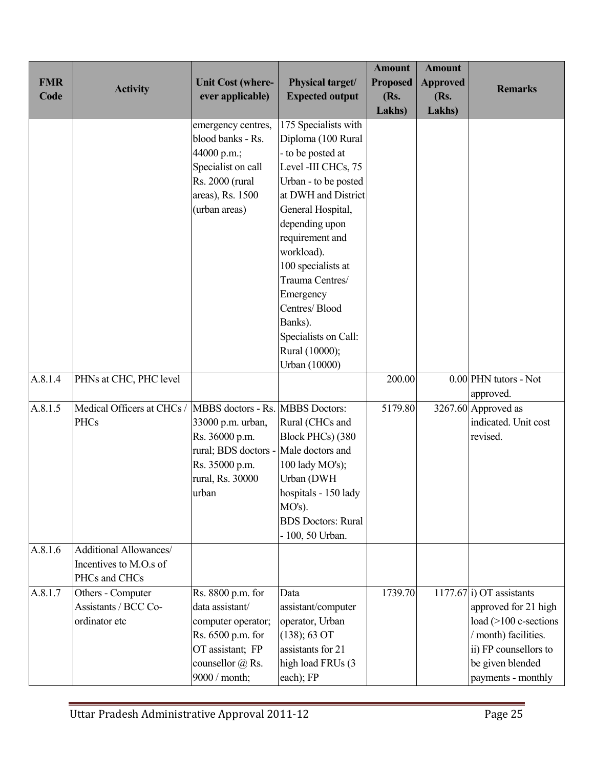| FMR Code | Activity | Unit Cost (where-ever applicable) | Physical target/ Expected output | Amount Proposed (Rs. Lakhs) | Amount Approved (Rs. Lakhs) | Remarks |
|---|---|---|---|---|---|---|
| | | emergency centres, blood banks - Rs. 44000 p.m.; Specialist on call Rs. 2000 (rural areas), Rs. 1500 (urban areas) | 175 Specialists with Diploma (100 Rural - to be posted at Level -III CHCs, 75 Urban - to be posted at DWH and District General Hospital, depending upon requirement and workload). 100 specialists at Trauma Centres/ Emergency Centres/ Blood Banks). Specialists on Call: Rural (10000); Urban (10000) | | | |
| A.8.1.4 | PHNs at CHC, PHC level | | | 200.00 | 0.00 | PHN tutors - Not approved. |
| A.8.1.5 | Medical Officers at CHCs / PHCs | MBBS doctors - Rs. 33000 p.m. urban, Rs. 36000 p.m. rural; BDS doctors - Rs. 35000 p.m. rural, Rs. 30000 urban | MBBS Doctors: Rural (CHCs and Block PHCs) (380 Male doctors and 100 lady MO's); Urban (DWH hospitals - 150 lady MO's). BDS Doctors: Rural - 100, 50 Urban. | 5179.80 | 3267.60 | Approved as indicated. Unit cost revised. |
| A.8.1.6 | Additional Allowances/ Incentives to M.O.s of PHCs and CHCs | | | | | |
| A.8.1.7 | Others - Computer Assistants / BCC Co-ordinator etc | Rs. 8800 p.m. for data assistant/ computer operator; Rs. 6500 p.m. for OT assistant; FP counsellor @ Rs. 9000 / month; | Data assistant/computer operator, Urban (138); 63 OT assistants for 21 high load FRUs (3 each); FP | 1739.70 | 1177.67 | i) OT assistants approved for 21 high load (>100 c-sections / month) facilities. ii) FP counsellors to be given blended payments - monthly |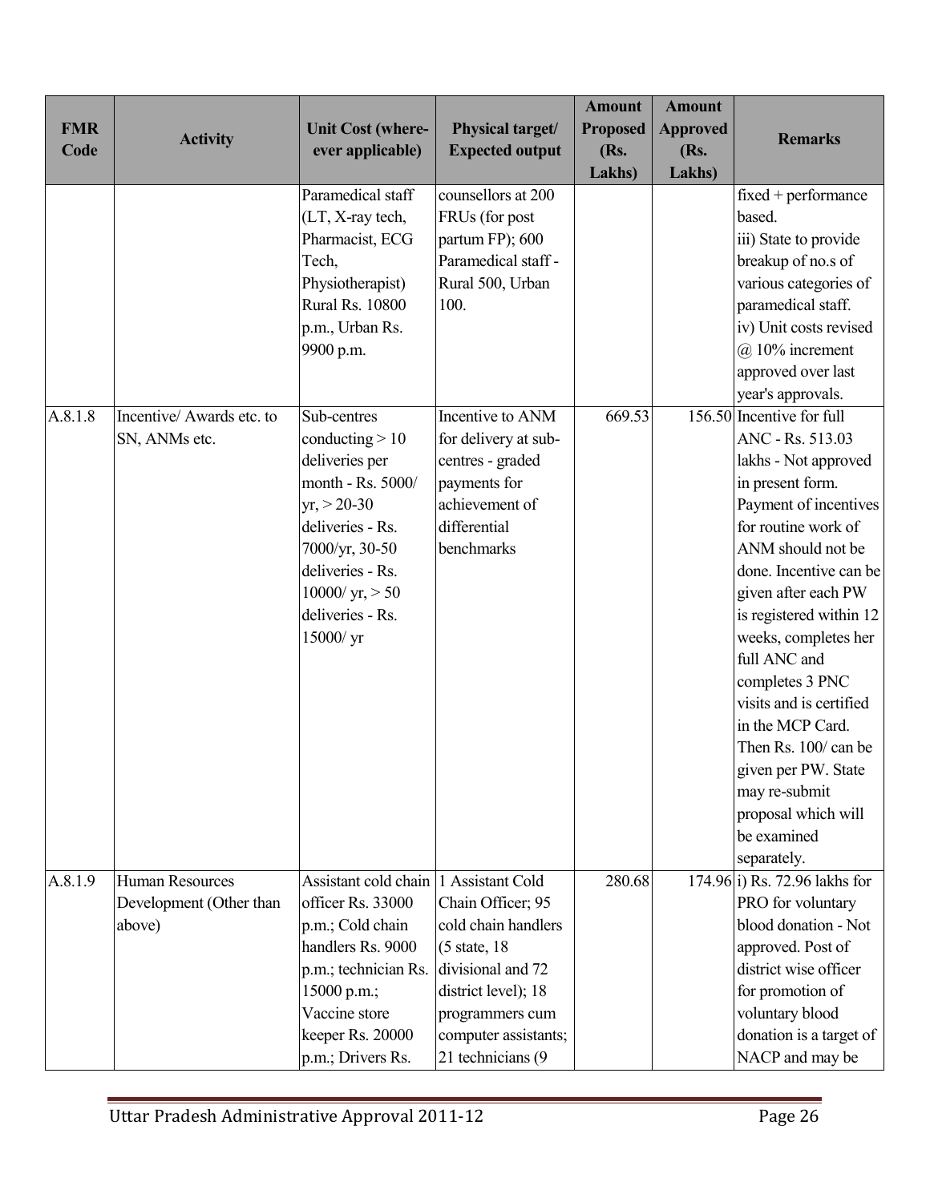| FMR Code | Activity | Unit Cost (where-ever applicable) | Physical target/ Expected output | Amount Proposed (Rs. Lakhs) | Amount Approved (Rs. Lakhs) | Remarks |
|---|---|---|---|---|---|---|
| | | Paramedical staff (LT, X-ray tech, Pharmacist, ECG Tech, Physiotherapist) Rural Rs. 10800 p.m., Urban Rs. 9900 p.m. | counsellors at 200 FRUs (for post partum FP); 600 Paramedical staff - Rural 500, Urban 100. | | | fixed + performance based. iii) State to provide breakup of no.s of various categories of paramedical staff. iv) Unit costs revised @ 10% increment approved over last year's approvals. |
| A.8.1.8 | Incentive/ Awards etc. to SN, ANMs etc. | Sub-centres conducting > 10 deliveries per month - Rs. 5000/ yr, > 20-30 deliveries - Rs. 7000/yr, 30-50 deliveries - Rs. 10000/ yr, > 50 deliveries - Rs. 15000/ yr | Incentive to ANM for delivery at sub-centres - graded payments for achievement of differential benchmarks | 669.53 | 156.50 | Incentive for full ANC - Rs. 513.03 lakhs - Not approved in present form. Payment of incentives for routine work of ANM should not be done. Incentive can be given after each PW is registered within 12 weeks, completes her full ANC and completes 3 PNC visits and is certified in the MCP Card. Then Rs. 100/ can be given per PW. State may re-submit proposal which will be examined separately. |
| A.8.1.9 | Human Resources Development (Other than above) | Assistant cold chain officer Rs. 33000 p.m.; Cold chain handlers Rs. 9000 p.m.; technician Rs. 15000 p.m.; Vaccine store keeper Rs. 20000 p.m.; Drivers Rs. | 1 Assistant Cold Chain Officer; 95 cold chain handlers (5 state, 18 divisional and 72 district level); 18 programmers cum computer assistants; 21 technicians (9 | 280.68 | 174.96 | i) Rs. 72.96 lakhs for PRO for voluntary blood donation - Not approved. Post of district wise officer for promotion of voluntary blood donation is a target of NACP and may be |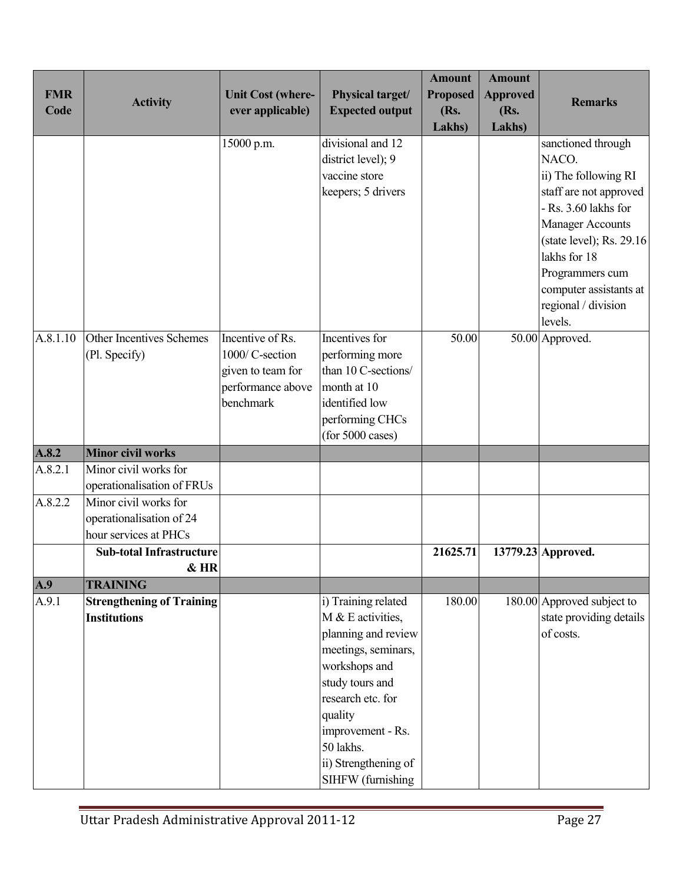| FMR Code | Activity | Unit Cost (where-ever applicable) | Physical target/ Expected output | Amount Proposed (Rs. Lakhs) | Amount Approved (Rs. Lakhs) | Remarks |
|---|---|---|---|---|---|---|
| | | 15000 p.m. | divisional and 12 district level); 9 vaccine store keepers; 5 drivers | | | sanctioned through NACO. ii) The following RI staff are not approved - Rs. 3.60 lakhs for Manager Accounts (state level); Rs. 29.16 lakhs for 18 Programmers cum computer assistants at regional / division levels. |
| A.8.1.10 | Other Incentives Schemes (Pl. Specify) | Incentive of Rs. 1000/ C-section given to team for performance above benchmark | Incentives for performing more than 10 C-sections/ month at 10 identified low performing CHCs (for 5000 cases) | 50.00 | 50.00 | Approved. |
| **A.8.2** | **Minor civil works** | | | | | |
| A.8.2.1 | Minor civil works for operationalisation of FRUs | | | | | |
| A.8.2.2 | Minor civil works for operationalisation of 24 hour services at PHCs | | | | | |
| | **Sub-total Infrastructure & HR** | | | **21625.71** | **13779.23** | **Approved.** |
| **A.9** | **TRAINING** | | | | | |
| A.9.1 | **Strengthening of Training Institutions** | | i) Training related M & E activities, planning and review meetings, seminars, workshops and study tours and research etc. for quality improvement - Rs. 50 lakhs. ii) Strengthening of SIHFW (furnishing | 180.00 | 180.00 | Approved subject to state providing details of costs. |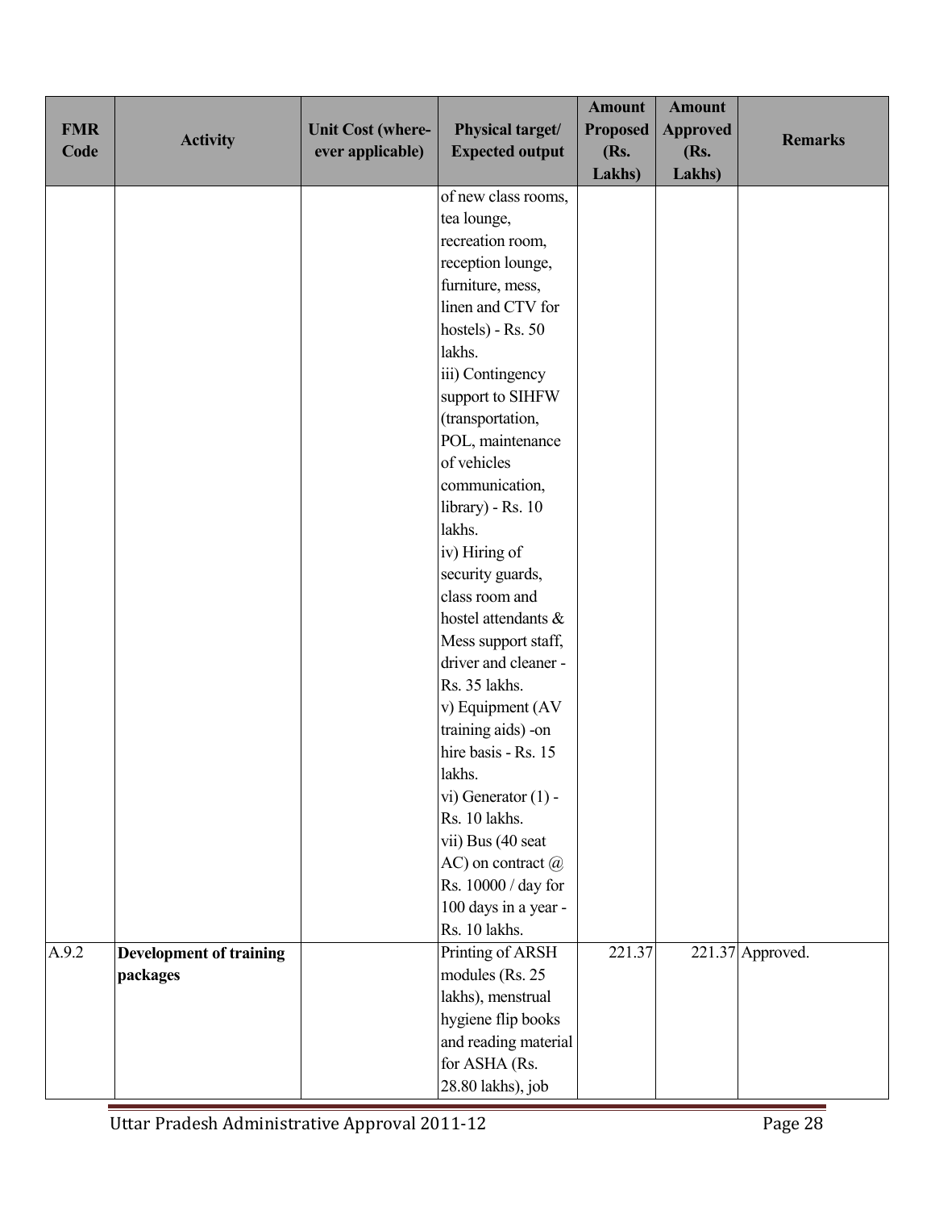| FMR Code | Activity | Unit Cost (where-ever applicable) | Physical target/ Expected output | Amount Proposed (Rs. Lakhs) | Amount Approved (Rs. Lakhs) | Remarks |
|---|---|---|---|---|---|---|
| | | | of new class rooms, tea lounge, recreation room, reception lounge, furniture, mess, linen and CTV for hostels) - Rs. 50 lakhs.<br>iii) Contingency support to SIHFW (transportation, POL, maintenance of vehicles communication, library) - Rs. 10 lakhs.<br>iv) Hiring of security guards, class room and hostel attendants & Mess support staff, driver and cleaner - Rs. 35 lakhs.<br>v) Equipment (AV training aids) -on hire basis - Rs. 15 lakhs.<br>vi) Generator (1) - Rs. 10 lakhs.<br>vii) Bus (40 seat AC) on contract @ Rs. 10000 / day for 100 days in a year - Rs. 10 lakhs. | | | |
| A.9.2 | **Development of training packages** | | Printing of ARSH modules (Rs. 25 lakhs), menstrual hygiene flip books and reading material for ASHA (Rs. 28.80 lakhs), job | 221.37 | 221.37 | Approved. |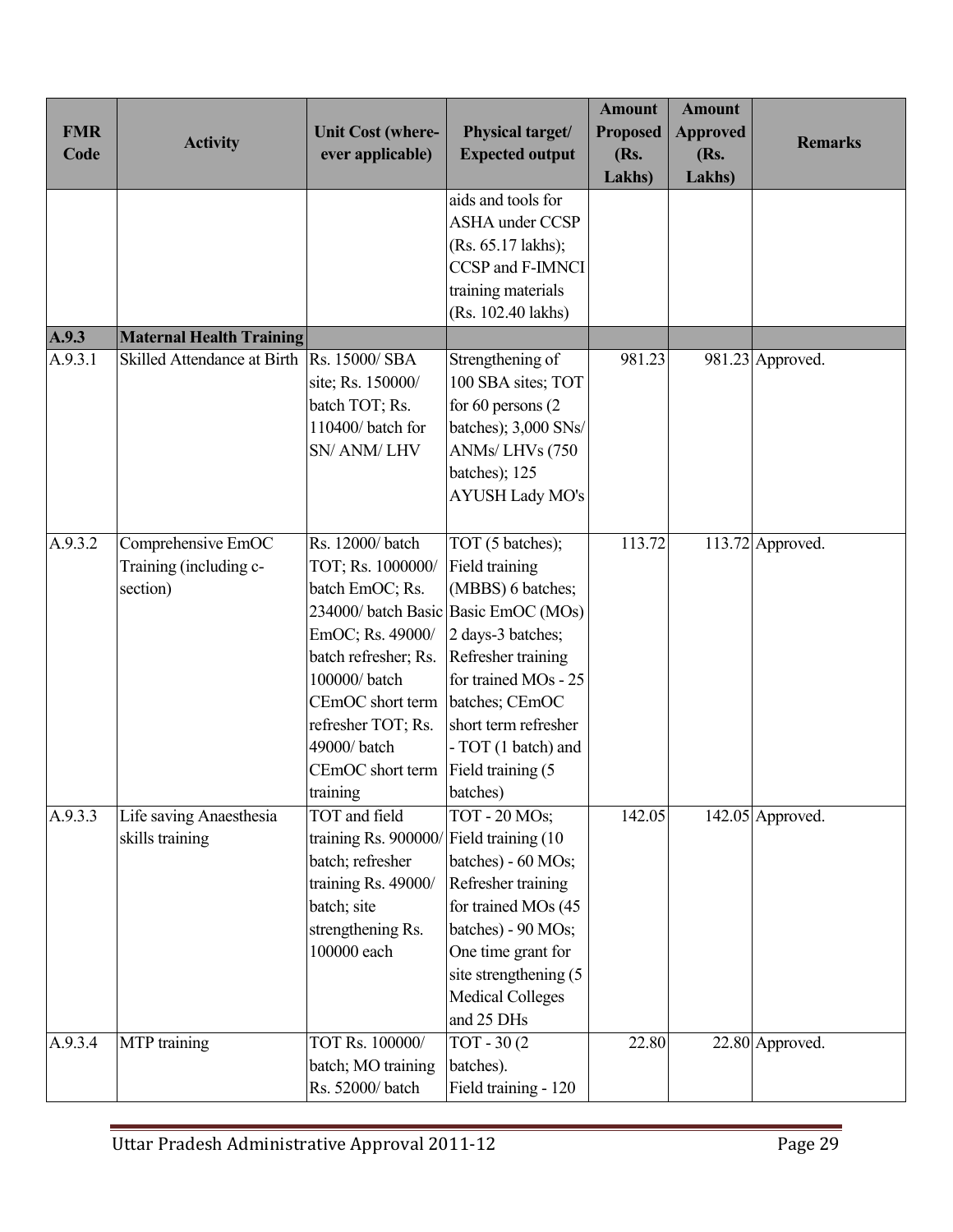| FMR Code | Activity | Unit Cost (where-ever applicable) | Physical target/ Expected output | Amount Proposed (Rs. Lakhs) | Amount Approved (Rs. Lakhs) | Remarks |
|---|---|---|---|---|---|---|
| | | | aids and tools for ASHA under CCSP (Rs. 65.17 lakhs); CCSP and F-IMNCI training materials (Rs. 102.40 lakhs) | | | |
| **A.9.3** | **Maternal Health Training** | | | | | |
| A.9.3.1 | Skilled Attendance at Birth | Rs. 15000/ SBA site; Rs. 150000/ batch TOT; Rs. 110400/ batch for SN/ ANM/ LHV | Strengthening of 100 SBA sites; TOT for 60 persons (2 batches); 3,000 SNs/ ANMs/ LHVs (750 batches); 125 AYUSH Lady MO's | 981.23 | 981.23 | Approved. |
| A.9.3.2 | Comprehensive EmOC Training (including c-section) | Rs. 12000/ batch TOT; Rs. 1000000/ batch EmOC; Rs. 234000/ batch Basic EmOC; Rs. 49000/ batch refresher; Rs. 100000/ batch CEmOC short term refresher TOT; Rs. 49000/ batch CEmOC short term training | TOT (5 batches); Field training (MBBS) 6 batches; Basic EmOC (MOs) 2 days-3 batches; Refresher training for trained MOs - 25 batches; CEmOC short term refresher - TOT (1 batch) and Field training (5 batches) | 113.72 | 113.72 | Approved. |
| A.9.3.3 | Life saving Anaesthesia skills training | TOT and field training Rs. 900000/ batch; refresher training Rs. 49000/ batch; site strengthening Rs. 100000 each | TOT - 20 MOs; Field training (10 batches) - 60 MOs; Refresher training for trained MOs (45 batches) - 90 MOs; One time grant for site strengthening (5 Medical Colleges and 25 DHs | 142.05 | 142.05 | Approved. |
| A.9.3.4 | MTP training | TOT Rs. 100000/ batch; MO training Rs. 52000/ batch | TOT - 30 (2 batches). Field training - 120 | 22.80 | 22.80 | Approved. |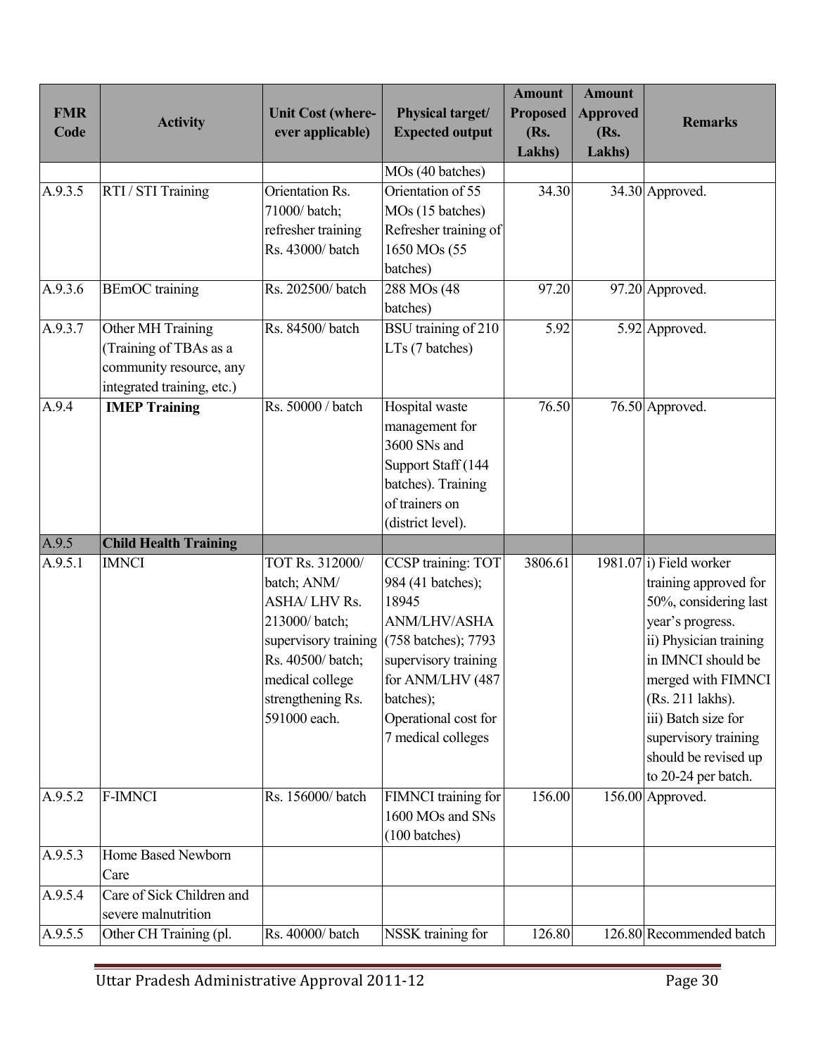| FMR Code | Activity | Unit Cost (where-ever applicable) | Physical target/ Expected output | Amount Proposed (Rs. Lakhs) | Amount Approved (Rs. Lakhs) | Remarks |
|---|---|---|---|---|---|---|
| | | | MOs (40 batches) | | | |
| A.9.3.5 | RTI / STI Training | Orientation Rs. 71000/ batch; refresher training Rs. 43000/ batch | Orientation of 55 MOs (15 batches) Refresher training of 1650 MOs (55 batches) | 34.30 | 34.30 | Approved. |
| A.9.3.6 | BEmOC training | Rs. 202500/ batch | 288 MOs (48 batches) | 97.20 | 97.20 | Approved. |
| A.9.3.7 | Other MH Training (Training of TBAs as a community resource, any integrated training, etc.) | Rs. 84500/ batch | BSU training of 210 LTs (7 batches) | 5.92 | 5.92 | Approved. |
| A.9.4 | **IMEP Training** | Rs. 50000 / batch | Hospital waste management for 3600 SNs and Support Staff (144 batches). Training of trainers on (district level). | 76.50 | 76.50 | Approved. |
| A.9.5 | **Child Health Training** | | | | | |
| A.9.5.1 | IMNCI | TOT Rs. 312000/ batch; ANM/ ASHA/ LHV Rs. 213000/ batch; supervisory training Rs. 40500/ batch; medical college strengthening Rs. 591000 each. | CCSP training: TOT 984 (41 batches); 18945 ANM/LHV/ASHA (758 batches); 7793 supervisory training for ANM/LHV (487 batches); Operational cost for 7 medical colleges | 3806.61 | 1981.07 | i) Field worker training approved for 50%, considering last year's progress. ii) Physician training in IMNCI should be merged with FIMNCI (Rs. 211 lakhs). iii) Batch size for supervisory training should be revised up to 20-24 per batch. |
| A.9.5.2 | F-IMNCI | Rs. 156000/ batch | FIMNCI training for 1600 MOs and SNs (100 batches) | 156.00 | 156.00 | Approved. |
| A.9.5.3 | Home Based Newborn Care | | | | | |
| A.9.5.4 | Care of Sick Children and severe malnutrition | | | | | |
| A.9.5.5 | Other CH Training (pl. | Rs. 40000/ batch | NSSK training for | 126.80 | 126.80 | Recommended batch |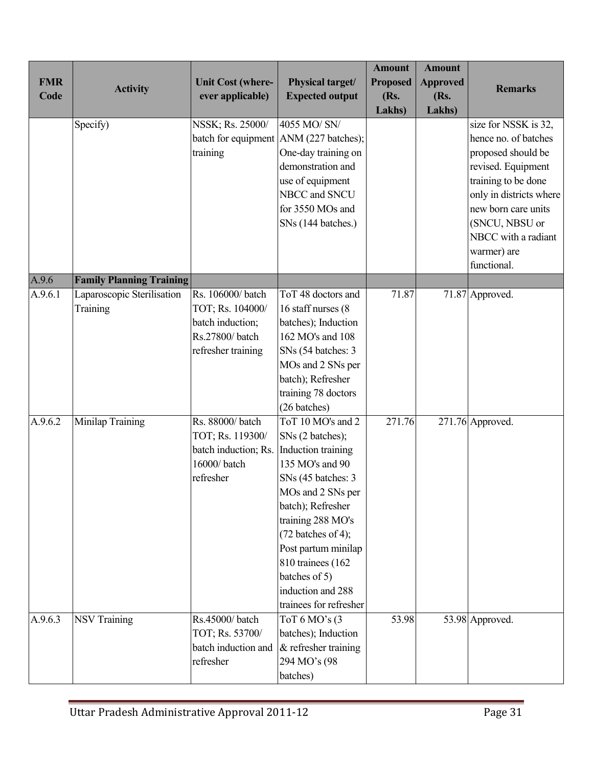| FMR Code | Activity | Unit Cost (where-ever applicable) | Physical target/ Expected output | Amount Proposed (Rs. Lakhs) | Amount Approved (Rs. Lakhs) | Remarks |
|---|---|---|---|---|---|---|
| | Specify) | NSSK; Rs. 25000/ batch for equipment training | 4055 MO/ SN/ ANM (227 batches); One-day training on demonstration and use of equipment NBCC and SNCU for 3550 MOs and SNs (144 batches.) | | | size for NSSK is 32, hence no. of batches proposed should be revised. Equipment training to be done only in districts where new born care units (SNCU, NBSU or NBCC with a radiant warmer) are functional. |
| A.9.6 | **Family Planning Training** | | | | | |
| A.9.6.1 | Laparoscopic Sterilisation Training | Rs. 106000/ batch TOT; Rs. 104000/ batch induction; Rs.27800/ batch refresher training | ToT 48 doctors and 16 staff nurses (8 batches); Induction 162 MO's and 108 SNs (54 batches: 3 MOs and 2 SNs per batch); Refresher training 78 doctors (26 batches) | 71.87 | 71.87 | Approved. |
| A.9.6.2 | Minilap Training | Rs. 88000/ batch TOT; Rs. 119300/ batch induction; Rs. 16000/ batch refresher | ToT 10 MO's and 2 SNs (2 batches); Induction training 135 MO's and 90 SNs (45 batches: 3 MOs and 2 SNs per batch); Refresher training 288 MO's (72 batches of 4); Post partum minilap 810 trainees (162 batches of 5) induction and 288 trainees for refresher | 271.76 | 271.76 | Approved. |
| A.9.6.3 | NSV Training | Rs.45000/ batch TOT; Rs. 53700/ batch induction and refresher | ToT 6 MO's (3 batches); Induction & refresher training 294 MO's (98 batches) | 53.98 | 53.98 | Approved. |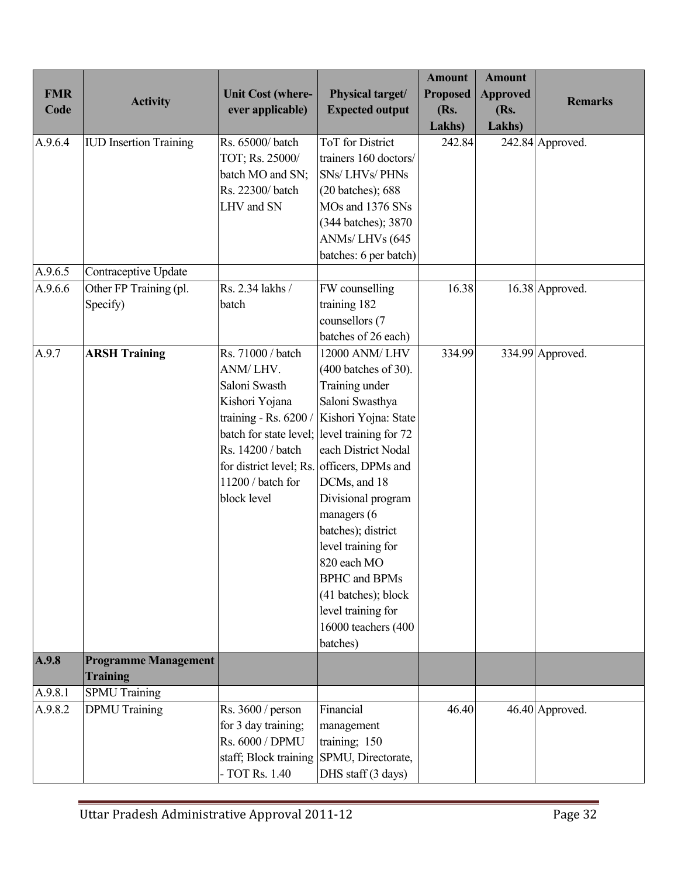| FMR Code | Activity | Unit Cost (where-ever applicable) | Physical target/ Expected output | Amount Proposed (Rs. Lakhs) | Amount Approved (Rs. Lakhs) | Remarks |
|---|---|---|---|---|---|---|
| A.9.6.4 | IUD Insertion Training | Rs. 65000/ batch TOT; Rs. 25000/ batch MO and SN; Rs. 22300/ batch LHV and SN | ToT for District trainers 160 doctors/ SNs/ LHVs/ PHNs (20 batches); 688 MOs and 1376 SNs (344 batches); 3870 ANMs/ LHVs (645 batches: 6 per batch) | 242.84 | 242.84 | Approved. |
| A.9.6.5 | Contraceptive Update | | | | | |
| A.9.6.6 | Other FP Training (pl. Specify) | Rs. 2.34 lakhs / batch | FW counselling training 182 counsellors (7 batches of 26 each) | 16.38 | 16.38 | Approved. |
| A.9.7 | **ARSH Training** | Rs. 71000 / batch ANM/ LHV. Saloni Swasth Kishori Yojana training - Rs. 6200 / batch for state level; Rs. 14200 / batch for district level; Rs. 11200 / batch for block level | 12000 ANM/ LHV (400 batches of 30). Training under Saloni Swasthya Kishori Yojna: State level training for 72 each District Nodal officers, DPMs and DCMs, and 18 Divisional program managers (6 batches); district level training for 820 each MO BPHC and BPMs (41 batches); block level training for 16000 teachers (400 batches) | 334.99 | 334.99 | Approved. |
| **A.9.8** | **Programme Management Training** | | | | | |
| A.9.8.1 | SPMU Training | | | | | |
| A.9.8.2 | DPMU Training | Rs. 3600 / person for 3 day training; Rs. 6000 / DPMU staff; Block training - TOT Rs. 1.40 | Financial management training; 150 SPMU, Directorate, DHS staff (3 days) | 46.40 | 46.40 | Approved. |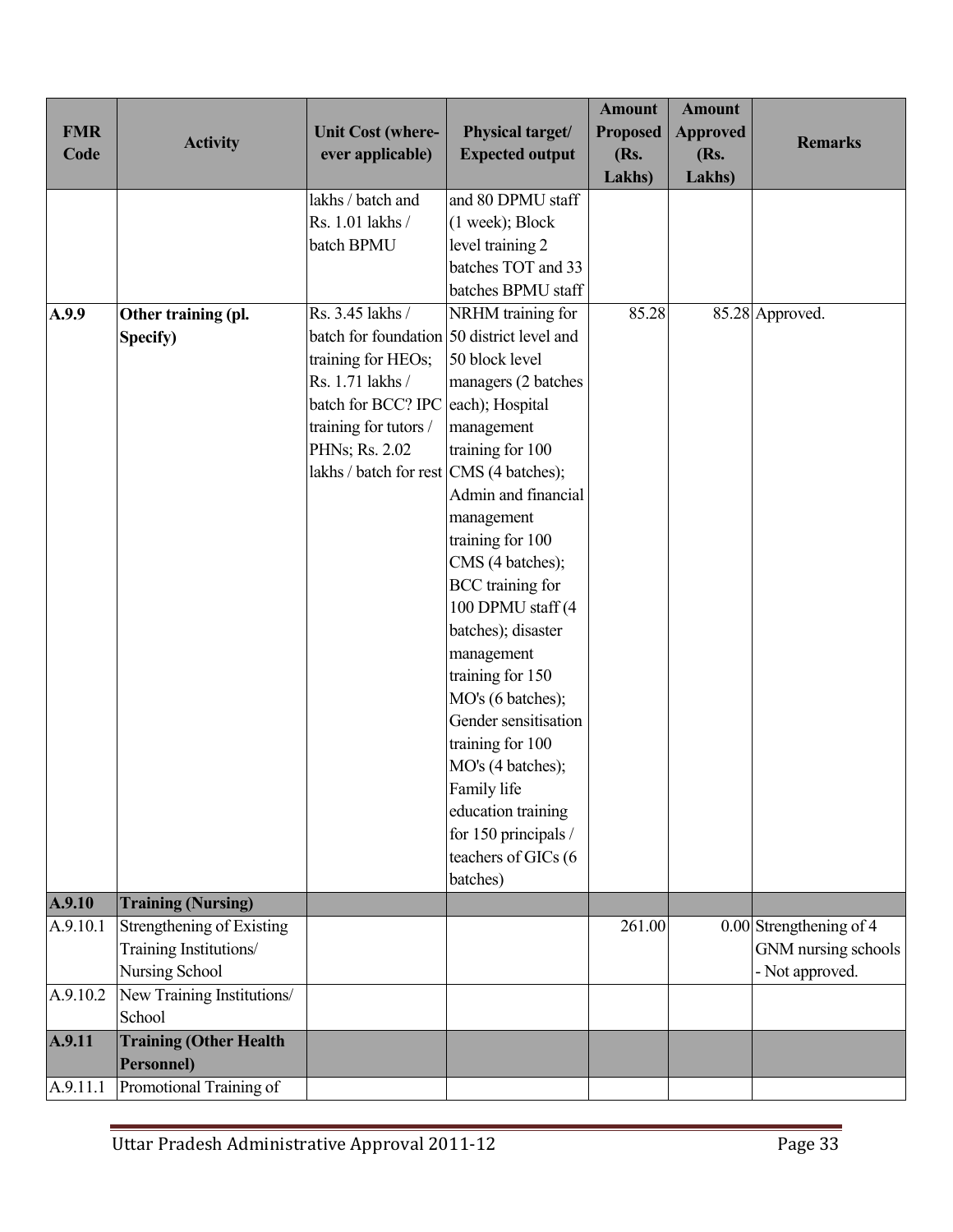| FMR Code | Activity | Unit Cost (where-ever applicable) | Physical target/ Expected output | Amount Proposed (Rs. Lakhs) | Amount Approved (Rs. Lakhs) | Remarks |
|---|---|---|---|---|---|---|
| | | lakhs / batch and Rs. 1.01 lakhs / batch BPMU | and 80 DPMU staff (1 week); Block level training 2 batches TOT and 33 batches BPMU staff | | | |
| **A.9.9** | **Other training (pl. Specify)** | Rs. 3.45 lakhs / batch for foundation training for HEOs; Rs. 1.71 lakhs / batch for BCC? IPC training for tutors / PHNs; Rs. 2.02 lakhs / batch for rest | NRHM training for 50 district level and 50 block level managers (2 batches each); Hospital management training for 100 CMS (4 batches); Admin and financial management training for 100 CMS (4 batches); BCC training for 100 DPMU staff (4 batches); disaster management training for 150 MO's (6 batches); Gender sensitisation training for 100 MO's (4 batches); Family life education training for 150 principals / teachers of GICs (6 batches) | 85.28 | 85.28 | Approved. |
| **A.9.10** | **Training (Nursing)** | | | | | |
| A.9.10.1 | Strengthening of Existing Training Institutions/ Nursing School | | | 261.00 | 0.00 | Strengthening of 4 GNM nursing schools - Not approved. |
| A.9.10.2 | New Training Institutions/ School | | | | | |
| **A.9.11** | **Training (Other Health Personnel)** | | | | | |
| A.9.11.1 | Promotional Training of | | | | | |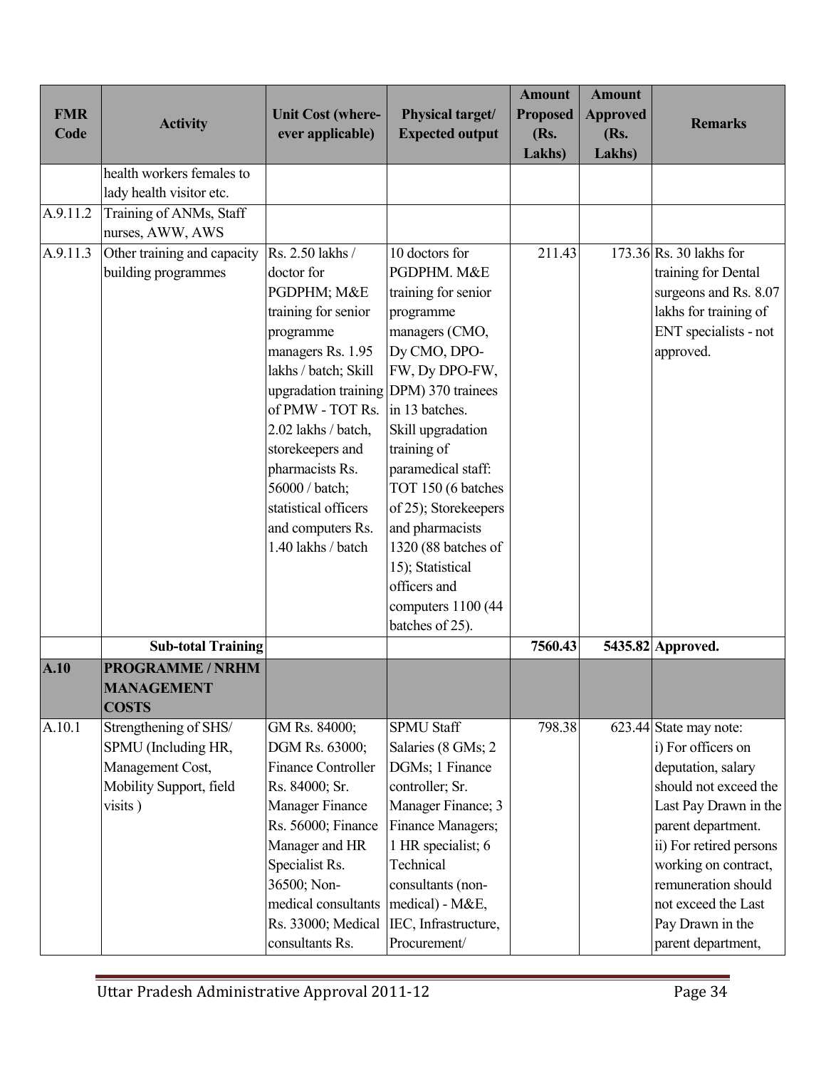| FMR Code | Activity | Unit Cost (where-ever applicable) | Physical target/ Expected output | Amount Proposed (Rs. Lakhs) | Amount Approved (Rs. Lakhs) | Remarks |
|---|---|---|---|---|---|---|
| | health workers females to lady health visitor etc. | | | | | |
| A.9.11.2 | Training of ANMs, Staff nurses, AWW, AWS | | | | | |
| A.9.11.3 | Other training and capacity building programmes | Rs. 2.50 lakhs / doctor for PGDPHM; M&E training for senior programme managers Rs. 1.95 lakhs / batch; Skill upgradation training of PMW - TOT Rs. 2.02 lakhs / batch, storekeepers and pharmacists Rs. 56000 / batch; statistical officers and computers Rs. 1.40 lakhs / batch | 10 doctors for PGDPHM. M&E training for senior programme managers (CMO, Dy CMO, DPO-FW, Dy DPO-FW, DPM) 370 trainees in 13 batches. Skill upgradation training of paramedical staff: TOT 150 (6 batches of 25); Storekeepers and pharmacists 1320 (88 batches of 15); Statistical officers and computers 1100 (44 batches of 25). | 211.43 | 173.36 | Rs. 30 lakhs for training for Dental surgeons and Rs. 8.07 lakhs for training of ENT specialists - not approved. |
| | **Sub-total Training** | | | **7560.43** | **5435.82** | **Approved.** |
| **A.10** | **PROGRAMME / NRHM MANAGEMENT COSTS** | | | | | |
| A.10.1 | Strengthening of SHS/ SPMU (Including HR, Management Cost, Mobility Support, field visits ) | GM Rs. 84000; DGM Rs. 63000; Finance Controller Rs. 84000; Sr. Manager Finance Rs. 56000; Finance Manager and HR Specialist Rs. 36500; Non-medical consultants Rs. 33000; Medical consultants Rs. | SPMU Staff Salaries (8 GMs; 2 DGMs; 1 Finance controller; Sr. Manager Finance; 3 Finance Managers; 1 HR specialist; 6 Technical consultants (non-medical) - M&E, IEC, Infrastructure, Procurement/ | 798.38 | 623.44 | State may note: i) For officers on deputation, salary should not exceed the Last Pay Drawn in the parent department. ii) For retired persons working on contract, remuneration should not exceed the Last Pay Drawn in the parent department, |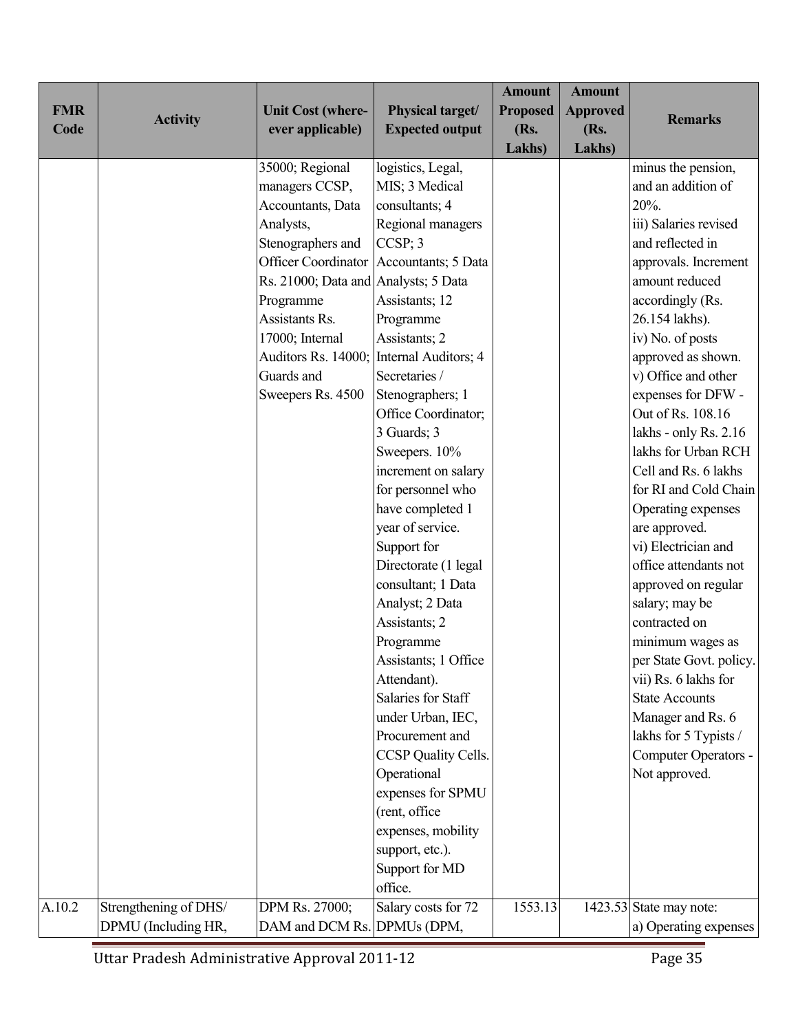| FMR Code | Activity | Unit Cost (where-ever applicable) | Physical target/ Expected output | Amount Proposed (Rs. Lakhs) | Amount Approved (Rs. Lakhs) | Remarks |
|---|---|---|---|---|---|---|
| | | 35000; Regional managers CCSP, Accountants, Data Analysts, Stenographers and Officer Coordinator Rs. 21000; Data and Programme Assistants Rs. 17000; Internal Auditors Rs. 14000; Guards and Sweepers Rs. 4500 | logistics, Legal, MIS; 3 Medical consultants; 4 Regional managers CCSP; 3 Accountants; 5 Data Analysts; 5 Data Assistants; 12 Programme Assistants; 2 Internal Auditors; 4 Secretaries / Stenographers; 1 Office Coordinator; 3 Guards; 3 Sweepers. 10% increment on salary for personnel who have completed 1 year of service. Support for Directorate (1 legal consultant; 1 Data Analyst; 2 Data Assistants; 2 Programme Assistants; 1 Office Attendant). Salaries for Staff under Urban, IEC, Procurement and CCSP Quality Cells. Operational expenses for SPMU (rent, office expenses, mobility support, etc.). Support for MD office. | | | minus the pension, and an addition of 20%. iii) Salaries revised and reflected in approvals. Increment amount reduced accordingly (Rs. 26.154 lakhs). iv) No. of posts approved as shown. v) Office and other expenses for DFW - Out of Rs. 108.16 lakhs - only Rs. 2.16 lakhs for Urban RCH Cell and Rs. 6 lakhs for RI and Cold Chain Operating expenses are approved. vi) Electrician and office attendants not approved on regular salary; may be contracted on minimum wages as per State Govt. policy. vii) Rs. 6 lakhs for State Accounts Manager and Rs. 6 lakhs for 5 Typists / Computer Operators - Not approved. |
| A.10.2 | Strengthening of DHS/ DPMU (Including HR, | DPM Rs. 27000; DAM and DCM Rs. | Salary costs for 72 DPMUs (DPM, | 1553.13 | 1423.53 | State may note: a) Operating expenses |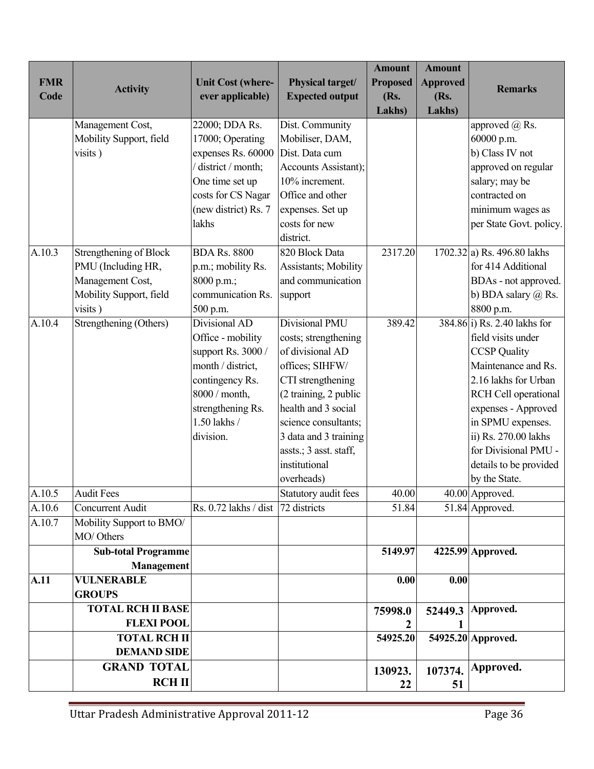| FMR Code | Activity | Unit Cost (where-ever applicable) | Physical target/ Expected output | Amount Proposed (Rs. Lakhs) | Amount Approved (Rs. Lakhs) | Remarks |
|---|---|---|---|---|---|---|
| | Management Cost, Mobility Support, field visits ) | 22000; DDA Rs. 17000; Operating expenses Rs. 60000 / district / month; One time set up costs for CS Nagar (new district) Rs. 7 lakhs | Dist. Community Mobiliser, DAM, Dist. Data cum Accounts Assistant); 10% increment. Office and other expenses. Set up costs for new district. | | | approved @ Rs. 60000 p.m. b) Class IV not approved on regular salary; may be contracted on minimum wages as per State Govt. policy. |
| A.10.3 | Strengthening of Block PMU (Including HR, Management Cost, Mobility Support, field visits ) | BDA Rs. 8800 p.m.; mobility Rs. 8000 p.m.; communication Rs. 500 p.m. | 820 Block Data Assistants; Mobility and communication support | 2317.20 | 1702.32 | a) Rs. 496.80 lakhs for 414 Additional BDAs - not approved. b) BDA salary @ Rs. 8800 p.m. |
| A.10.4 | Strengthening (Others) | Divisional AD Office - mobility support Rs. 3000 / month / district, contingency Rs. 8000 / month, strengthening Rs. 1.50 lakhs / division. | Divisional PMU costs; strengthening of divisional AD offices; SIHFW/ CTI strengthening (2 training, 2 public health and 3 social science consultants; 3 data and 3 training assts.; 3 asst. staff, institutional overheads) | 389.42 | 384.86 | i) Rs. 2.40 lakhs for field visits under CCSP Quality Maintenance and Rs. 2.16 lakhs for Urban RCH Cell operational expenses - Approved in SPMU expenses. ii) Rs. 270.00 lakhs for Divisional PMU - details to be provided by the State. |
| A.10.5 | Audit Fees | | Statutory audit fees | 40.00 | 40.00 | Approved. |
| A.10.6 | Concurrent Audit | Rs. 0.72 lakhs / dist | 72 districts | 51.84 | 51.84 | Approved. |
| A.10.7 | Mobility Support to BMO/ MO/ Others | | | | | |
| | **Sub-total Programme Management** | | | **5149.97** | **4225.99** | **Approved.** |
| **A.11** | **VULNERABLE GROUPS** | | | **0.00** | **0.00** | |
| | **TOTAL RCH II BASE FLEXI POOL** | | | **75998.02** | **52449.31** | **Approved.** |
| | **TOTAL RCH II DEMAND SIDE** | | | **54925.20** | **54925.20** | **Approved.** |
| | **GRAND TOTAL RCH II** | | | **130923.22** | **107374.51** | **Approved.** |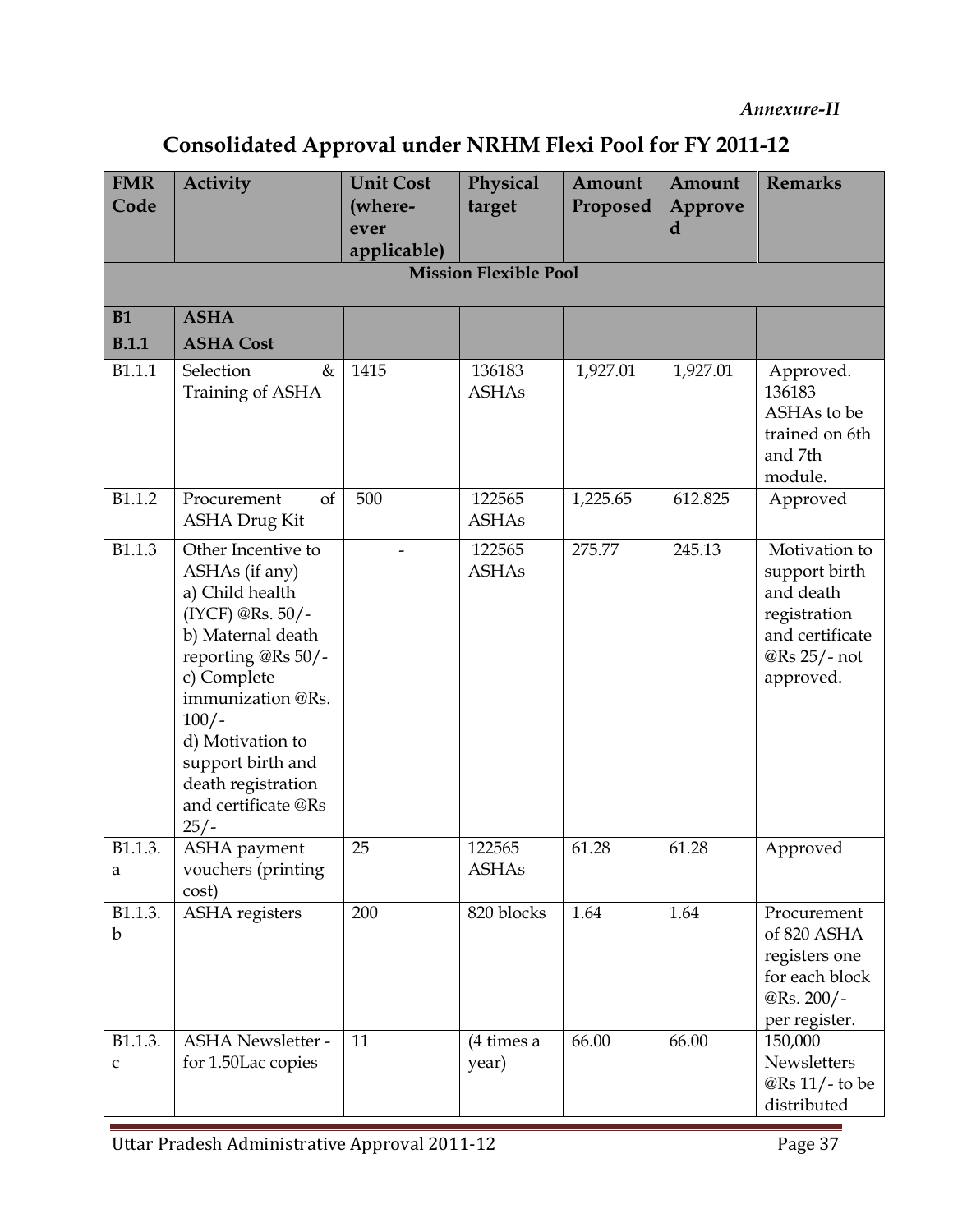*Annexure-II*

# Consolidated Approval under NRHM Flexi Pool for FY 2011-12

| FMR Code | Activity | Unit Cost (where-ever applicable) | Physical target | Amount Proposed | Amount Approved | Remarks |
|---|---|---|---|---|---|---|
| | | | **Mission Flexible Pool** | | | |
| **B1** | **ASHA** | | | | | |
| **B.1.1** | **ASHA Cost** | | | | | |
| B1.1.1 | Selection & Training of ASHA | 1415 | 136183 ASHAs | 1,927.01 | 1,927.01 | Approved. 136183 ASHAs to be trained on 6th and 7th module. |
| B1.1.2 | Procurement of ASHA Drug Kit | 500 | 122565 ASHAs | 1,225.65 | 612.825 | Approved |
| B1.1.3 | Other Incentive to ASHAs (if any)<br>a) Child health (IYCF) @Rs. 50/-<br>b) Maternal death reporting @Rs 50/-<br>c) Complete immunization @Rs. 100/-<br>d) Motivation to support birth and death registration and certificate @Rs 25/- | - | 122565 ASHAs | 275.77 | 245.13 | Motivation to support birth and death registration and certificate @Rs 25/- not approved. |
| B1.1.3.a | ASHA payment vouchers (printing cost) | 25 | 122565 ASHAs | 61.28 | 61.28 | Approved |
| B1.1.3.b | ASHA registers | 200 | 820 blocks | 1.64 | 1.64 | Procurement of 820 ASHA registers one for each block @Rs. 200/- per register. |
| B1.1.3.c | ASHA Newsletter - for 1.50Lac copies | 11 | (4 times a year) | 66.00 | 66.00 | 150,000 Newsletters @Rs 11/- to be distributed |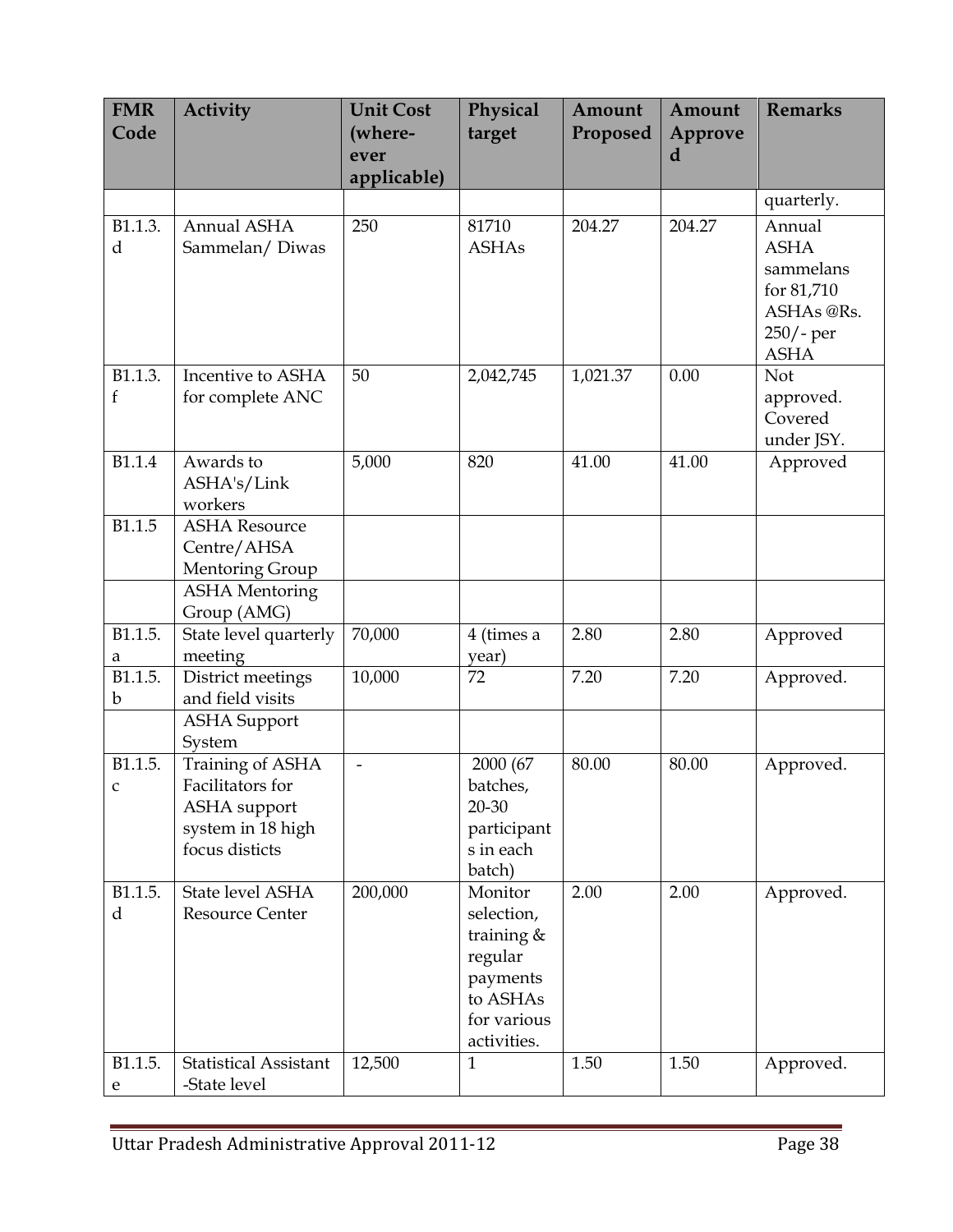| FMR Code | Activity | Unit Cost (where-ever applicable) | Physical target | Amount Proposed | Amount Approved | Remarks |
|---|---|---|---|---|---|---|
| | | | | | | quarterly. |
| B1.1.3.d | Annual ASHA Sammelan/ Diwas | 250 | 81710 ASHAs | 204.27 | 204.27 | Annual ASHA sammelans for 81,710 ASHAs @Rs. 250/- per ASHA |
| B1.1.3.f | Incentive to ASHA for complete ANC | 50 | 2,042,745 | 1,021.37 | 0.00 | Not approved. Covered under JSY. |
| B1.1.4 | Awards to ASHA's/Link workers | 5,000 | 820 | 41.00 | 41.00 | Approved |
| B1.1.5 | ASHA Resource Centre/AHSA Mentoring Group | | | | | |
| | ASHA Mentoring Group (AMG) | | | | | |
| B1.1.5.a | State level quarterly meeting | 70,000 | 4 (times a year) | 2.80 | 2.80 | Approved |
| B1.1.5.b | District meetings and field visits | 10,000 | 72 | 7.20 | 7.20 | Approved. |
| | ASHA Support System | | | | | |
| B1.1.5.c | Training of ASHA Facilitators for ASHA support system in 18 high focus disticts | - | 2000 (67 batches, 20-30 participants in each batch) | 80.00 | 80.00 | Approved. |
| B1.1.5.d | State level ASHA Resource Center | 200,000 | Monitor selection, training & regular payments to ASHAs for various activities. | 2.00 | 2.00 | Approved. |
| B1.1.5.e | Statistical Assistant -State level | 12,500 | 1 | 1.50 | 1.50 | Approved. |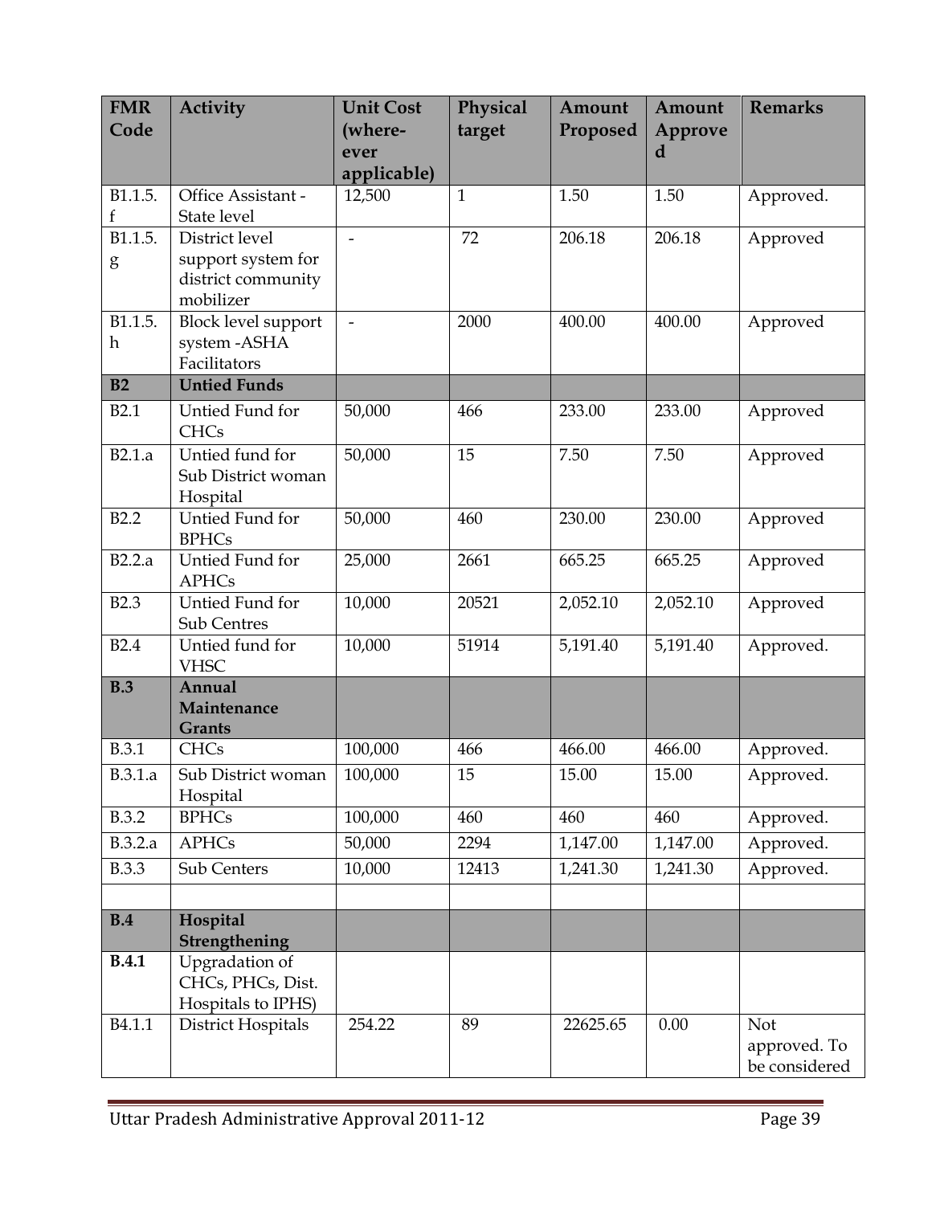| FMR Code | Activity | Unit Cost (where-ever applicable) | Physical target | Amount Proposed | Amount Approved | Remarks |
|---|---|---|---|---|---|---|
| B1.1.5.f | Office Assistant - State level | 12,500 | 1 | 1.50 | 1.50 | Approved. |
| B1.1.5.g | District level support system for district community mobilizer | - | 72 | 206.18 | 206.18 | Approved |
| B1.1.5.h | Block level support system -ASHA Facilitators | - | 2000 | 400.00 | 400.00 | Approved |
| **B2** | **Untied Funds** | | | | | |
| B2.1 | Untied Fund for CHCs | 50,000 | 466 | 233.00 | 233.00 | Approved |
| B2.1.a | Untied fund for Sub District woman Hospital | 50,000 | 15 | 7.50 | 7.50 | Approved |
| B2.2 | Untied Fund for BPHCs | 50,000 | 460 | 230.00 | 230.00 | Approved |
| B2.2.a | Untied Fund for APHCs | 25,000 | 2661 | 665.25 | 665.25 | Approved |
| B2.3 | Untied Fund for Sub Centres | 10,000 | 20521 | 2,052.10 | 2,052.10 | Approved |
| B2.4 | Untied fund for VHSC | 10,000 | 51914 | 5,191.40 | 5,191.40 | Approved. |
| **B.3** | **Annual Maintenance Grants** | | | | | |
| B.3.1 | CHCs | 100,000 | 466 | 466.00 | 466.00 | Approved. |
| B.3.1.a | Sub District woman Hospital | 100,000 | 15 | 15.00 | 15.00 | Approved. |
| B.3.2 | BPHCs | 100,000 | 460 | 460 | 460 | Approved. |
| B.3.2.a | APHCs | 50,000 | 2294 | 1,147.00 | 1,147.00 | Approved. |
| B.3.3 | Sub Centers | 10,000 | 12413 | 1,241.30 | 1,241.30 | Approved. |
| | | | | | | |
| **B.4** | **Hospital Strengthening** | | | | | |
| **B.4.1** | Upgradation of CHCs, PHCs, Dist. Hospitals to IPHS) | | | | | |
| B4.1.1 | District Hospitals | 254.22 | 89 | 22625.65 | 0.00 | Not approved. To be considered |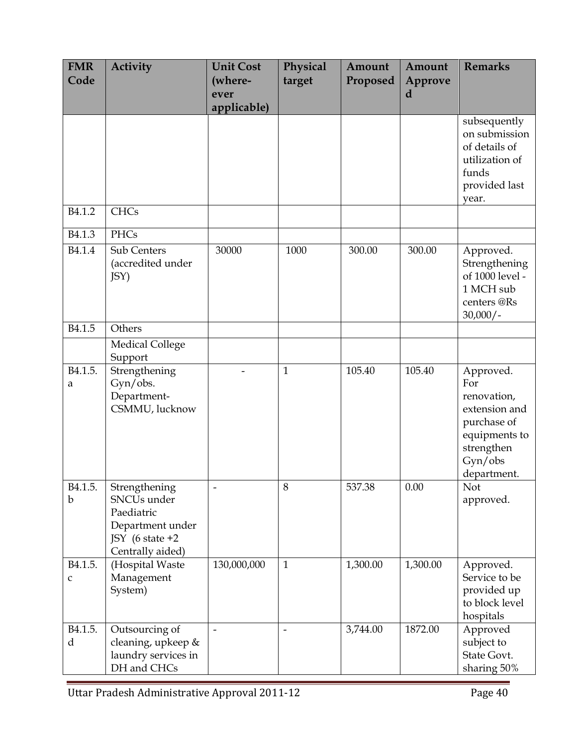| FMR Code | Activity | Unit Cost (where-ever applicable) | Physical target | Amount Proposed | Amount Approved | Remarks |
|---|---|---|---|---|---|---|
| | | | | | | subsequently on submission of details of utilization of funds provided last year. |
| B4.1.2 | CHCs | | | | | |
| B4.1.3 | PHCs | | | | | |
| B4.1.4 | Sub Centers (accredited under JSY) | 30000 | 1000 | 300.00 | 300.00 | Approved. Strengthening of 1000 level - 1 MCH sub centers @Rs 30,000/- |
| B4.1.5 | Others | | | | | |
| | Medical College Support | | | | | |
| B4.1.5.a | Strengthening Gyn/obs. Department- CSMMU, lucknow | - | 1 | 105.40 | 105.40 | Approved. For renovation, extension and purchase of equipments to strengthen Gyn/obs department. |
| B4.1.5.b | Strengthening SNCUs under Paediatric Department under JSY (6 state +2 Centrally aided) | - | 8 | 537.38 | 0.00 | Not approved. |
| B4.1.5.c | (Hospital Waste Management System) | 130,000,000 | 1 | 1,300.00 | 1,300.00 | Approved. Service to be provided up to block level hospitals |
| B4.1.5.d | Outsourcing of cleaning, upkeep & laundry services in DH and CHCs | - | - | 3,744.00 | 1872.00 | Approved subject to State Govt. sharing 50% |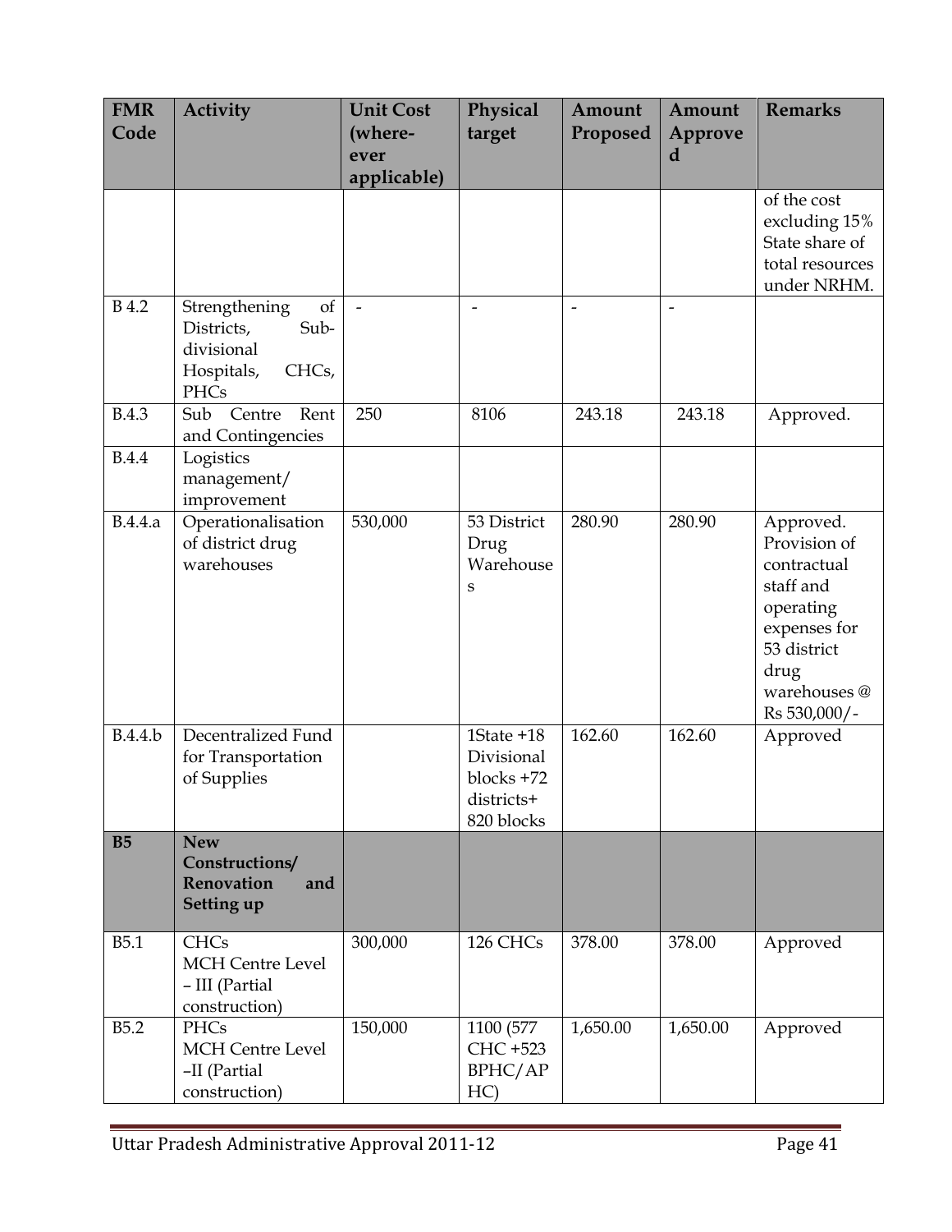| FMR Code | Activity | Unit Cost (where-ever applicable) | Physical target | Amount Proposed | Amount Approved | Remarks |
|---|---|---|---|---|---|---|
| | | | | | | of the cost excluding 15% State share of total resources under NRHM. |
| B 4.2 | Strengthening of Districts, Sub-divisional Hospitals, CHCs, PHCs | - | - | - | - | |
| B.4.3 | Sub Centre Rent and Contingencies | 250 | 8106 | 243.18 | 243.18 | Approved. |
| B.4.4 | Logistics management/ improvement | | | | | |
| B.4.4.a | Operationalisation of district drug warehouses | 530,000 | 53 District Drug Warehouses | 280.90 | 280.90 | Approved. Provision of contractual staff and operating expenses for 53 district drug warehouses @ Rs 530,000/- |
| B.4.4.b | Decentralized Fund for Transportation of Supplies | | 1State +18 Divisional blocks +72 districts+ 820 blocks | 162.60 | 162.60 | Approved |
| **B5** | **New Constructions/ Renovation and Setting up** | | | | | |
| B5.1 | CHCs MCH Centre Level – III (Partial construction) | 300,000 | 126 CHCs | 378.00 | 378.00 | Approved |
| B5.2 | PHCs MCH Centre Level –II (Partial construction) | 150,000 | 1100 (577 CHC +523 BPHC/APHC) | 1,650.00 | 1,650.00 | Approved |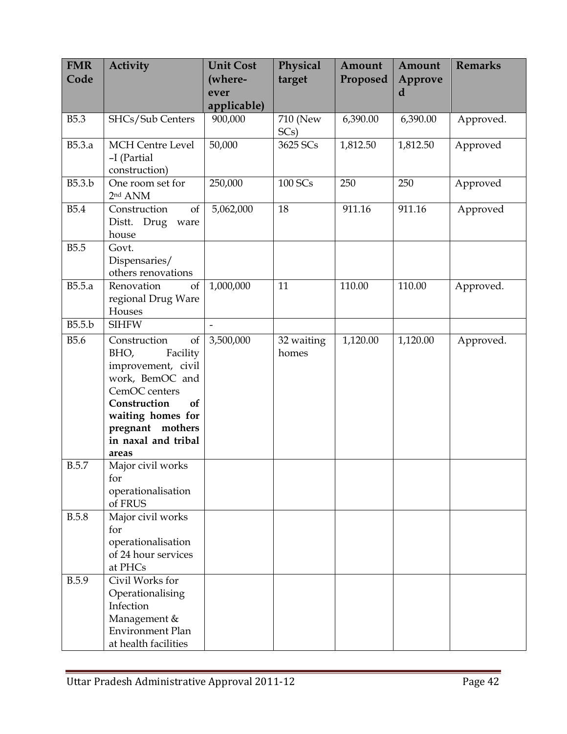| FMR Code | Activity | Unit Cost (where-ever applicable) | Physical target | Amount Proposed | Amount Approved | Remarks |
|---|---|---|---|---|---|---|
| B5.3 | SHCs/Sub Centers | 900,000 | 710 (New SCs) | 6,390.00 | 6,390.00 | Approved. |
| B5.3.a | MCH Centre Level –I (Partial construction) | 50,000 | 3625 SCs | 1,812.50 | 1,812.50 | Approved |
| B5.3.b | One room set for 2nd ANM | 250,000 | 100 SCs | 250 | 250 | Approved |
| B5.4 | Construction of Distt. Drug ware house | 5,062,000 | 18 | 911.16 | 911.16 | Approved |
| B5.5 | Govt. Dispensaries/ others renovations | | | | | |
| B5.5.a | Renovation of regional Drug Ware Houses | 1,000,000 | 11 | 110.00 | 110.00 | Approved. |
| B5.5.b | SIHFW | - | | | | |
| B5.6 | Construction of BHO, Facility improvement, civil work, BemOC and CemOC centers **Construction of waiting homes for pregnant mothers in naxal and tribal areas** | 3,500,000 | 32 waiting homes | 1,120.00 | 1,120.00 | Approved. |
| B.5.7 | Major civil works for operationalisation of FRUS | | | | | |
| B.5.8 | Major civil works for operationalisation of 24 hour services at PHCs | | | | | |
| B.5.9 | Civil Works for Operationalising Infection Management & Environment Plan at health facilities | | | | | |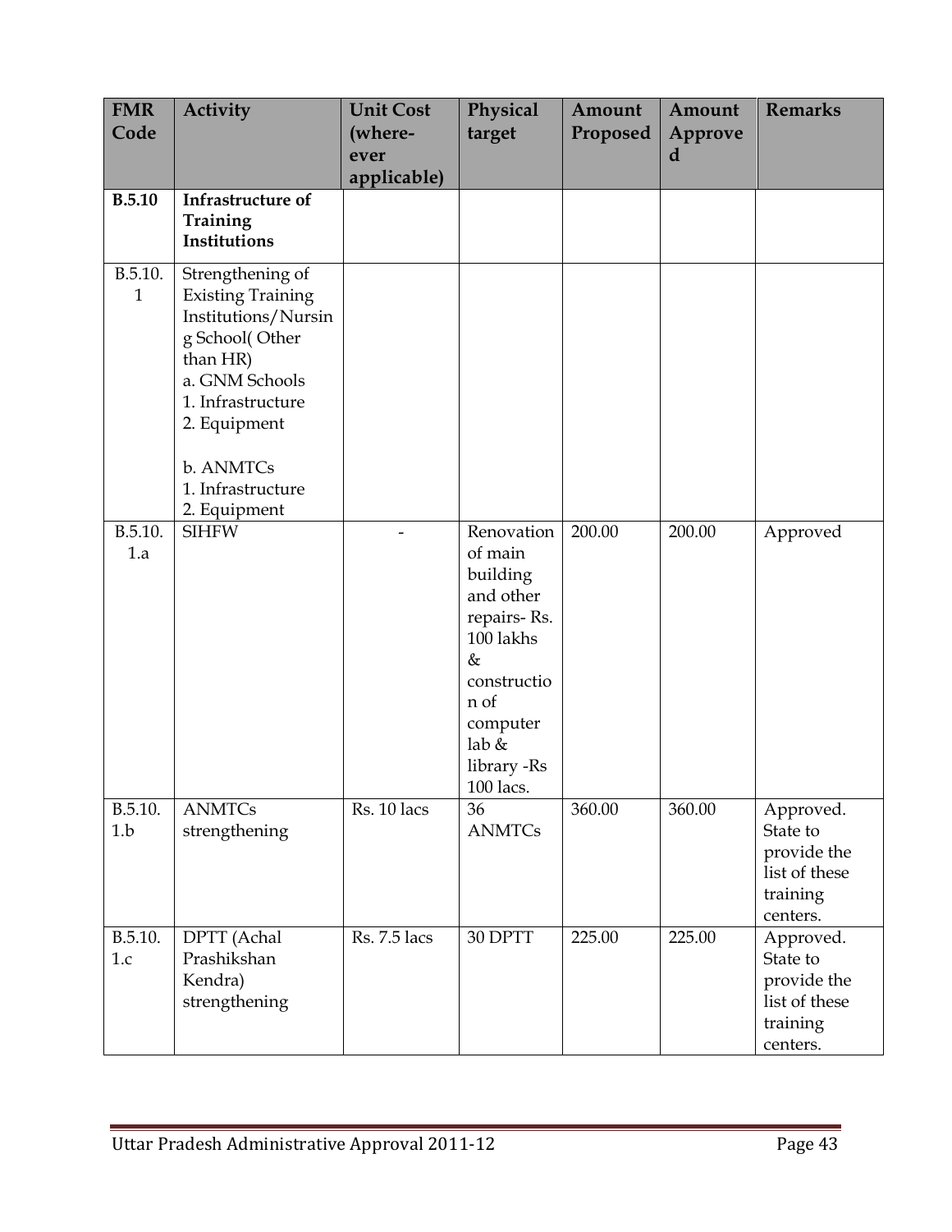| FMR Code | Activity | Unit Cost (where-ever applicable) | Physical target | Amount Proposed | Amount Approved | Remarks |
|---|---|---|---|---|---|---|
| **B.5.10** | **Infrastructure of Training Institutions** | | | | | |
| B.5.10.1 | Strengthening of Existing Training Institutions/Nursing School( Other than HR)<br>a. GNM Schools<br>1. Infrastructure<br>2. Equipment<br><br>b. ANMTCs<br>1. Infrastructure<br>2. Equipment | | | | | |
| B.5.10.1.a | SIHFW | - | Renovation of main building and other repairs- Rs. 100 lakhs & construction of computer lab & library -Rs 100 lacs. | 200.00 | 200.00 | Approved |
| B.5.10.1.b | ANMTCs strengthening | Rs. 10 lacs | 36 ANMTCs | 360.00 | 360.00 | Approved. State to provide the list of these training centers. |
| B.5.10.1.c | DPTT (Achal Prashikshan Kendra) strengthening | Rs. 7.5 lacs | 30 DPTT | 225.00 | 225.00 | Approved. State to provide the list of these training centers. |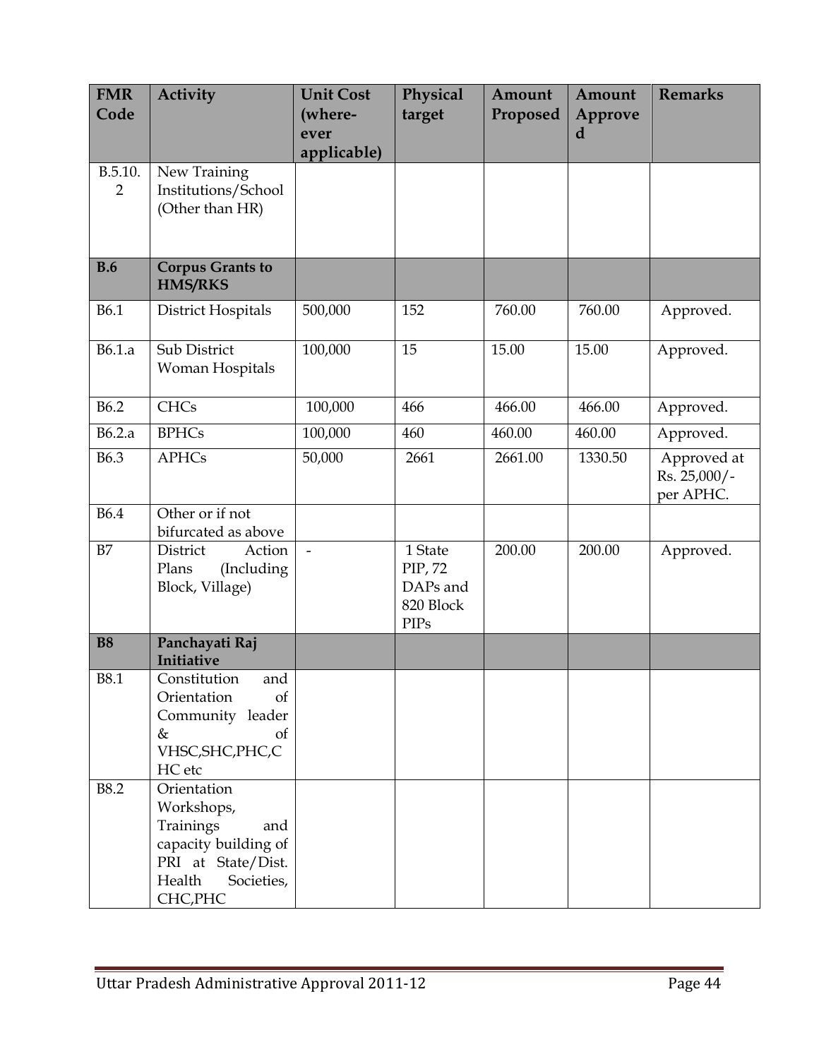| FMR Code | Activity | Unit Cost (where-ever applicable) | Physical target | Amount Proposed | Amount Approved | Remarks |
|---|---|---|---|---|---|---|
| B.5.10.2 | New Training Institutions/School (Other than HR) | | | | | |
| **B.6** | **Corpus Grants to HMS/RKS** | | | | | |
| B6.1 | District Hospitals | 500,000 | 152 | 760.00 | 760.00 | Approved. |
| B6.1.a | Sub District Woman Hospitals | 100,000 | 15 | 15.00 | 15.00 | Approved. |
| B6.2 | CHCs | 100,000 | 466 | 466.00 | 466.00 | Approved. |
| B6.2.a | BPHCs | 100,000 | 460 | 460.00 | 460.00 | Approved. |
| B6.3 | APHCs | 50,000 | 2661 | 2661.00 | 1330.50 | Approved at Rs. 25,000/- per APHC. |
| B6.4 | Other or if not bifurcated as above | | | | | |
| B7 | District Action Plans (Including Block, Village) | - | 1 State PIP, 72 DAPs and 820 Block PIPs | 200.00 | 200.00 | Approved. |
| **B8** | **Panchayati Raj Initiative** | | | | | |
| B8.1 | Constitution and Orientation of Community leader & of VHSC,SHC,PHC,CHC etc | | | | | |
| B8.2 | Orientation Workshops, Trainings and capacity building of PRI at State/Dist. Health Societies, CHC,PHC | | | | | |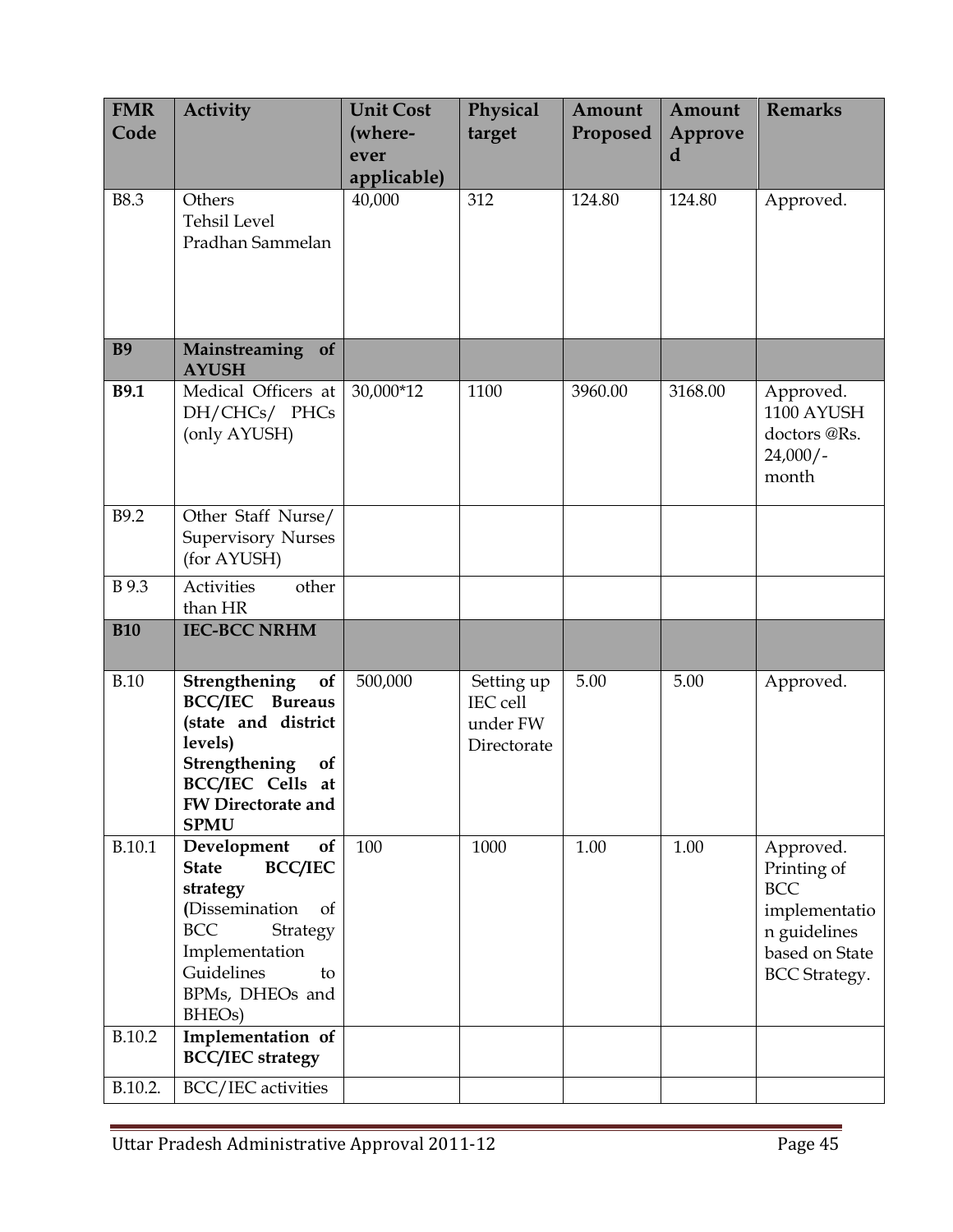| FMR Code | Activity | Unit Cost (where-ever applicable) | Physical target | Amount Proposed | Amount Approved | Remarks |
|---|---|---|---|---|---|---|
| B8.3 | Others<br>Tehsil Level Pradhan Sammelan | 40,000 | 312 | 124.80 | 124.80 | Approved. |
| **B9** | **Mainstreaming of AYUSH** | | | | | |
| **B9.1** | Medical Officers at DH/CHCs/ PHCs (only AYUSH) | 30,000*12 | 1100 | 3960.00 | 3168.00 | Approved. 1100 AYUSH doctors @Rs. 24,000/- month |
| B9.2 | Other Staff Nurse/ Supervisory Nurses (for AYUSH) | | | | | |
| B 9.3 | Activities other than HR | | | | | |
| **B10** | **IEC-BCC NRHM** | | | | | |
| B.10 | **Strengthening of BCC/IEC Bureaus (state and district levels)**<br>**Strengthening of BCC/IEC Cells at FW Directorate and SPMU** | 500,000 | Setting up IEC cell under FW Directorate | 5.00 | 5.00 | Approved. |
| B.10.1 | **Development of State BCC/IEC strategy** (Dissemination of BCC Strategy Implementation Guidelines to BPMs, DHEOs and BHEOs) | 100 | 1000 | 1.00 | 1.00 | Approved. Printing of BCC implementation guidelines based on State BCC Strategy. |
| B.10.2 | **Implementation of BCC/IEC strategy** | | | | | |
| B.10.2. | BCC/IEC activities | | | | | |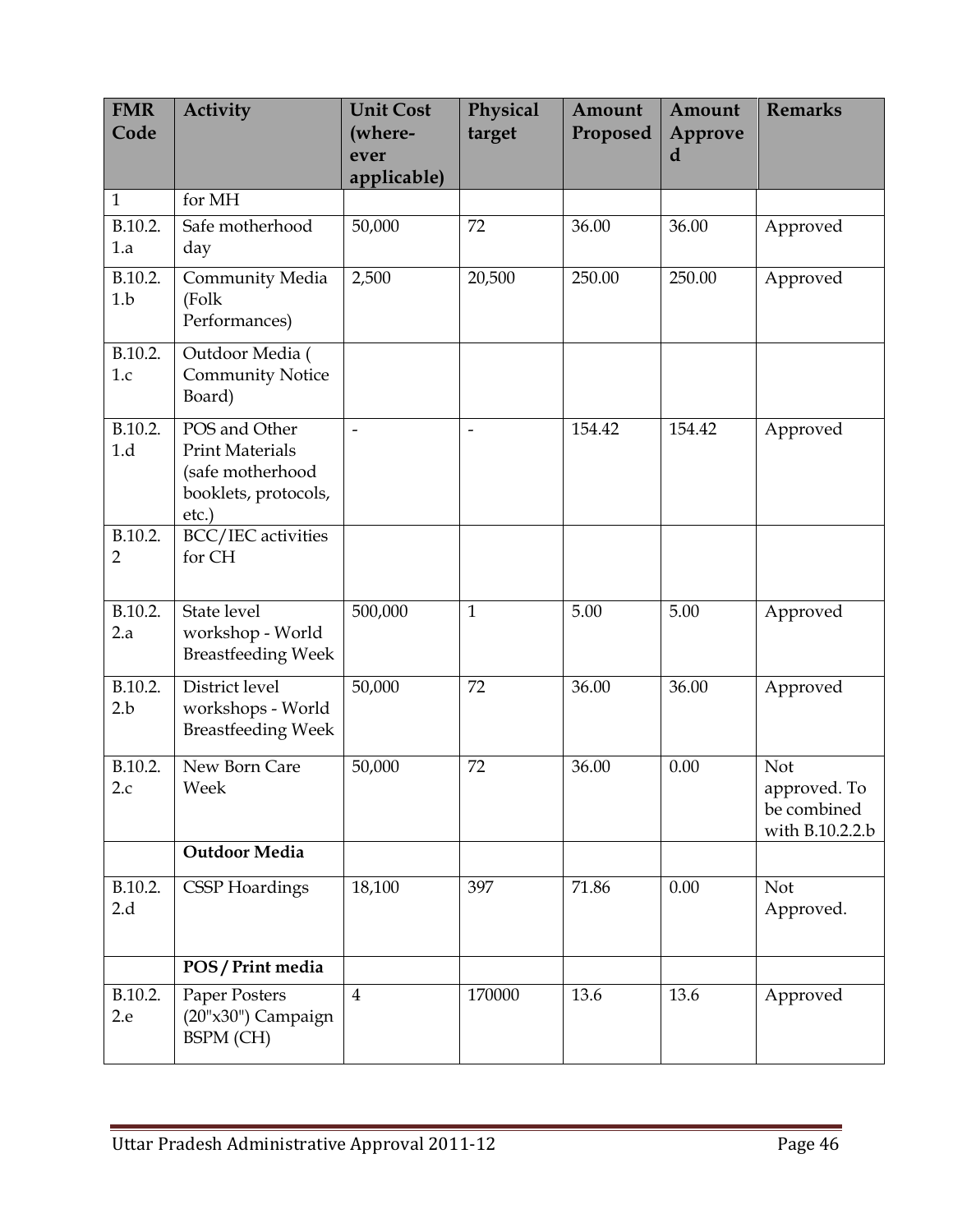| FMR Code | Activity | Unit Cost (where-ever applicable) | Physical target | Amount Proposed | Amount Approved | Remarks |
|---|---|---|---|---|---|---|
| 1 | for MH | | | | | |
| B.10.2.1.a | Safe motherhood day | 50,000 | 72 | 36.00 | 36.00 | Approved |
| B.10.2.1.b | Community Media (Folk Performances) | 2,500 | 20,500 | 250.00 | 250.00 | Approved |
| B.10.2.1.c | Outdoor Media ( Community Notice Board) | | | | | |
| B.10.2.1.d | POS and Other Print Materials (safe motherhood booklets, protocols, etc.) | - | - | 154.42 | 154.42 | Approved |
| B.10.2.2 | BCC/IEC activities for CH | | | | | |
| B.10.2.2.a | State level workshop - World Breastfeeding Week | 500,000 | 1 | 5.00 | 5.00 | Approved |
| B.10.2.2.b | District level workshops - World Breastfeeding Week | 50,000 | 72 | 36.00 | 36.00 | Approved |
| B.10.2.2.c | New Born Care Week | 50,000 | 72 | 36.00 | 0.00 | Not approved. To be combined with B.10.2.2.b |
| | **Outdoor Media** | | | | | |
| B.10.2.2.d | CSSP Hoardings | 18,100 | 397 | 71.86 | 0.00 | Not Approved. |
| | **POS / Print media** | | | | | |
| B.10.2.2.e | Paper Posters (20"x30") Campaign BSPM (CH) | 4 | 170000 | 13.6 | 13.6 | Approved |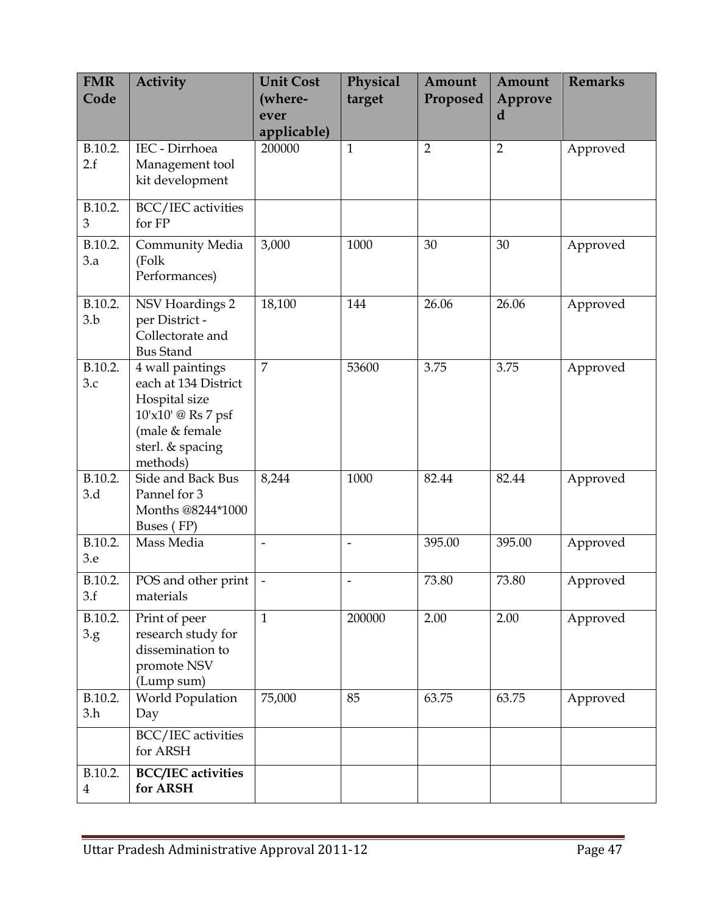| FMR Code | Activity | Unit Cost (where-ever applicable) | Physical target | Amount Proposed | Amount Approved | Remarks |
|---|---|---|---|---|---|---|
| B.10.2.2.f | IEC - Dirrhoea Management tool kit development | 200000 | 1 | 2 | 2 | Approved |
| B.10.2.3 | BCC/IEC activities for FP | | | | | |
| B.10.2.3.a | Community Media (Folk Performances) | 3,000 | 1000 | 30 | 30 | Approved |
| B.10.2.3.b | NSV Hoardings 2 per District - Collectorate and Bus Stand | 18,100 | 144 | 26.06 | 26.06 | Approved |
| B.10.2.3.c | 4 wall paintings each at 134 District Hospital size 10'x10' @ Rs 7 psf (male & female sterl. & spacing methods) | 7 | 53600 | 3.75 | 3.75 | Approved |
| B.10.2.3.d | Side and Back Bus Pannel for 3 Months @8244*1000 Buses ( FP) | 8,244 | 1000 | 82.44 | 82.44 | Approved |
| B.10.2.3.e | Mass Media | - | - | 395.00 | 395.00 | Approved |
| B.10.2.3.f | POS and other print materials | - | - | 73.80 | 73.80 | Approved |
| B.10.2.3.g | Print of peer research study for dissemination to promote NSV (Lump sum) | 1 | 200000 | 2.00 | 2.00 | Approved |
| B.10.2.3.h | World Population Day | 75,000 | 85 | 63.75 | 63.75 | Approved |
| | BCC/IEC activities for ARSH | | | | | |
| B.10.2.4 | **BCC/IEC activities for ARSH** | | | | | |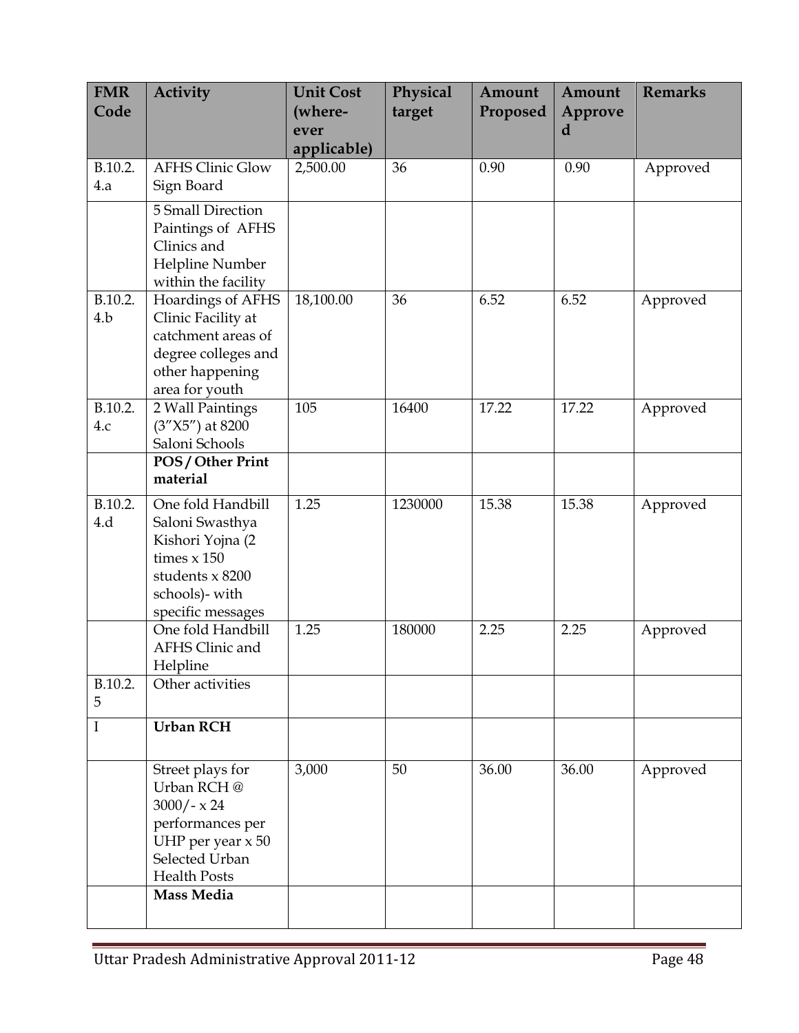| FMR Code | Activity | Unit Cost (where-ever applicable) | Physical target | Amount Proposed | Amount Approved | Remarks |
|---|---|---|---|---|---|---|
| B.10.2.4.a | AFHS Clinic Glow Sign Board | 2,500.00 | 36 | 0.90 | 0.90 | Approved |
| | 5 Small Direction Paintings of AFHS Clinics and Helpline Number within the facility | | | | | |
| B.10.2.4.b | Hoardings of AFHS Clinic Facility at catchment areas of degree colleges and other happening area for youth | 18,100.00 | 36 | 6.52 | 6.52 | Approved |
| B.10.2.4.c | 2 Wall Paintings (3″X5″) at 8200 Saloni Schools | 105 | 16400 | 17.22 | 17.22 | Approved |
| | **POS / Other Print material** | | | | | |
| B.10.2.4.d | One fold Handbill Saloni Swasthya Kishori Yojna (2 times x 150 students x 8200 schools)- with specific messages | 1.25 | 1230000 | 15.38 | 15.38 | Approved |
| | One fold Handbill AFHS Clinic and Helpline | 1.25 | 180000 | 2.25 | 2.25 | Approved |
| B.10.2.5 | Other activities | | | | | |
| I | **Urban RCH** | | | | | |
| | Street plays for Urban RCH @ 3000/- x 24 performances per UHP per year x 50 Selected Urban Health Posts | 3,000 | 50 | 36.00 | 36.00 | Approved |
| | **Mass Media** | | | | | |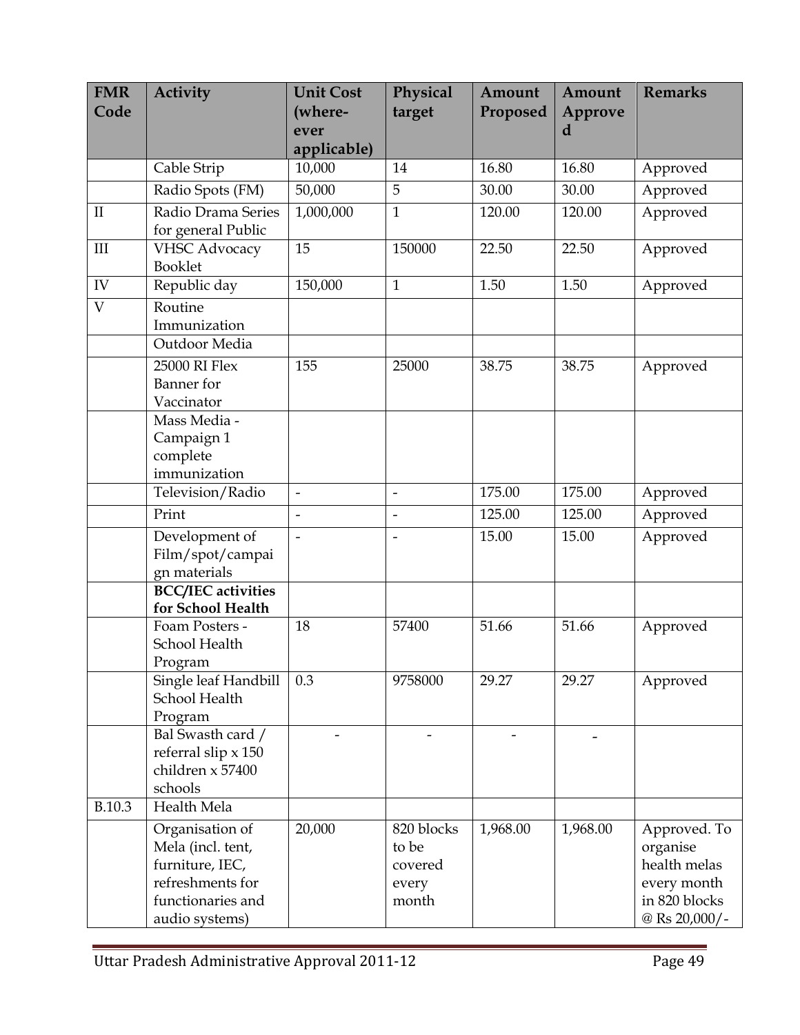| FMR Code | Activity | Unit Cost (where-ever applicable) | Physical target | Amount Proposed | Amount Approved | Remarks |
|---|---|---|---|---|---|---|
| | Cable Strip | 10,000 | 14 | 16.80 | 16.80 | Approved |
| | Radio Spots (FM) | 50,000 | 5 | 30.00 | 30.00 | Approved |
| II | Radio Drama Series for general Public | 1,000,000 | 1 | 120.00 | 120.00 | Approved |
| III | VHSC Advocacy Booklet | 15 | 150000 | 22.50 | 22.50 | Approved |
| IV | Republic day | 150,000 | 1 | 1.50 | 1.50 | Approved |
| V | Routine Immunization | | | | | |
| | Outdoor Media | | | | | |
| | 25000 RI Flex Banner for Vaccinator | 155 | 25000 | 38.75 | 38.75 | Approved |
| | Mass Media - Campaign 1 complete immunization | | | | | |
| | Television/Radio | - | - | 175.00 | 175.00 | Approved |
| | Print | - | - | 125.00 | 125.00 | Approved |
| | Development of Film/spot/campaign materials | - | - | 15.00 | 15.00 | Approved |
| | **BCC/IEC activities for School Health** | | | | | |
| | Foam Posters - School Health Program | 18 | 57400 | 51.66 | 51.66 | Approved |
| | Single leaf Handbill School Health Program | 0.3 | 9758000 | 29.27 | 29.27 | Approved |
| | Bal Swasth card / referral slip x 150 children x 57400 schools | - | - | - | - | |
| B.10.3 | Health Mela | | | | | |
| | Organisation of Mela (incl. tent, furniture, IEC, refreshments for functionaries and audio systems) | 20,000 | 820 blocks to be covered every month | 1,968.00 | 1,968.00 | Approved. To organise health melas every month in 820 blocks @ Rs 20,000/- |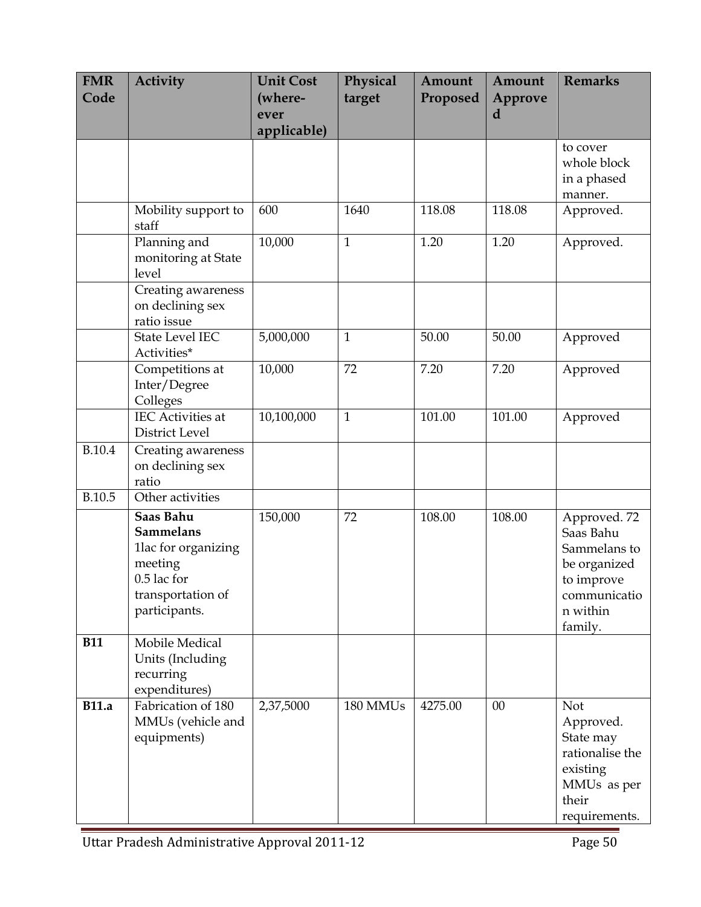| FMR Code | Activity | Unit Cost (where-ever applicable) | Physical target | Amount Proposed | Amount Approved | Remarks |
|---|---|---|---|---|---|---|
| | | | | | | to cover whole block in a phased manner. |
| | Mobility support to staff | 600 | 1640 | 118.08 | 118.08 | Approved. |
| | Planning and monitoring at State level | 10,000 | 1 | 1.20 | 1.20 | Approved. |
| | Creating awareness on declining sex ratio issue | | | | | |
| | State Level IEC Activities* | 5,000,000 | 1 | 50.00 | 50.00 | Approved |
| | Competitions at Inter/Degree Colleges | 10,000 | 72 | 7.20 | 7.20 | Approved |
| | IEC Activities at District Level | 10,100,000 | 1 | 101.00 | 101.00 | Approved |
| B.10.4 | Creating awareness on declining sex ratio | | | | | |
| B.10.5 | Other activities | | | | | |
| | **Saas Bahu Sammelans** 1lac for organizing meeting 0.5 lac for transportation of participants. | 150,000 | 72 | 108.00 | 108.00 | Approved. 72 Saas Bahu Sammelans to be organized to improve communication within family. |
| **B11** | Mobile Medical Units (Including recurring expenditures) | | | | | |
| **B11.a** | Fabrication of 180 MMUs (vehicle and equipments) | 2,37,5000 | 180 MMUs | 4275.00 | 00 | Not Approved. State may rationalise the existing MMUs as per their requirements. |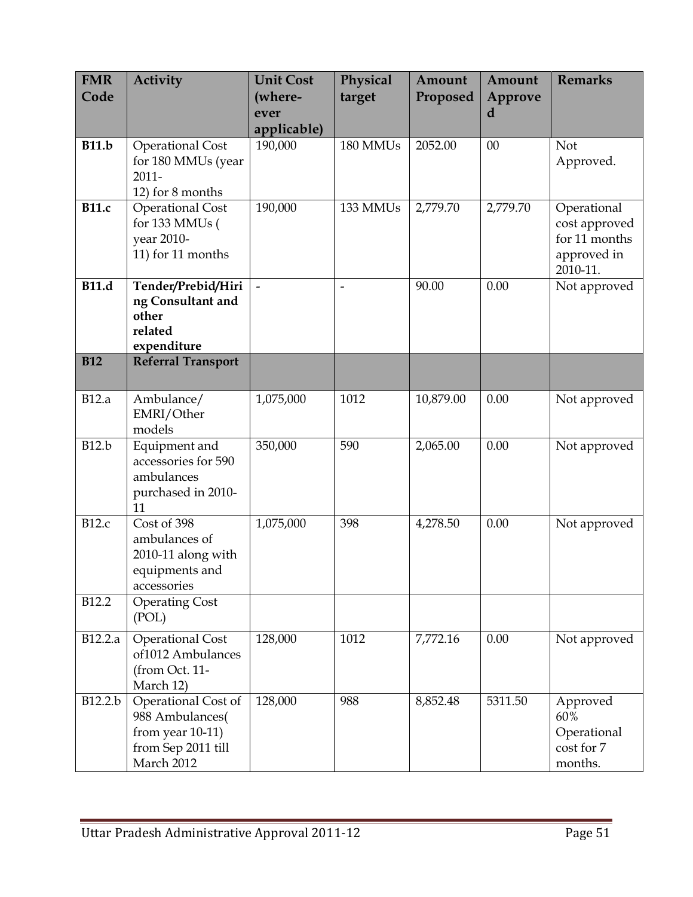| FMR Code | Activity | Unit Cost (where-ever applicable) | Physical target | Amount Proposed | Amount Approved | Remarks |
|---|---|---|---|---|---|---|
| **B11.b** | Operational Cost for 180 MMUs (year 2011-12) for 8 months | 190,000 | 180 MMUs | 2052.00 | 00 | Not Approved. |
| **B11.c** | Operational Cost for 133 MMUs ( year 2010-11) for 11 months | 190,000 | 133 MMUs | 2,779.70 | 2,779.70 | Operational cost approved for 11 months approved in 2010-11. |
| **B11.d** | **Tender/Prebid/Hiring Consultant and other related expenditure** | - | - | 90.00 | 0.00 | Not approved |
| **B12** | **Referral Transport** | | | | | |
| B12.a | Ambulance/ EMRI/Other models | 1,075,000 | 1012 | 10,879.00 | 0.00 | Not approved |
| B12.b | Equipment and accessories for 590 ambulances purchased in 2010-11 | 350,000 | 590 | 2,065.00 | 0.00 | Not approved |
| B12.c | Cost of 398 ambulances of 2010-11 along with equipments and accessories | 1,075,000 | 398 | 4,278.50 | 0.00 | Not approved |
| B12.2 | Operating Cost (POL) | | | | | |
| B12.2.a | Operational Cost of1012 Ambulances (from Oct. 11-March 12) | 128,000 | 1012 | 7,772.16 | 0.00 | Not approved |
| B12.2.b | Operational Cost of 988 Ambulances( from year 10-11) from Sep 2011 till March 2012 | 128,000 | 988 | 8,852.48 | 5311.50 | Approved 60% Operational cost for 7 months. |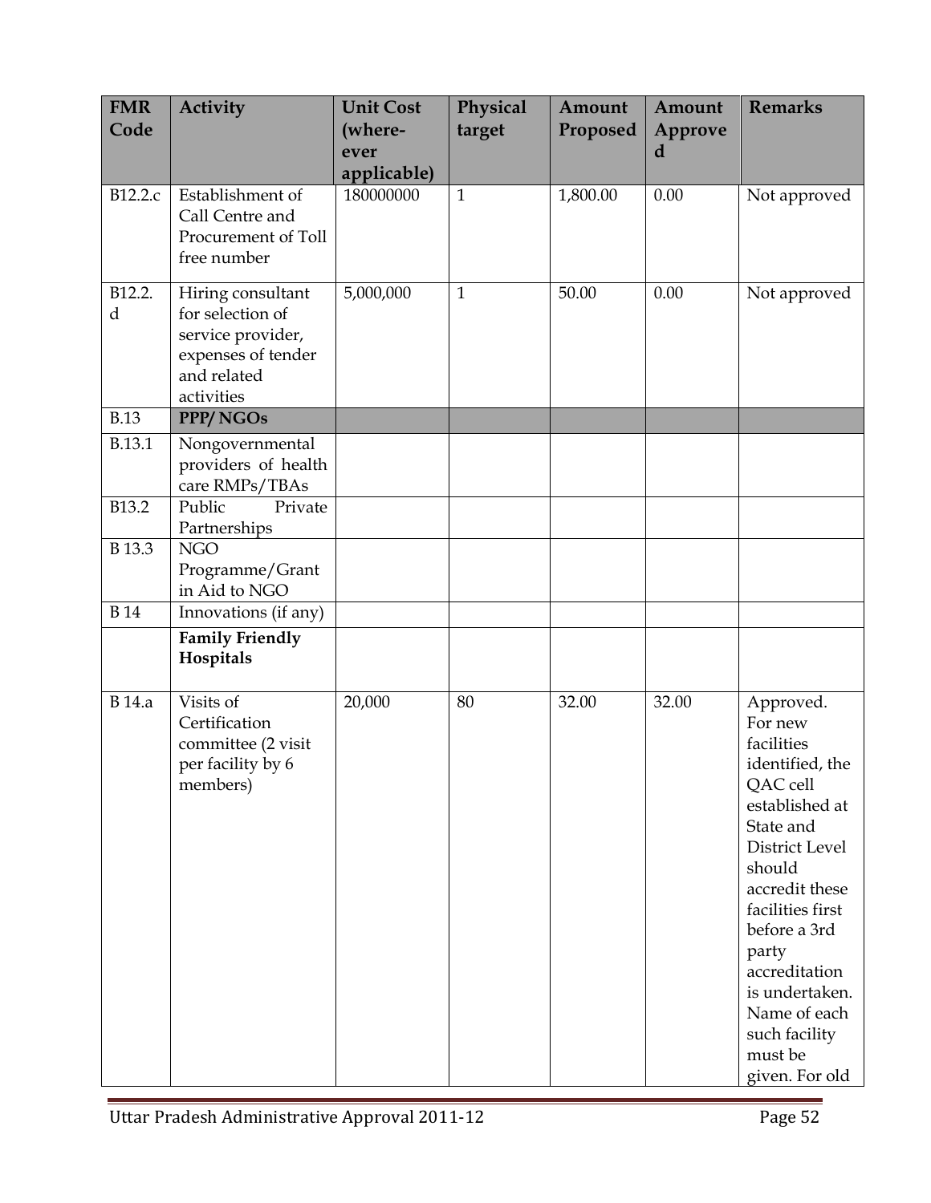| FMR Code | Activity | Unit Cost (where-ever applicable) | Physical target | Amount Proposed | Amount Approved | Remarks |
|---|---|---|---|---|---|---|
| B12.2.c | Establishment of Call Centre and Procurement of Toll free number | 180000000 | 1 | 1,800.00 | 0.00 | Not approved |
| B12.2.d | Hiring consultant for selection of service provider, expenses of tender and related activities | 5,000,000 | 1 | 50.00 | 0.00 | Not approved |
| B.13 | **PPP/ NGOs** | | | | | |
| B.13.1 | Nongovernmental providers of health care RMPs/TBAs | | | | | |
| B13.2 | Public Private Partnerships | | | | | |
| B 13.3 | NGO Programme/Grant in Aid to NGO | | | | | |
| B 14 | Innovations (if any) | | | | | |
| | **Family Friendly Hospitals** | | | | | |
| B 14.a | Visits of Certification committee (2 visit per facility by 6 members) | 20,000 | 80 | 32.00 | 32.00 | Approved. For new facilities identified, the QAC cell established at State and District Level should accredit these facilities first before a 3rd party accreditation is undertaken. Name of each such facility must be given. For old |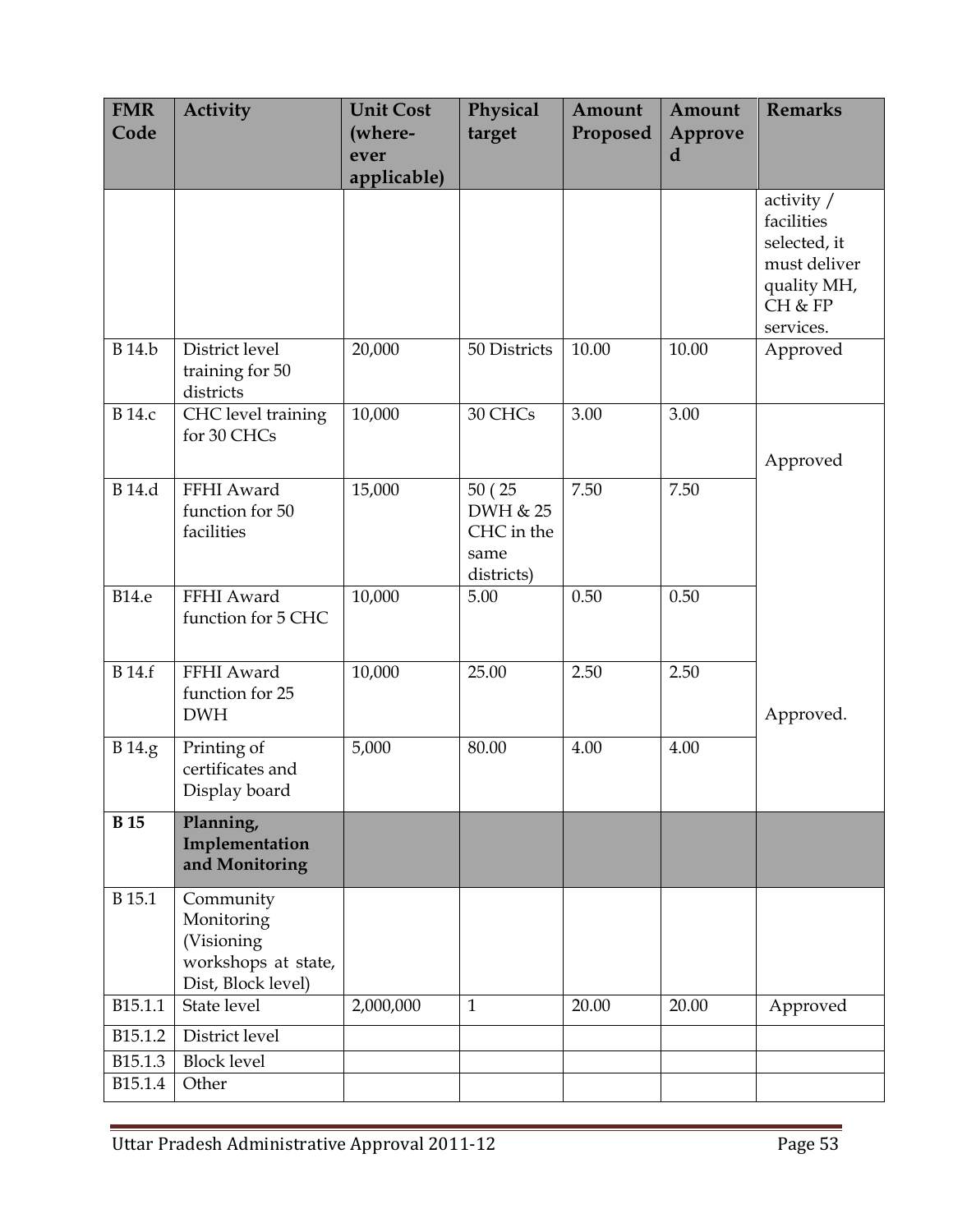| FMR Code | Activity | Unit Cost (where-ever applicable) | Physical target | Amount Proposed | Amount Approved | Remarks |
|---|---|---|---|---|---|---|
| | | | | | | activity / facilities selected, it must deliver quality MH, CH & FP services. |
| B 14.b | District level training for 50 districts | 20,000 | 50 Districts | 10.00 | 10.00 | Approved |
| B 14.c | CHC level training for 30 CHCs | 10,000 | 30 CHCs | 3.00 | 3.00 | Approved |
| B 14.d | FFHI Award function for 50 facilities | 15,000 | 50 ( 25 DWH & 25 CHC in the same districts) | 7.50 | 7.50 | |
| B14.e | FFHI Award function for 5 CHC | 10,000 | 5.00 | 0.50 | 0.50 | Approved. |
| B 14.f | FFHI Award function for 25 DWH | 10,000 | 25.00 | 2.50 | 2.50 | |
| B 14.g | Printing of certificates and Display board | 5,000 | 80.00 | 4.00 | 4.00 | |
| **B 15** | **Planning, Implementation and Monitoring** | | | | | |
| B 15.1 | Community Monitoring (Visioning workshops at state, Dist, Block level) | | | | | |
| B15.1.1 | State level | 2,000,000 | 1 | 20.00 | 20.00 | Approved |
| B15.1.2 | District level | | | | | |
| B15.1.3 | Block level | | | | | |
| B15.1.4 | Other | | | | | |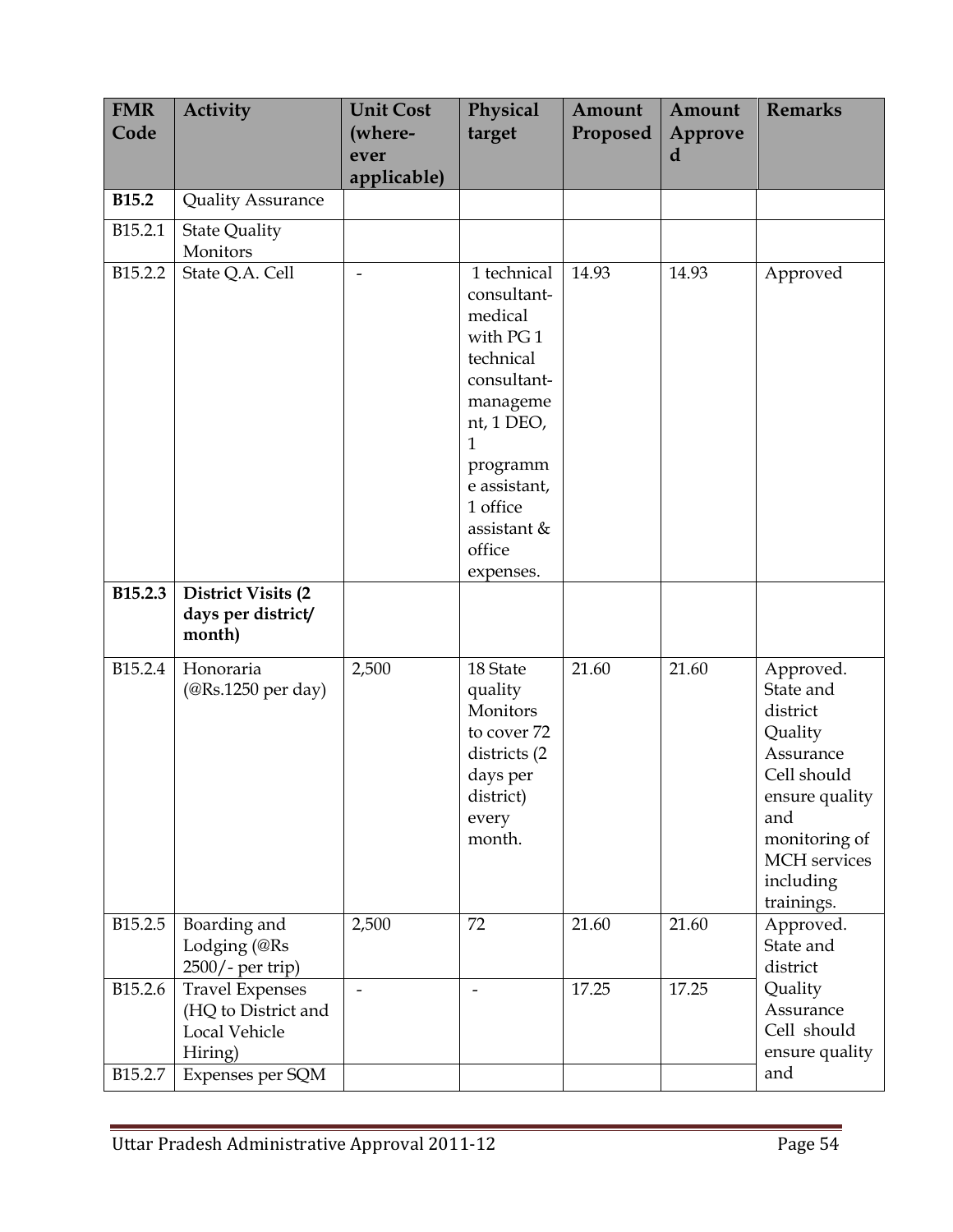| FMR Code | Activity | Unit Cost (where-ever applicable) | Physical target | Amount Proposed | Amount Approved | Remarks |
|---|---|---|---|---|---|---|
| **B15.2** | Quality Assurance | | | | | |
| B15.2.1 | State Quality Monitors | | | | | |
| B15.2.2 | State Q.A. Cell | - | 1 technical consultant-medical with PG 1 technical consultant-management, 1 DEO, 1 programme assistant, 1 office assistant & office expenses. | 14.93 | 14.93 | Approved |
| **B15.2.3** | **District Visits (2 days per district/ month)** | | | | | |
| B15.2.4 | Honoraria (@Rs.1250 per day) | 2,500 | 18 State quality Monitors to cover 72 districts (2 days per district) every month. | 21.60 | 21.60 | Approved. State and district Quality Assurance Cell should ensure quality and monitoring of MCH services including trainings. |
| B15.2.5 | Boarding and Lodging (@Rs 2500/- per trip) | 2,500 | 72 | 21.60 | 21.60 | Approved. State and district Quality Assurance Cell should ensure quality and |
| B15.2.6 | Travel Expenses (HQ to District and Local Vehicle Hiring) | - | - | 17.25 | 17.25 | |
| B15.2.7 | Expenses per SQM | | | | | |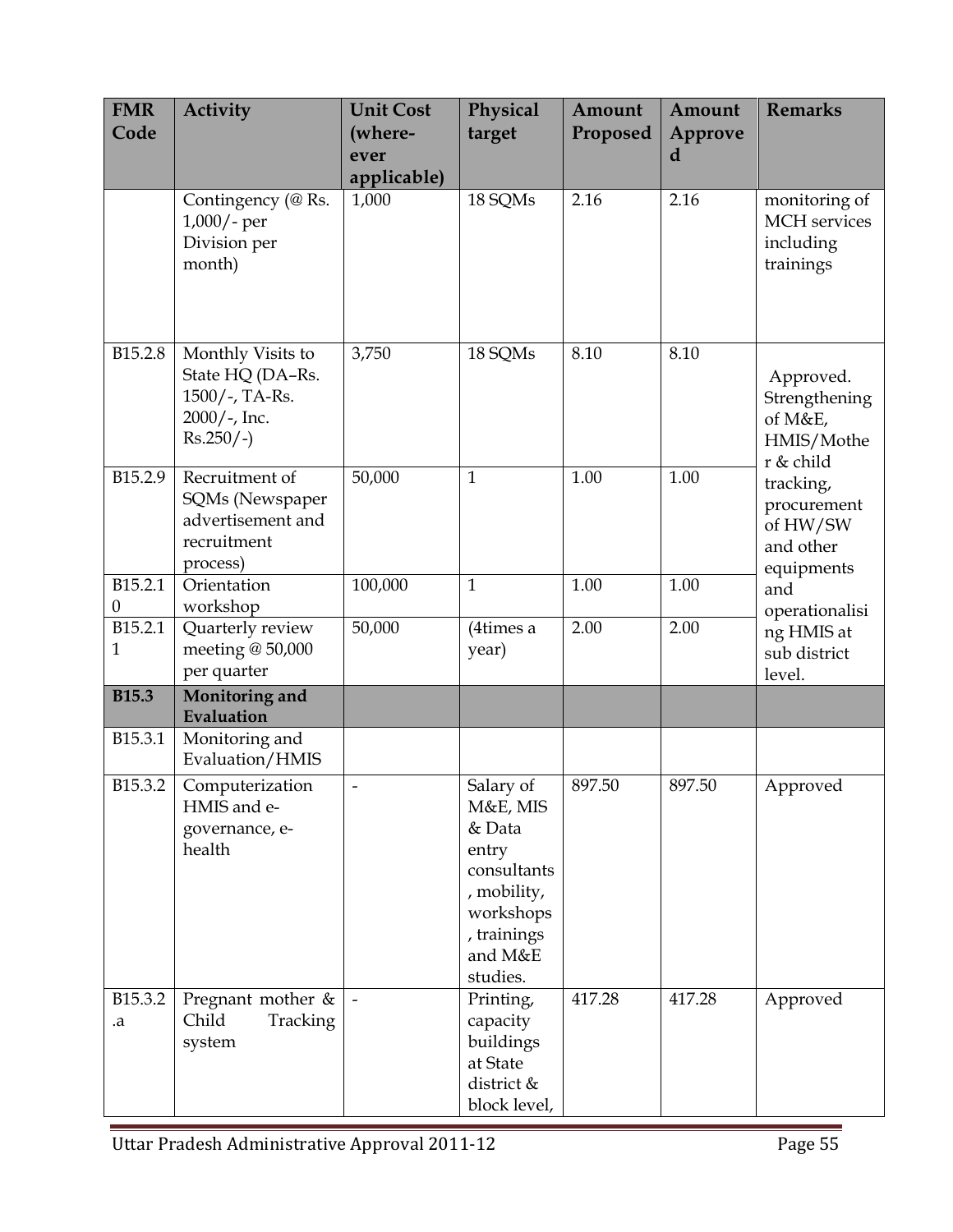| FMR Code | Activity | Unit Cost (where-ever applicable) | Physical target | Amount Proposed | Amount Approved | Remarks |
|---|---|---|---|---|---|---|
| | Contingency (@ Rs. 1,000/- per Division per month) | 1,000 | 18 SQMs | 2.16 | 2.16 | monitoring of MCH services including trainings |
| B15.2.8 | Monthly Visits to State HQ (DA–Rs. 1500/-, TA-Rs. 2000/-, Inc. Rs.250/-) | 3,750 | 18 SQMs | 8.10 | 8.10 | Approved. Strengthening of M&E, HMIS/Mother & child tracking, procurement of HW/SW and other equipments and operationalising HMIS at sub district level. |
| B15.2.9 | Recruitment of SQMs (Newspaper advertisement and recruitment process) | 50,000 | 1 | 1.00 | 1.00 | |
| B15.2.10 | Orientation workshop | 100,000 | 1 | 1.00 | 1.00 | |
| B15.2.11 | Quarterly review meeting @ 50,000 per quarter | 50,000 | (4times a year) | 2.00 | 2.00 | |
| **B15.3** | **Monitoring and Evaluation** | | | | | |
| B15.3.1 | Monitoring and Evaluation/HMIS | | | | | |
| B15.3.2 | Computerization HMIS and e-governance, e-health | - | Salary of M&E, MIS & Data entry consultants, mobility, workshops, trainings and M&E studies. | 897.50 | 897.50 | Approved |
| B15.3.2.a | Pregnant mother & Child Tracking system | - | Printing, capacity buildings at State district & block level, | 417.28 | 417.28 | Approved |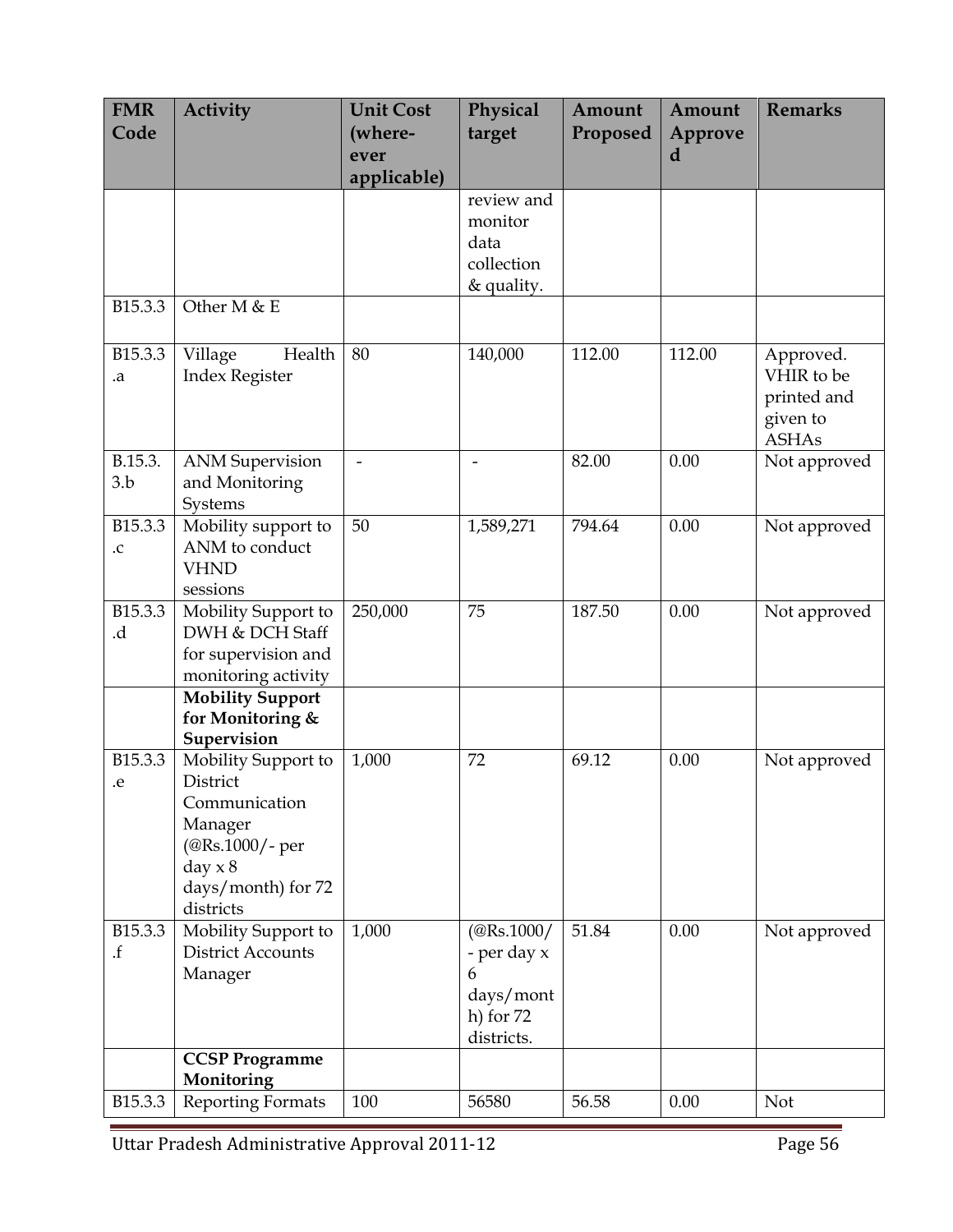| FMR Code | Activity | Unit Cost (where-ever applicable) | Physical target | Amount Proposed | Amount Approved | Remarks |
|---|---|---|---|---|---|---|
| | | | review and monitor data collection & quality. | | | |
| B15.3.3 | Other M & E | | | | | |
| B15.3.3.a | Village Health Index Register | 80 | 140,000 | 112.00 | 112.00 | Approved. VHIR to be printed and given to ASHAs |
| B.15.3.3.b | ANM Supervision and Monitoring Systems | - | - | 82.00 | 0.00 | Not approved |
| B15.3.3.c | Mobility support to ANM to conduct VHND sessions | 50 | 1,589,271 | 794.64 | 0.00 | Not approved |
| B15.3.3.d | Mobility Support to DWH & DCH Staff for supervision and monitoring activity | 250,000 | 75 | 187.50 | 0.00 | Not approved |
| | **Mobility Support for Monitoring & Supervision** | | | | | |
| B15.3.3.e | Mobility Support to District Communication Manager (@Rs.1000/- per day x 8 days/month) for 72 districts | 1,000 | 72 | 69.12 | 0.00 | Not approved |
| B15.3.3.f | Mobility Support to District Accounts Manager | 1,000 | (@Rs.1000/- per day x 6 days/month) for 72 districts. | 51.84 | 0.00 | Not approved |
| | **CCSP Programme Monitoring** | | | | | |
| B15.3.3 | Reporting Formats | 100 | 56580 | 56.58 | 0.00 | Not |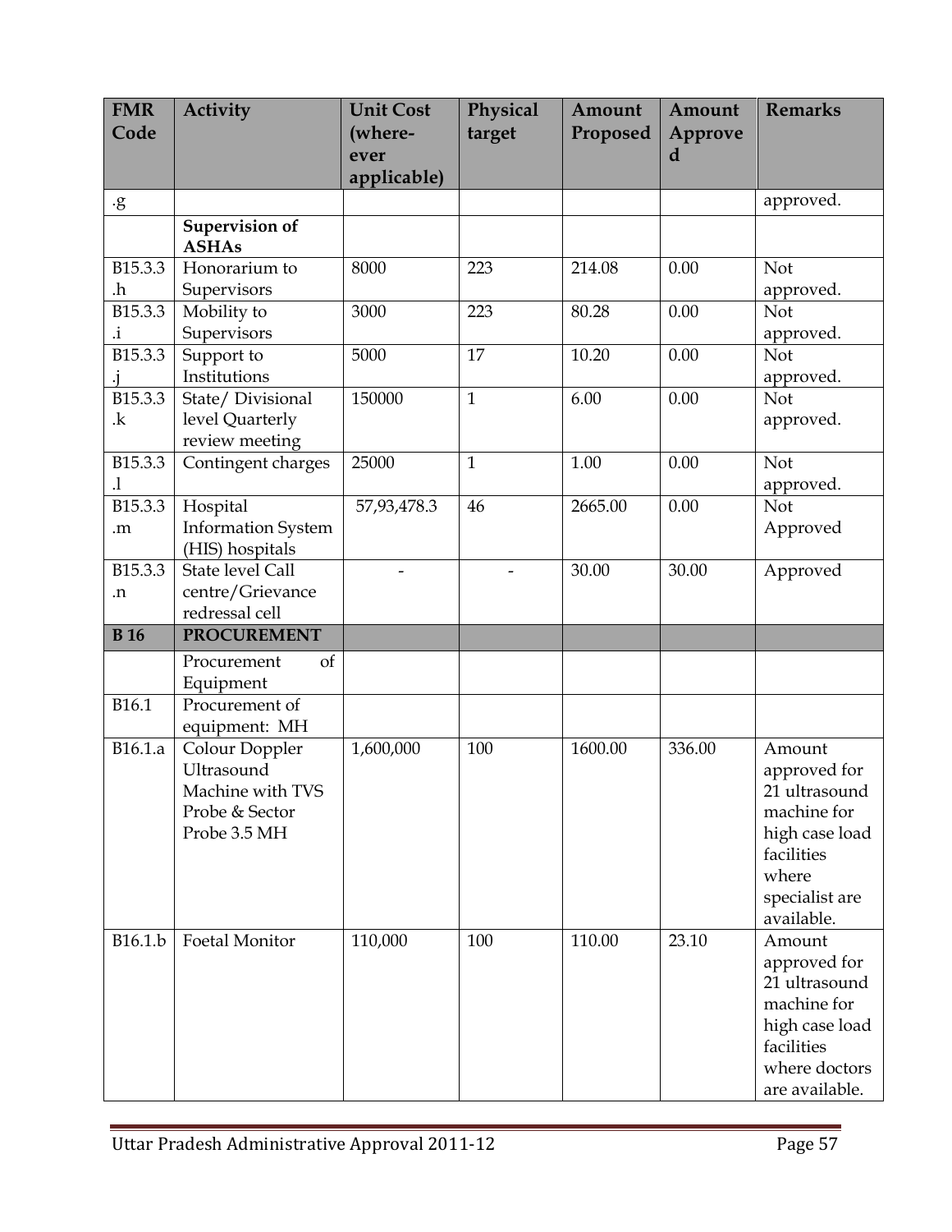| FMR Code | Activity | Unit Cost (where-ever applicable) | Physical target | Amount Proposed | Amount Approved | Remarks |
|---|---|---|---|---|---|---|
| .g | | | | | | approved. |
| | **Supervision of ASHAs** | | | | | |
| B15.3.3.h | Honorarium to Supervisors | 8000 | 223 | 214.08 | 0.00 | Not approved. |
| B15.3.3.i | Mobility to Supervisors | 3000 | 223 | 80.28 | 0.00 | Not approved. |
| B15.3.3.j | Support to Institutions | 5000 | 17 | 10.20 | 0.00 | Not approved. |
| B15.3.3.k | State/ Divisional level Quarterly review meeting | 150000 | 1 | 6.00 | 0.00 | Not approved. |
| B15.3.3.l | Contingent charges | 25000 | 1 | 1.00 | 0.00 | Not approved. |
| B15.3.3.m | Hospital Information System (HIS) hospitals | 57,93,478.3 | 46 | 2665.00 | 0.00 | Not Approved |
| B15.3.3.n | State level Call centre/Grievance redressal cell | - | - | 30.00 | 30.00 | Approved |
| **B 16** | **PROCUREMENT** | | | | | |
| | Procurement of Equipment | | | | | |
| B16.1 | Procurement of equipment: MH | | | | | |
| B16.1.a | Colour Doppler Ultrasound Machine with TVS Probe & Sector Probe 3.5 MH | 1,600,000 | 100 | 1600.00 | 336.00 | Amount approved for 21 ultrasound machine for high case load facilities where specialist are available. |
| B16.1.b | Foetal Monitor | 110,000 | 100 | 110.00 | 23.10 | Amount approved for 21 ultrasound machine for high case load facilities where doctors are available. |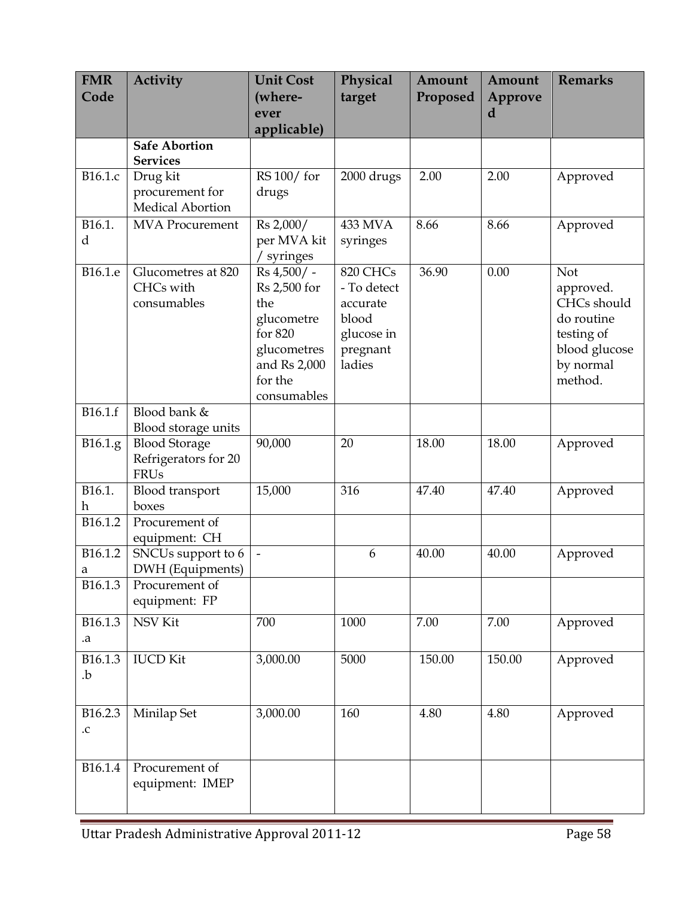| FMR Code | Activity | Unit Cost (where-ever applicable) | Physical target | Amount Proposed | Amount Approved | Remarks |
|---|---|---|---|---|---|---|
| | **Safe Abortion Services** | | | | | |
| B16.1.c | Drug kit procurement for Medical Abortion | RS 100/ for drugs | 2000 drugs | 2.00 | 2.00 | Approved |
| B16.1.d | MVA Procurement | Rs 2,000/ per MVA kit / syringes | 433 MVA syringes | 8.66 | 8.66 | Approved |
| B16.1.e | Glucometres at 820 CHCs with consumables | Rs 4,500/ - Rs 2,500 for the glucometre for 820 glucometres and Rs 2,000 for the consumables | 820 CHCs - To detect accurate blood glucose in pregnant ladies | 36.90 | 0.00 | Not approved. CHCs should do routine testing of blood glucose by normal method. |
| B16.1.f | Blood bank & Blood storage units | | | | | |
| B16.1.g | Blood Storage Refrigerators for 20 FRUs | 90,000 | 20 | 18.00 | 18.00 | Approved |
| B16.1.h | Blood transport boxes | 15,000 | 316 | 47.40 | 47.40 | Approved |
| B16.1.2 | Procurement of equipment: CH | | | | | |
| B16.1.2a | SNCUs support to 6 DWH (Equipments) | - | 6 | 40.00 | 40.00 | Approved |
| B16.1.3 | Procurement of equipment: FP | | | | | |
| B16.1.3.a | NSV Kit | 700 | 1000 | 7.00 | 7.00 | Approved |
| B16.1.3.b | IUCD Kit | 3,000.00 | 5000 | 150.00 | 150.00 | Approved |
| B16.2.3.c | Minilap Set | 3,000.00 | 160 | 4.80 | 4.80 | Approved |
| B16.1.4 | Procurement of equipment: IMEP | | | | | |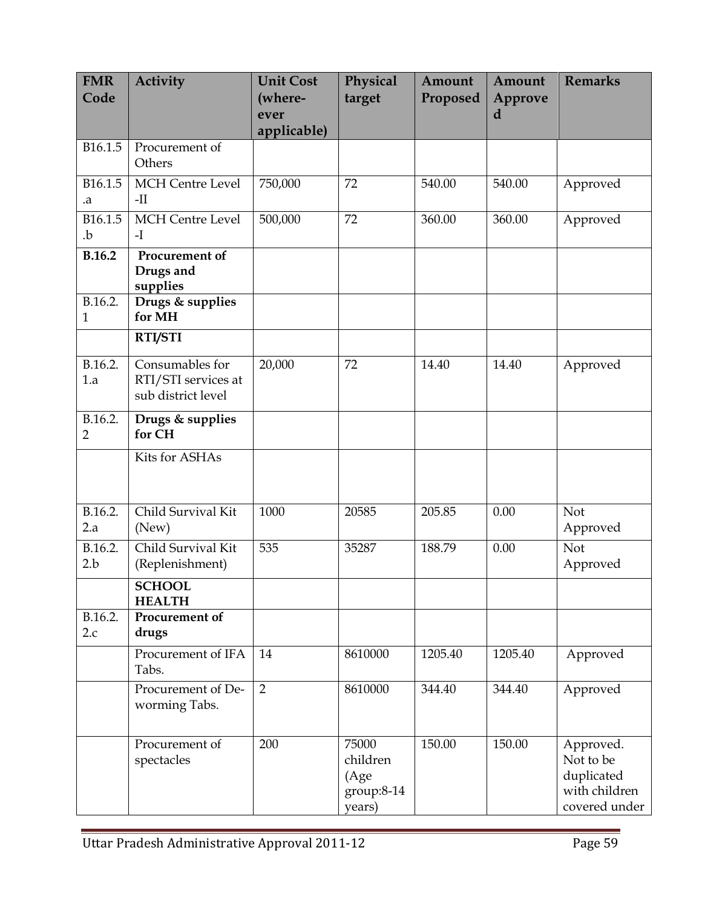| FMR Code | Activity | Unit Cost (where-ever applicable) | Physical target | Amount Proposed | Amount Approved | Remarks |
|---|---|---|---|---|---|---|
| B16.1.5 | Procurement of Others | | | | | |
| B16.1.5.a | MCH Centre Level -II | 750,000 | 72 | 540.00 | 540.00 | Approved |
| B16.1.5.b | MCH Centre Level -I | 500,000 | 72 | 360.00 | 360.00 | Approved |
| **B.16.2** | **Procurement of Drugs and supplies** | | | | | |
| B.16.2.1 | **Drugs & supplies for MH** | | | | | |
| | **RTI/STI** | | | | | |
| B.16.2.1.a | Consumables for RTI/STI services at sub district level | 20,000 | 72 | 14.40 | 14.40 | Approved |
| B.16.2.2 | **Drugs & supplies for CH** | | | | | |
| | Kits for ASHAs | | | | | |
| B.16.2.2.a | Child Survival Kit (New) | 1000 | 20585 | 205.85 | 0.00 | Not Approved |
| B.16.2.2.b | Child Survival Kit (Replenishment) | 535 | 35287 | 188.79 | 0.00 | Not Approved |
| | **SCHOOL HEALTH** | | | | | |
| B.16.2.2.c | **Procurement of drugs** | | | | | |
| | Procurement of IFA Tabs. | 14 | 8610000 | 1205.40 | 1205.40 | Approved |
| | Procurement of De-worming Tabs. | 2 | 8610000 | 344.40 | 344.40 | Approved |
| | Procurement of spectacles | 200 | 75000 children (Age group:8-14 years) | 150.00 | 150.00 | Approved. Not to be duplicated with children covered under |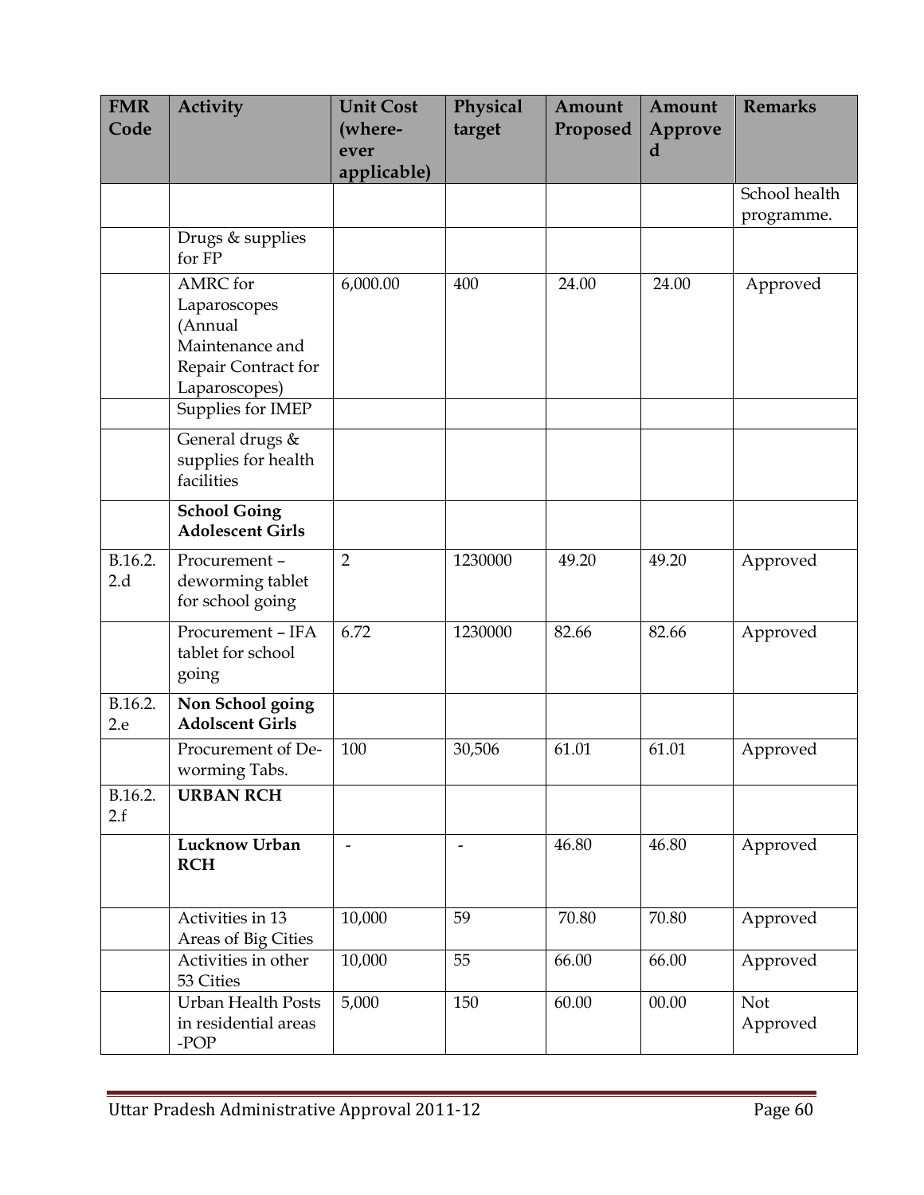| FMR Code | Activity | Unit Cost (where-ever applicable) | Physical target | Amount Proposed | Amount Approved | Remarks |
|---|---|---|---|---|---|---|
| | | | | | | School health programme. |
| | Drugs & supplies for FP | | | | | |
| | AMRC for Laparoscopes (Annual Maintenance and Repair Contract for Laparoscopes) | 6,000.00 | 400 | 24.00 | 24.00 | Approved |
| | Supplies for IMEP | | | | | |
| | General drugs & supplies for health facilities | | | | | |
| | **School Going Adolescent Girls** | | | | | |
| B.16.2.2.d | Procurement – deworming tablet for school going | 2 | 1230000 | 49.20 | 49.20 | Approved |
| | Procurement – IFA tablet for school going | 6.72 | 1230000 | 82.66 | 82.66 | Approved |
| B.16.2.2.e | **Non School going Adolscent Girls** | | | | | |
| | Procurement of De-worming Tabs. | 100 | 30,506 | 61.01 | 61.01 | Approved |
| B.16.2.2.f | **URBAN RCH** | | | | | |
| | **Lucknow Urban RCH** | - | - | 46.80 | 46.80 | Approved |
| | Activities in 13 Areas of Big Cities | 10,000 | 59 | 70.80 | 70.80 | Approved |
| | Activities in other 53 Cities | 10,000 | 55 | 66.00 | 66.00 | Approved |
| | Urban Health Posts in residential areas -POP | 5,000 | 150 | 60.00 | 00.00 | Not Approved |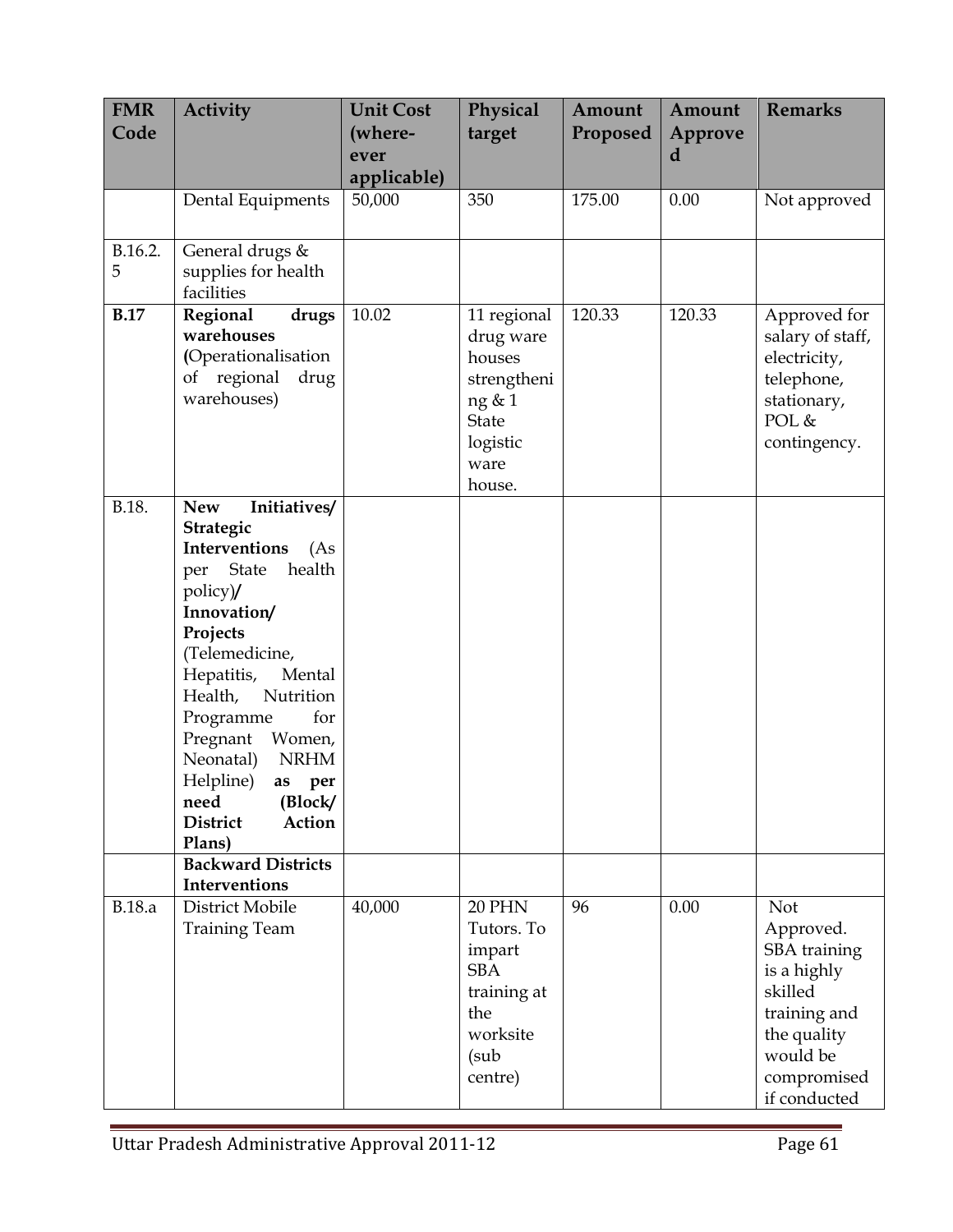| FMR Code | Activity | Unit Cost (where-ever applicable) | Physical target | Amount Proposed | Amount Approved | Remarks |
|---|---|---|---|---|---|---|
| | Dental Equipments | 50,000 | 350 | 175.00 | 0.00 | Not approved |
| B.16.2.5 | General drugs & supplies for health facilities | | | | | |
| **B.17** | **Regional drugs warehouses** (Operationalisation of regional drug warehouses) | 10.02 | 11 regional drug ware houses strengthening & 1 State logistic ware house. | 120.33 | 120.33 | Approved for salary of staff, electricity, telephone, stationary, POL & contingency. |
| B.18. | **New Initiatives/ Strategic Interventions** (As per State health policy)**/ Innovation/ Projects** (Telemedicine, Hepatitis, Mental Health, Nutrition Programme for Pregnant Women, Neonatal) NRHM Helpline) **as per need (Block/ District Action Plans)** | | | | | |
| | **Backward Districts Interventions** | | | | | |
| B.18.a | District Mobile Training Team | 40,000 | 20 PHN Tutors. To impart SBA training at the worksite (sub centre) | 96 | 0.00 | Not Approved. SBA training is a highly skilled training and the quality would be compromised if conducted |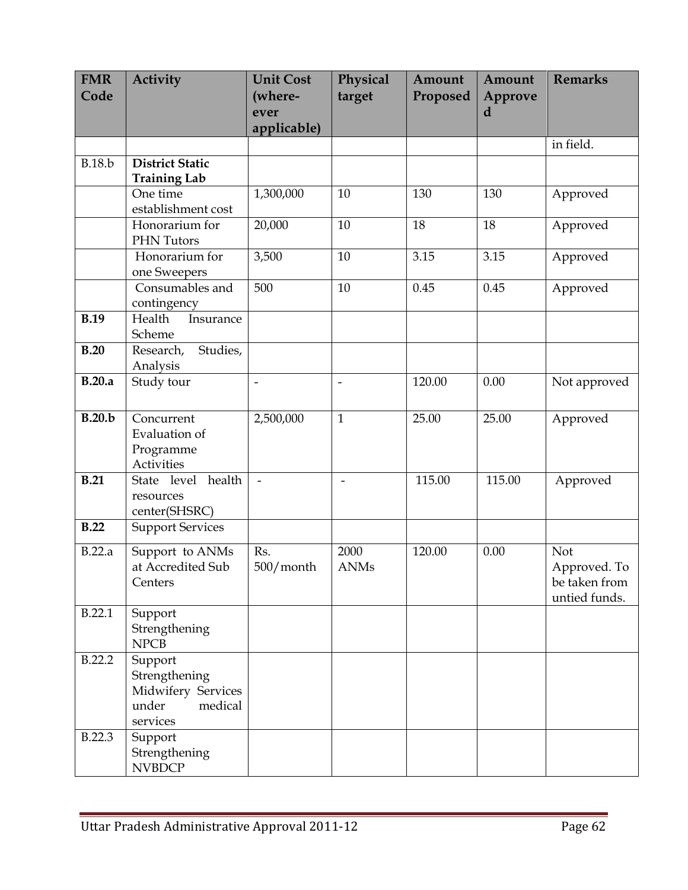| FMR Code | Activity | Unit Cost (where-ever applicable) | Physical target | Amount Proposed | Amount Approved | Remarks |
|---|---|---|---|---|---|---|
| | | | | | | in field. |
| B.18.b | **District Static Training Lab** | | | | | |
| | One time establishment cost | 1,300,000 | 10 | 130 | 130 | Approved |
| | Honorarium for PHN Tutors | 20,000 | 10 | 18 | 18 | Approved |
| | Honorarium for one Sweepers | 3,500 | 10 | 3.15 | 3.15 | Approved |
| | Consumables and contingency | 500 | 10 | 0.45 | 0.45 | Approved |
| **B.19** | Health Insurance Scheme | | | | | |
| **B.20** | Research, Studies, Analysis | | | | | |
| **B.20.a** | Study tour | - | - | 120.00 | 0.00 | Not approved |
| **B.20.b** | Concurrent Evaluation of Programme Activities | 2,500,000 | 1 | 25.00 | 25.00 | Approved |
| **B.21** | State level health resources center(SHSRC) | - | - | 115.00 | 115.00 | Approved |
| **B.22** | Support Services | | | | | |
| B.22.a | Support to ANMs at Accredited Sub Centers | Rs. 500/month | 2000 ANMs | 120.00 | 0.00 | Not Approved. To be taken from untied funds. |
| B.22.1 | Support Strengthening NPCB | | | | | |
| B.22.2 | Support Strengthening Midwifery Services under medical services | | | | | |
| B.22.3 | Support Strengthening NVBDCP | | | | | |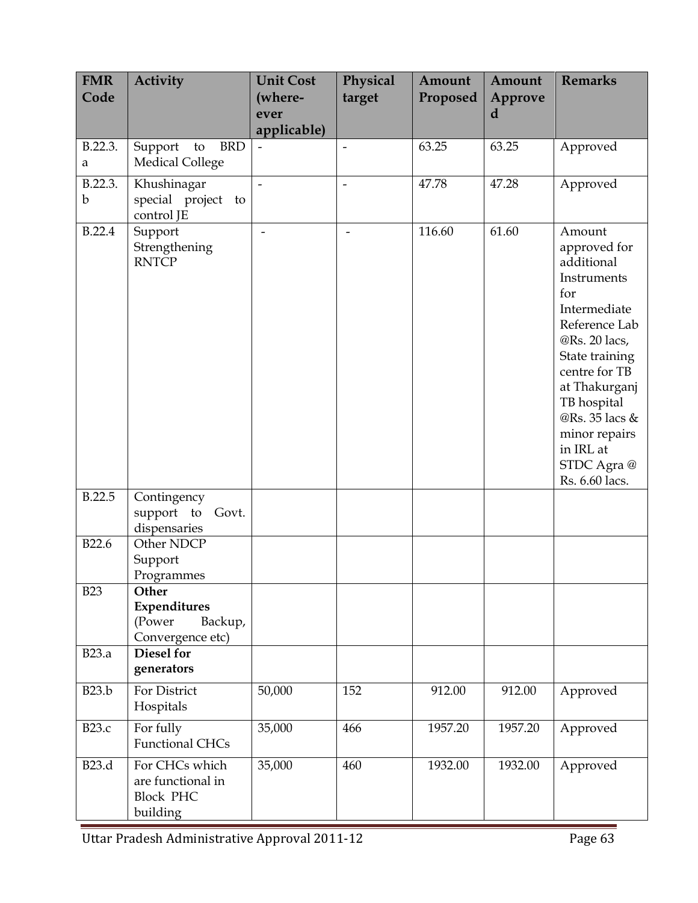| FMR Code | Activity | Unit Cost (where-ever applicable) | Physical target | Amount Proposed | Amount Approved | Remarks |
|---|---|---|---|---|---|---|
| B.22.3.a | Support to BRD Medical College | - | - | 63.25 | 63.25 | Approved |
| B.22.3.b | Khushinagar special project to control JE | - | - | 47.78 | 47.28 | Approved |
| B.22.4 | Support Strengthening RNTCP | - | - | 116.60 | 61.60 | Amount approved for additional Instruments for Intermediate Reference Lab @Rs. 20 lacs, State training centre for TB at Thakurganj TB hospital @Rs. 35 lacs & minor repairs in IRL at STDC Agra @ Rs. 6.60 lacs. |
| B.22.5 | Contingency support to Govt. dispensaries | | | | | |
| B22.6 | Other NDCP Support Programmes | | | | | |
| B23 | **Other Expenditures** (Power Backup, Convergence etc) | | | | | |
| B23.a | **Diesel for generators** | | | | | |
| B23.b | For District Hospitals | 50,000 | 152 | 912.00 | 912.00 | Approved |
| B23.c | For fully Functional CHCs | 35,000 | 466 | 1957.20 | 1957.20 | Approved |
| B23.d | For CHCs which are functional in Block PHC building | 35,000 | 460 | 1932.00 | 1932.00 | Approved |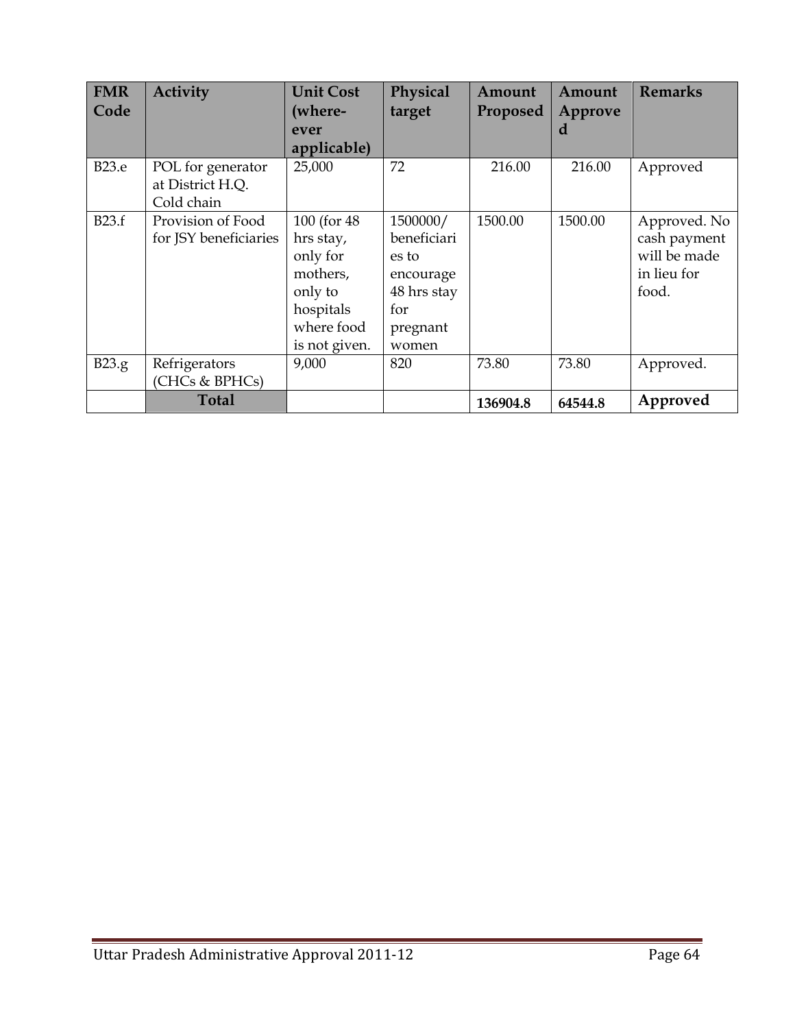| FMR Code | Activity | Unit Cost (where-ever applicable) | Physical target | Amount Proposed | Amount Approved | Remarks |
|---|---|---|---|---|---|---|
| B23.e | POL for generator at District H.Q. Cold chain | 25,000 | 72 | 216.00 | 216.00 | Approved |
| B23.f | Provision of Food for JSY beneficiaries | 100 (for 48 hrs stay, only for mothers, only to hospitals where food is not given. | 1500000/ beneficiaries to encourage 48 hrs stay for pregnant women | 1500.00 | 1500.00 | Approved. No cash payment will be made in lieu for food. |
| B23.g | Refrigerators (CHCs & BPHCs) | 9,000 | 820 | 73.80 | 73.80 | Approved. |
| | **Total** | | | **136904.8** | **64544.8** | **Approved** |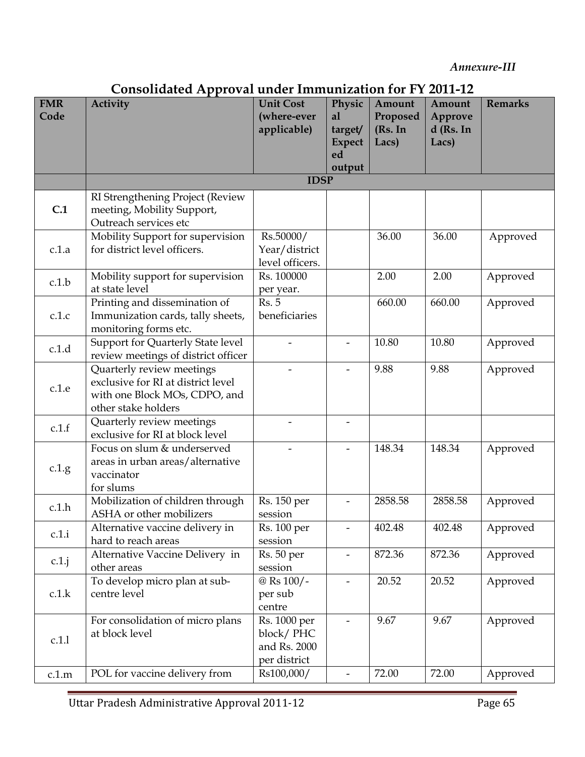*Annexure-III*

## Consolidated Approval under Immunization for FY 2011-12

| FMR Code | Activity | Unit Cost (where-ever applicable) | Physical target/ Expected output | Amount Proposed (Rs. In Lacs) | Amount Approved (Rs. In Lacs) | Remarks |
|---|---|---|---|---|---|---|
| | **IDSP** | | | | | |
| **C.1** | RI Strengthening Project (Review meeting, Mobility Support, Outreach services etc | | | | | |
| c.1.a | Mobility Support for supervision for district level officers. | Rs.50000/ Year/district level officers. | | 36.00 | 36.00 | Approved |
| c.1.b | Mobility support for supervision at state level | Rs. 100000 per year. | | 2.00 | 2.00 | Approved |
| c.1.c | Printing and dissemination of Immunization cards, tally sheets, monitoring forms etc. | Rs. 5 beneficiaries | | 660.00 | 660.00 | Approved |
| c.1.d | Support for Quarterly State level review meetings of district officer | - | - | 10.80 | 10.80 | Approved |
| c.1.e | Quarterly review meetings exclusive for RI at district level with one Block MOs, CDPO, and other stake holders | - | - | 9.88 | 9.88 | Approved |
| c.1.f | Quarterly review meetings exclusive for RI at block level | - | - | | | |
| c.1.g | Focus on slum & underserved areas in urban areas/alternative vaccinator for slums | - | - | 148.34 | 148.34 | Approved |
| c.1.h | Mobilization of children through ASHA or other mobilizers | Rs. 150 per session | - | 2858.58 | 2858.58 | Approved |
| c.1.i | Alternative vaccine delivery in hard to reach areas | Rs. 100 per session | - | 402.48 | 402.48 | Approved |
| c.1.j | Alternative Vaccine Delivery in other areas | Rs. 50 per session | - | 872.36 | 872.36 | Approved |
| c.1.k | To develop micro plan at sub-centre level | @ Rs 100/- per sub centre | - | 20.52 | 20.52 | Approved |
| c.1.l | For consolidation of micro plans at block level | Rs. 1000 per block/ PHC and Rs. 2000 per district | - | 9.67 | 9.67 | Approved |
| c.1.m | POL for vaccine delivery from | Rs100,000/ | - | 72.00 | 72.00 | Approved |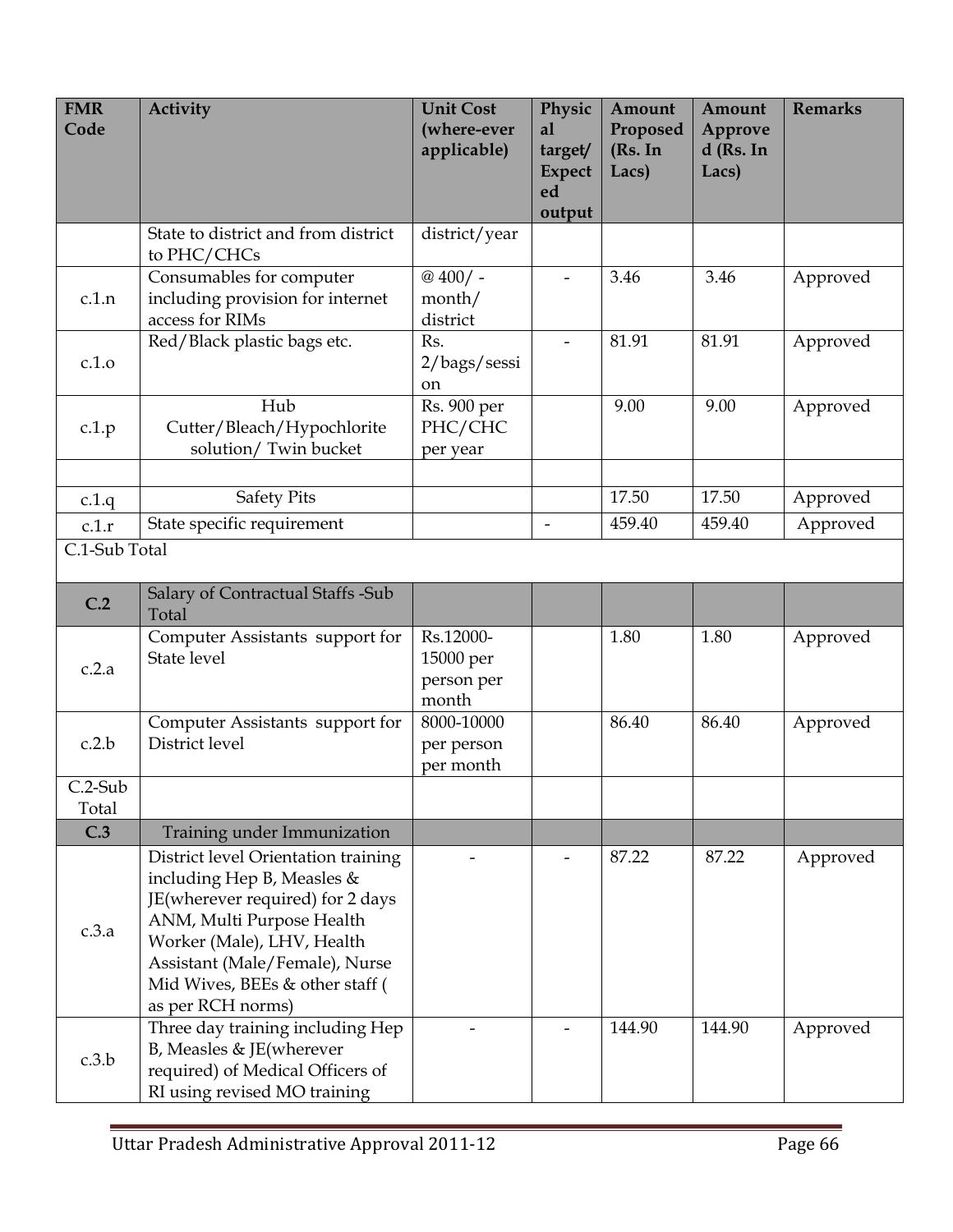| FMR Code | Activity | Unit Cost (where-ever applicable) | Physical target/ Expected output | Amount Proposed (Rs. In Lacs) | Amount Approved (Rs. In Lacs) | Remarks |
|---|---|---|---|---|---|---|
| | State to district and from district to PHC/CHCs | district/year | | | | |
| c.1.n | Consumables for computer including provision for internet access for RIMs | @ 400/ - month/ district | - | 3.46 | 3.46 | Approved |
| c.1.o | Red/Black plastic bags etc. | Rs. 2/bags/session | - | 81.91 | 81.91 | Approved |
| c.1.p | Hub Cutter/Bleach/Hypochlorite solution/ Twin bucket | Rs. 900 per PHC/CHC per year | | 9.00 | 9.00 | Approved |
| | | | | | | |
| c.1.q | Safety Pits | | | 17.50 | 17.50 | Approved |
| c.1.r | State specific requirement | | - | 459.40 | 459.40 | Approved |
| C.1-Sub Total | | | | | | |
| **C.2** | Salary of Contractual Staffs -Sub Total | | | | | |
| c.2.a | Computer Assistants support for State level | Rs.12000-15000 per person per month | | 1.80 | 1.80 | Approved |
| c.2.b | Computer Assistants support for District level | 8000-10000 per person per month | | 86.40 | 86.40 | Approved |
| C.2-Sub Total | | | | | | |
| **C.3** | Training under Immunization | | | | | |
| c.3.a | District level Orientation training including Hep B, Measles & JE(wherever required) for 2 days ANM, Multi Purpose Health Worker (Male), LHV, Health Assistant (Male/Female), Nurse Mid Wives, BEEs & other staff ( as per RCH norms) | - | - | 87.22 | 87.22 | Approved |
| c.3.b | Three day training including Hep B, Measles & JE(wherever required) of Medical Officers of RI using revised MO training | - | - | 144.90 | 144.90 | Approved |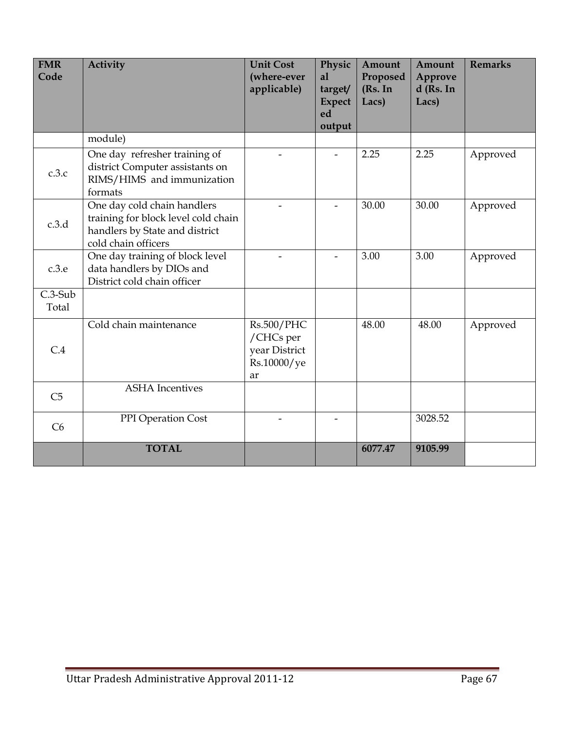| FMR Code | Activity | Unit Cost (where-ever applicable) | Physical target/ Expected output | Amount Proposed (Rs. In Lacs) | Amount Approved (Rs. In Lacs) | Remarks |
|---|---|---|---|---|---|---|
| | module) | | | | | |
| c.3.c | One day refresher training of district Computer assistants on RIMS/HIMS and immunization formats | - | - | 2.25 | 2.25 | Approved |
| c.3.d | One day cold chain handlers training for block level cold chain handlers by State and district cold chain officers | - | - | 30.00 | 30.00 | Approved |
| c.3.e | One day training of block level data handlers by DIOs and District cold chain officer | - | - | 3.00 | 3.00 | Approved |
| C.3-Sub Total | | | | | | |
| C.4 | Cold chain maintenance | Rs.500/PHC /CHCs per year District Rs.10000/year | | 48.00 | 48.00 | Approved |
| C5 | ASHA Incentives | | | | | |
| C6 | PPI Operation Cost | - | - | | 3028.52 | |
| | **TOTAL** | | | **6077.47** | **9105.99** | |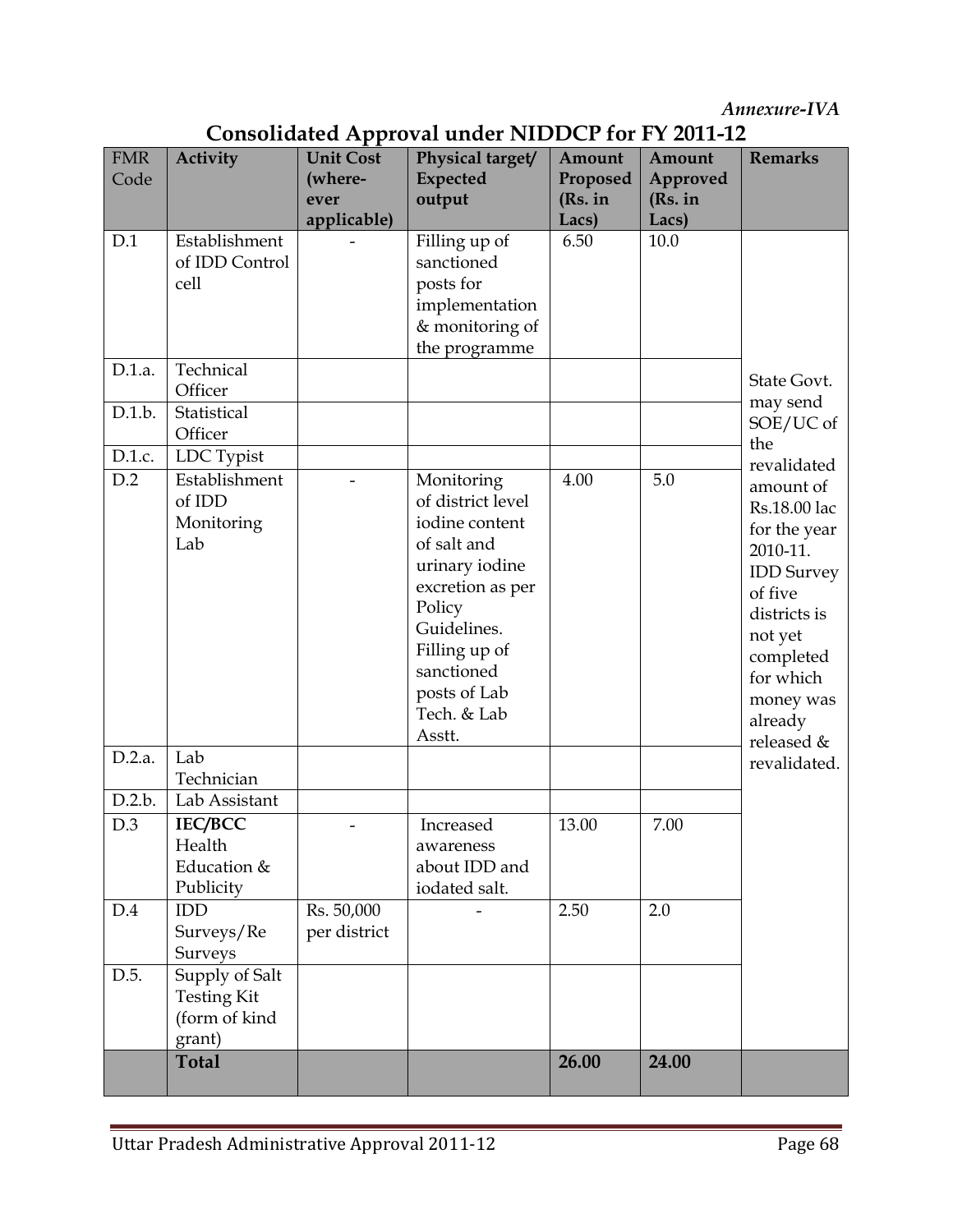*Annexure-IVA*

## Consolidated Approval under NIDDCP for FY 2011-12

| FMR Code | Activity | Unit Cost (where-ever applicable) | Physical target/ Expected output | Amount Proposed (Rs. in Lacs) | Amount Approved (Rs. in Lacs) | Remarks |
|---|---|---|---|---|---|---|
| D.1 | Establishment of IDD Control cell | - | Filling up of sanctioned posts for implementation & monitoring of the programme | 6.50 | 10.0 | State Govt. may send SOE/UC of the revalidated amount of Rs.18.00 lac for the year 2010-11. IDD Survey of five districts is not yet completed for which money was already released & revalidated. |
| D.1.a. | Technical Officer | | | | | |
| D.1.b. | Statistical Officer | | | | | |
| D.1.c. | LDC Typist | | | | | |
| D.2 | Establishment of IDD Monitoring Lab | - | Monitoring of district level iodine content of salt and urinary iodine excretion as per Policy Guidelines. Filling up of sanctioned posts of Lab Tech. & Lab Asstt. | 4.00 | 5.0 | |
| D.2.a. | Lab Technician | | | | | |
| D.2.b. | Lab Assistant | | | | | |
| D.3 | **IEC/BCC** Health Education & Publicity | - | Increased awareness about IDD and iodated salt. | 13.00 | 7.00 | |
| D.4 | IDD Surveys/Re Surveys | Rs. 50,000 per district | - | 2.50 | 2.0 | |
| D.5. | Supply of Salt Testing Kit (form of kind grant) | | | | | |
| | **Total** | | | **26.00** | **24.00** | |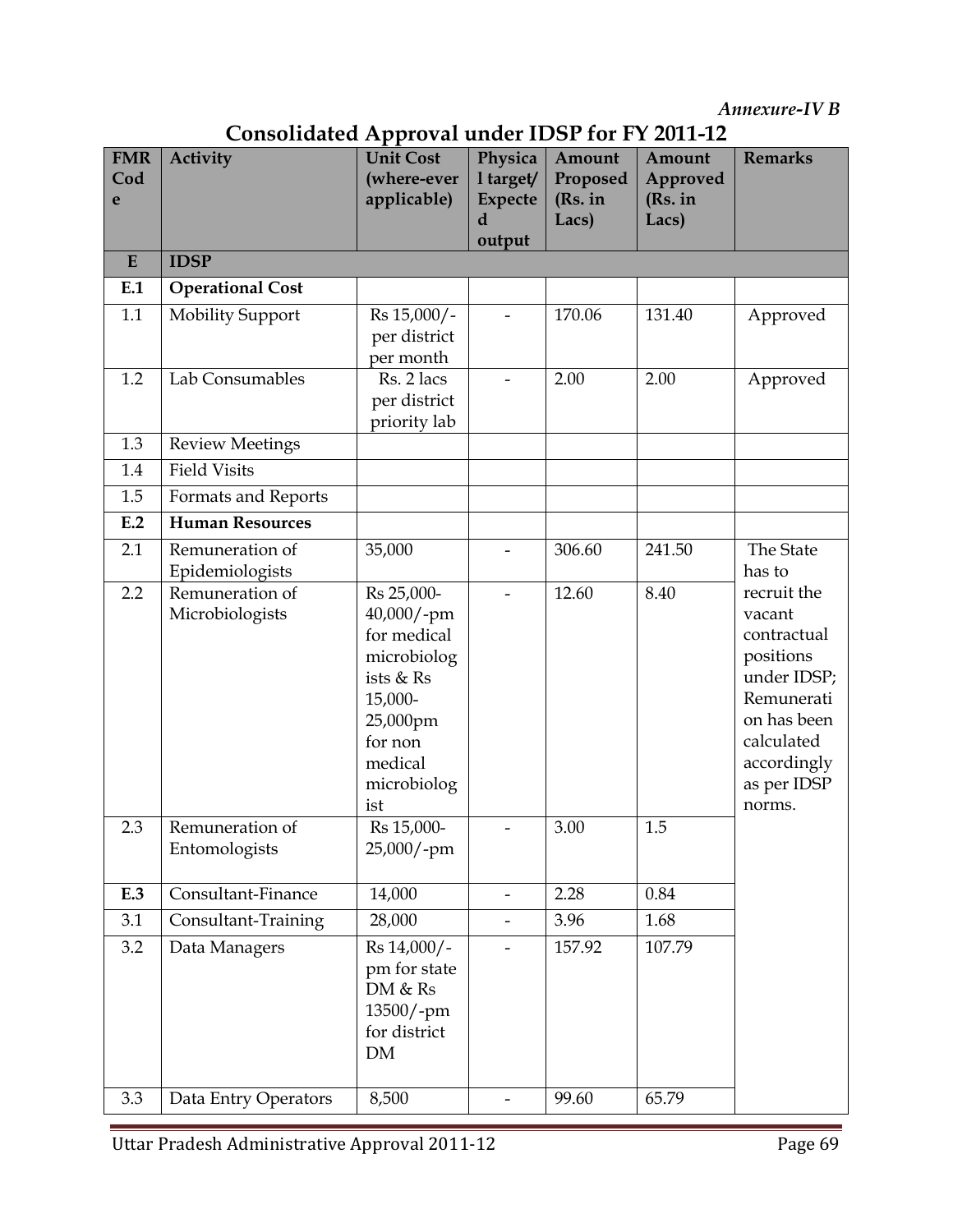*Annexure-IV B*

## Consolidated Approval under IDSP for FY 2011-12

| FMR Code | Activity | Unit Cost (where-ever applicable) | Physical target/ Expected output | Amount Proposed (Rs. in Lacs) | Amount Approved (Rs. in Lacs) | Remarks |
|---|---|---|---|---|---|---|
| **E** | **IDSP** | | | | | |
| **E.1** | **Operational Cost** | | | | | |
| 1.1 | Mobility Support | Rs 15,000/- per district per month | - | 170.06 | 131.40 | Approved |
| 1.2 | Lab Consumables | Rs. 2 lacs per district priority lab | - | 2.00 | 2.00 | Approved |
| 1.3 | Review Meetings | | | | | |
| 1.4 | Field Visits | | | | | |
| 1.5 | Formats and Reports | | | | | |
| **E.2** | **Human Resources** | | | | | |
| 2.1 | Remuneration of Epidemiologists | 35,000 | - | 306.60 | 241.50 | The State has to recruit the vacant contractual positions under IDSP; Remuneration has been calculated accordingly as per IDSP norms. |
| 2.2 | Remuneration of Microbiologists | Rs 25,000-40,000/-pm for medical microbiologists & Rs 15,000-25,000pm for non medical microbiologist | - | 12.60 | 8.40 | |
| 2.3 | Remuneration of Entomologists | Rs 15,000-25,000/-pm | - | 3.00 | 1.5 | |
| **E.3** | Consultant-Finance | 14,000 | - | 2.28 | 0.84 | |
| 3.1 | Consultant-Training | 28,000 | - | 3.96 | 1.68 | |
| 3.2 | Data Managers | Rs 14,000/-pm for state DM & Rs 13500/-pm for district DM | - | 157.92 | 107.79 | |
| 3.3 | Data Entry Operators | 8,500 | - | 99.60 | 65.79 | |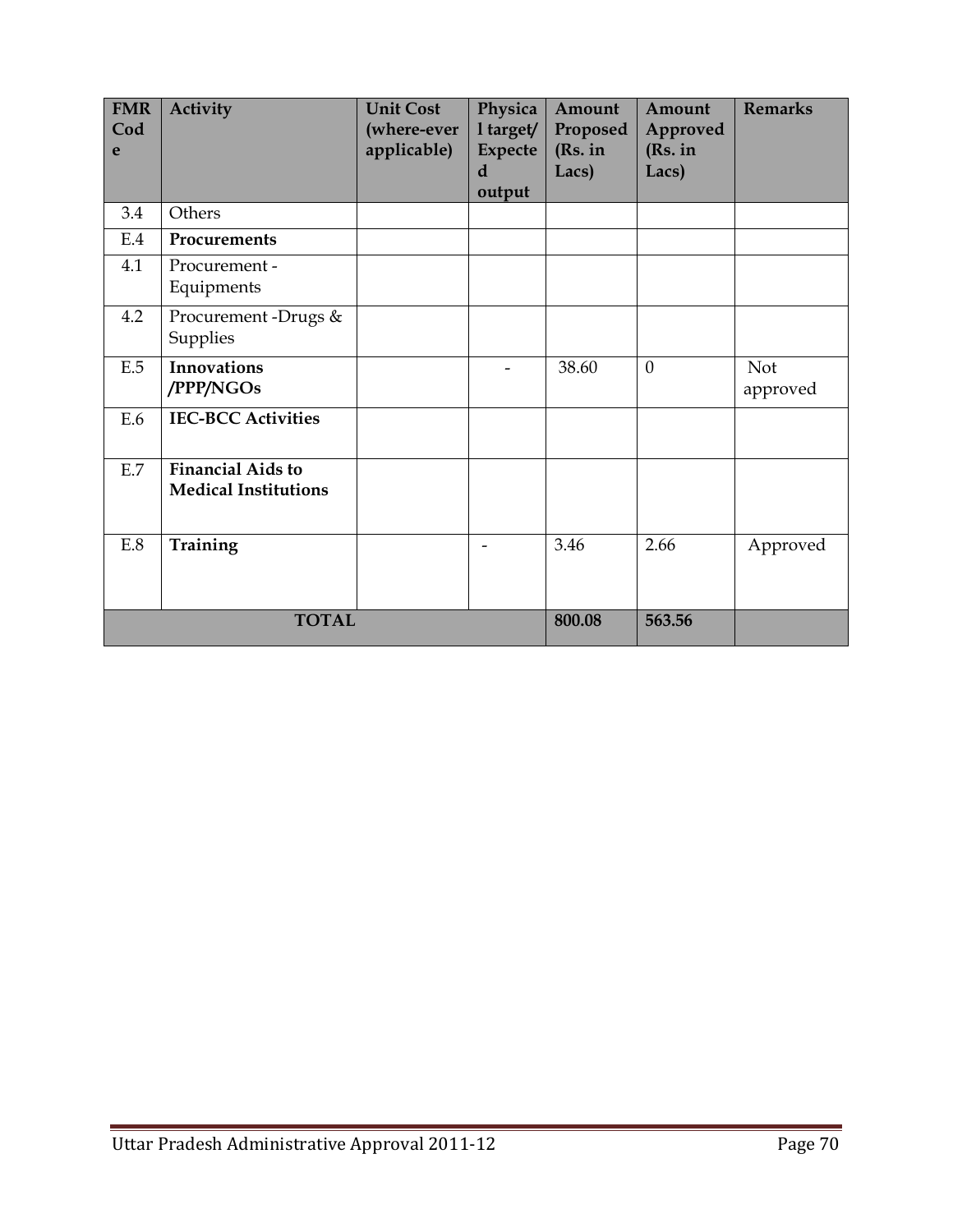| FMR Code | Activity | Unit Cost (where-ever applicable) | Physical target/ Expected output | Amount Proposed (Rs. in Lacs) | Amount Approved (Rs. in Lacs) | Remarks |
|---|---|---|---|---|---|---|
| 3.4 | Others | | | | | |
| E.4 | **Procurements** | | | | | |
| 4.1 | Procurement - Equipments | | | | | |
| 4.2 | Procurement -Drugs & Supplies | | | | | |
| E.5 | **Innovations /PPP/NGOs** | | - | 38.60 | 0 | Not approved |
| E.6 | **IEC-BCC Activities** | | | | | |
| E.7 | **Financial Aids to Medical Institutions** | | | | | |
| E.8 | **Training** | | - | 3.46 | 2.66 | Approved |
| **TOTAL** | | | | **800.08** | **563.56** | |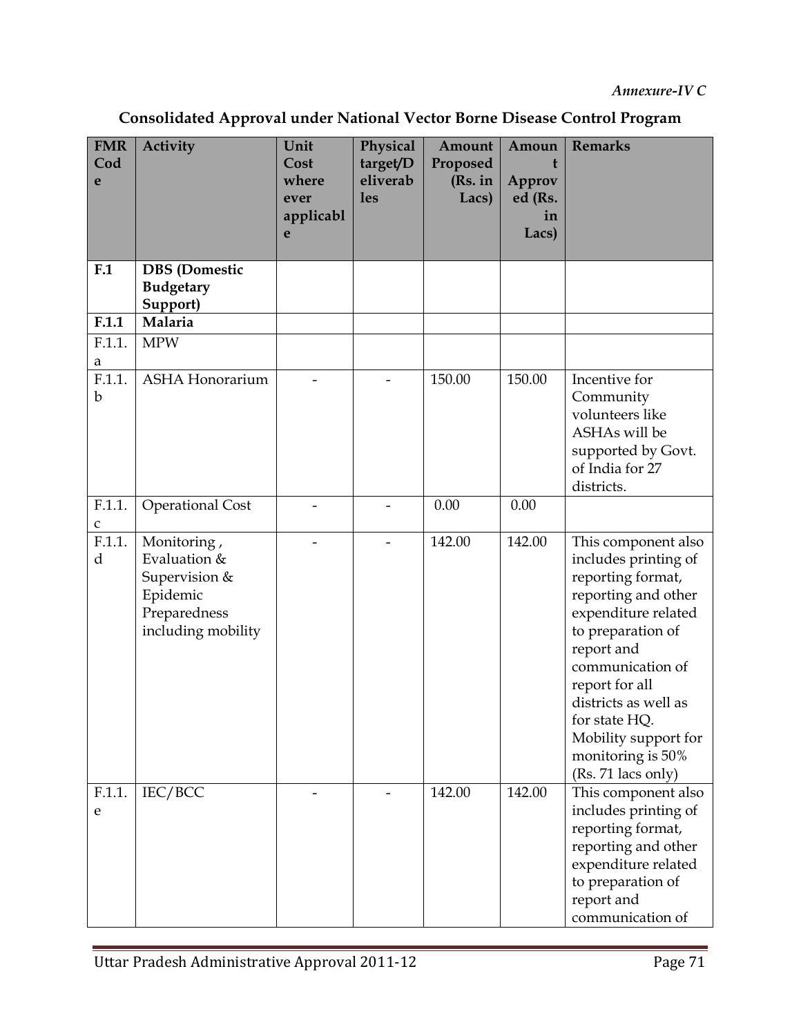*Annexure-IV C*

## Consolidated Approval under National Vector Borne Disease Control Program

| FMR Code | Activity | Unit Cost where ever applicable | Physical target/Deliverables | Amount Proposed (Rs. in Lacs) | Amount Approved (Rs. in Lacs) | Remarks |
|---|---|---|---|---|---|---|
| **F.1** | **DBS (Domestic Budgetary Support)** | | | | | |
| **F.1.1** | **Malaria** | | | | | |
| F.1.1.a | MPW | | | | | |
| F.1.1.b | ASHA Honorarium | - | - | 150.00 | 150.00 | Incentive for Community volunteers like ASHAs will be supported by Govt. of India for 27 districts. |
| F.1.1.c | Operational Cost | - | - | 0.00 | 0.00 | |
| F.1.1.d | Monitoring , Evaluation & Supervision & Epidemic Preparedness including mobility | - | - | 142.00 | 142.00 | This component also includes printing of reporting format, reporting and other expenditure related to preparation of report and communication of report for all districts as well as for state HQ. Mobility support for monitoring is 50% (Rs. 71 lacs only) |
| F.1.1.e | IEC/BCC | - | - | 142.00 | 142.00 | This component also includes printing of reporting format, reporting and other expenditure related to preparation of report and communication of |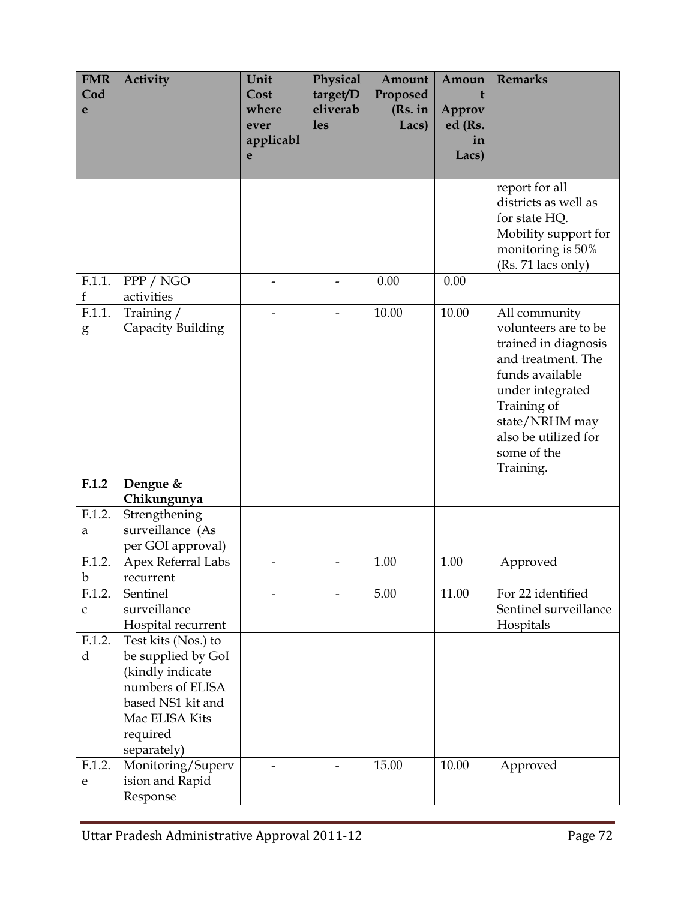| FMR Code | Activity | Unit Cost where ever applicable | Physical target/Deliverables | Amount Proposed (Rs. in Lacs) | Amount Approved (Rs. in Lacs) | Remarks |
|---|---|---|---|---|---|---|
| | | | | | | report for all districts as well as for state HQ. Mobility support for monitoring is 50% (Rs. 71 lacs only) |
| F.1.1.f | PPP / NGO activities | - | - | 0.00 | 0.00 | |
| F.1.1.g | Training / Capacity Building | - | - | 10.00 | 10.00 | All community volunteers are to be trained in diagnosis and treatment. The funds available under integrated Training of state/NRHM may also be utilized for some of the Training. |
| **F.1.2** | **Dengue & Chikungunya** | | | | | |
| F.1.2.a | Strengthening surveillance (As per GOI approval) | | | | | |
| F.1.2.b | Apex Referral Labs recurrent | - | - | 1.00 | 1.00 | Approved |
| F.1.2.c | Sentinel surveillance Hospital recurrent | - | - | 5.00 | 11.00 | For 22 identified Sentinel surveillance Hospitals |
| F.1.2.d | Test kits (Nos.) to be supplied by GoI (kindly indicate numbers of ELISA based NS1 kit and Mac ELISA Kits required separately) | | | | | |
| F.1.2.e | Monitoring/Supervision and Rapid Response | - | - | 15.00 | 10.00 | Approved |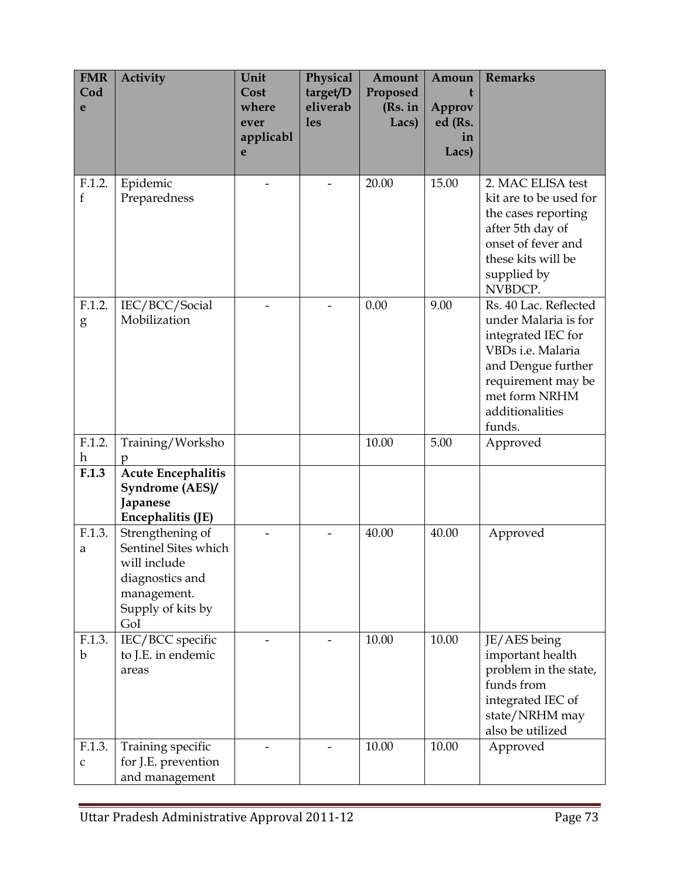| FMR Code | Activity | Unit Cost where ever applicable | Physical target/Deliverables | Amount Proposed (Rs. in Lacs) | Amount Approved (Rs. in Lacs) | Remarks |
|---|---|---|---|---|---|---|
| F.1.2.f | Epidemic Preparedness | - | - | 20.00 | 15.00 | 2. MAC ELISA test kit are to be used for the cases reporting after 5th day of onset of fever and these kits will be supplied by NVBDCP. |
| F.1.2.g | IEC/BCC/Social Mobilization | - | - | 0.00 | 9.00 | Rs. 40 Lac. Reflected under Malaria is for integrated IEC for VBDs i.e. Malaria and Dengue further requirement may be met form NRHM additionalities funds. |
| F.1.2.h | Training/Workshop | | | 10.00 | 5.00 | Approved |
| **F.1.3** | **Acute Encephalitis Syndrome (AES)/ Japanese Encephalitis (JE)** | | | | | |
| F.1.3.a | Strengthening of Sentinel Sites which will include diagnostics and management. Supply of kits by GoI | - | - | 40.00 | 40.00 | Approved |
| F.1.3.b | IEC/BCC specific to J.E. in endemic areas | - | - | 10.00 | 10.00 | JE/AES being important health problem in the state, funds from integrated IEC of state/NRHM may also be utilized |
| F.1.3.c | Training specific for J.E. prevention and management | - | - | 10.00 | 10.00 | Approved |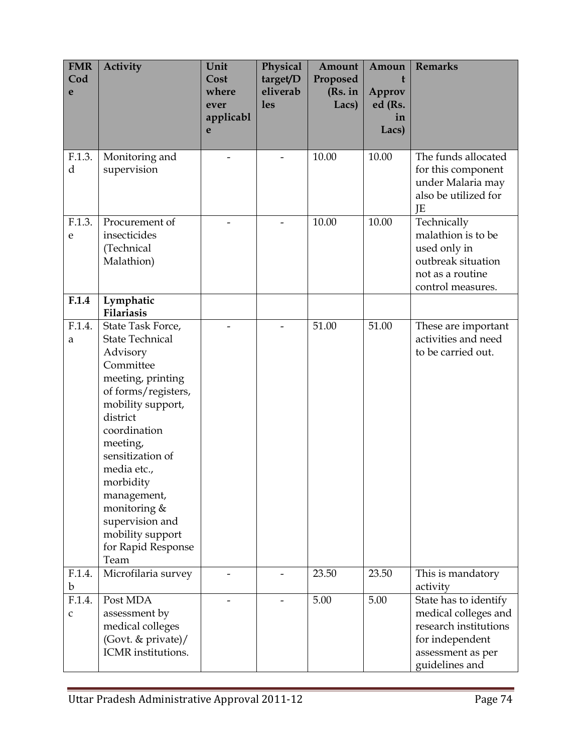| FMR Code | Activity | Unit Cost where ever applicable | Physical target/Deliverables | Amount Proposed (Rs. in Lacs) | Amount Approved (Rs. in Lacs) | Remarks |
|---|---|---|---|---|---|---|
| F.1.3.d | Monitoring and supervision | - | - | 10.00 | 10.00 | The funds allocated for this component under Malaria may also be utilized for JE |
| F.1.3.e | Procurement of insecticides (Technical Malathion) | - | - | 10.00 | 10.00 | Technically malathion is to be used only in outbreak situation not as a routine control measures. |
| **F.1.4** | **Lymphatic Filariasis** | | | | | |
| F.1.4.a | State Task Force, State Technical Advisory Committee meeting, printing of forms/registers, mobility support, district coordination meeting, sensitization of media etc., morbidity management, monitoring & supervision and mobility support for Rapid Response Team | - | - | 51.00 | 51.00 | These are important activities and need to be carried out. |
| F.1.4.b | Microfilaria survey | - | - | 23.50 | 23.50 | This is mandatory activity |
| F.1.4.c | Post MDA assessment by medical colleges (Govt. & private)/ ICMR institutions. | - | - | 5.00 | 5.00 | State has to identify medical colleges and research institutions for independent assessment as per guidelines and |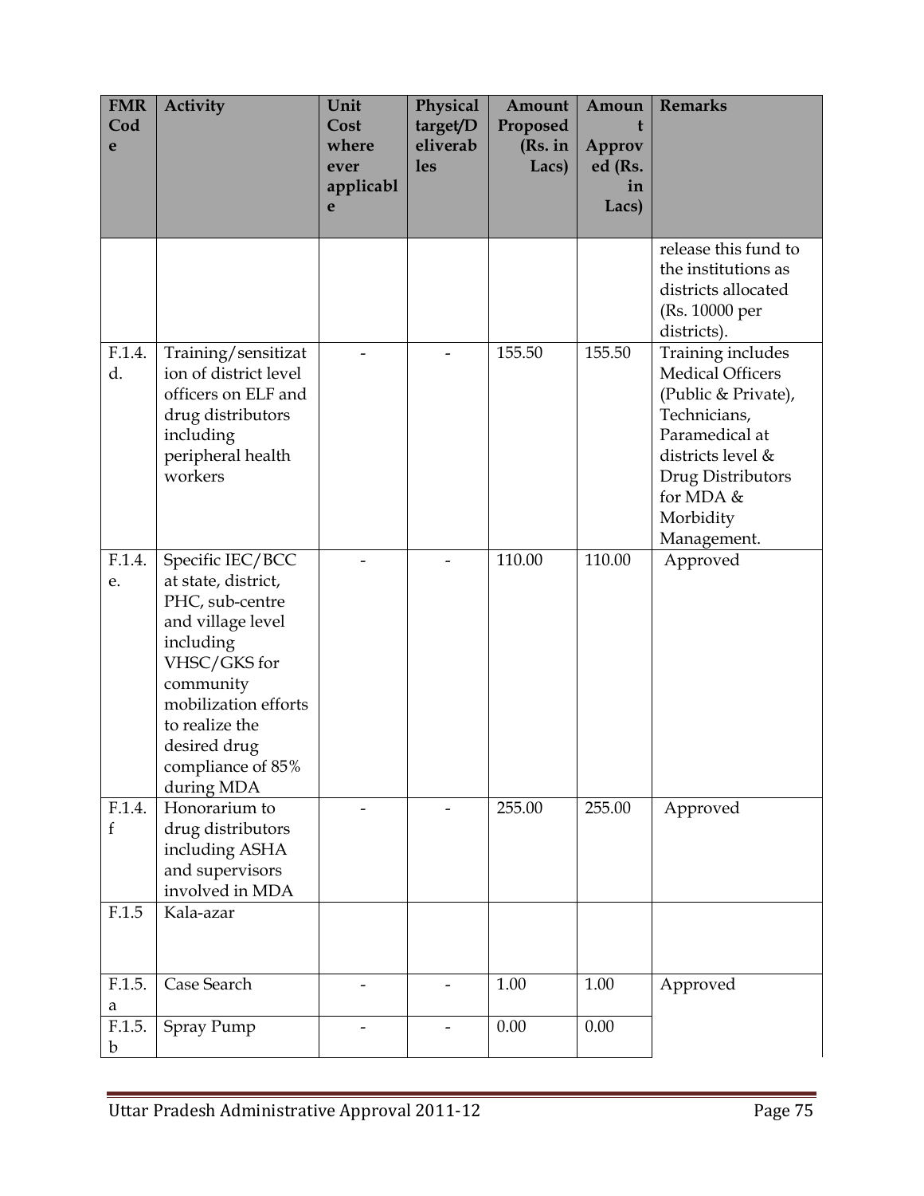| FMR Code | Activity | Unit Cost where ever applicable | Physical target/Deliverables | Amount Proposed (Rs. in Lacs) | Amount Approved (Rs. in Lacs) | Remarks |
|---|---|---|---|---|---|---|
| | | | | | | release this fund to the institutions as districts allocated (Rs. 10000 per districts). |
| F.1.4.d. | Training/sensitization of district level officers on ELF and drug distributors including peripheral health workers | - | - | 155.50 | 155.50 | Training includes Medical Officers (Public & Private), Technicians, Paramedical at districts level & Drug Distributors for MDA & Morbidity Management. |
| F.1.4.e. | Specific IEC/BCC at state, district, PHC, sub-centre and village level including VHSC/GKS for community mobilization efforts to realize the desired drug compliance of 85% during MDA | - | - | 110.00 | 110.00 | Approved |
| F.1.4.f | Honorarium to drug distributors including ASHA and supervisors involved in MDA | - | - | 255.00 | 255.00 | Approved |
| F.1.5 | Kala-azar | | | | | |
| F.1.5.a | Case Search | - | - | 1.00 | 1.00 | Approved |
| F.1.5.b | Spray Pump | - | - | 0.00 | 0.00 | |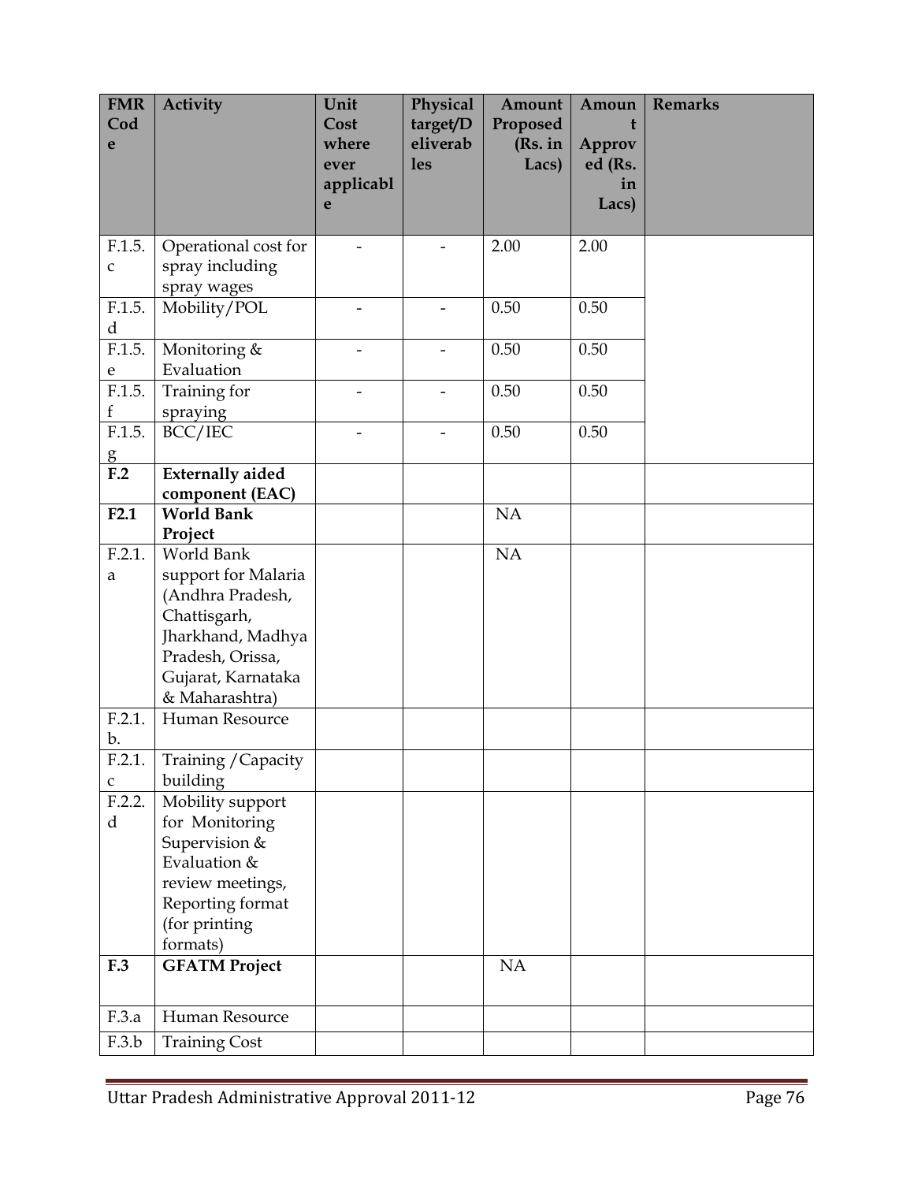| FMR Code | Activity | Unit Cost where ever applicable | Physical target/Deliverables | Amount Proposed (Rs. in Lacs) | Amount Approved (Rs. in Lacs) | Remarks |
|---|---|---|---|---|---|---|
| F.1.5.c | Operational cost for spray including spray wages | - | - | 2.00 | 2.00 | |
| F.1.5.d | Mobility/POL | - | - | 0.50 | 0.50 | |
| F.1.5.e | Monitoring & Evaluation | - | - | 0.50 | 0.50 | |
| F.1.5.f | Training for spraying | - | - | 0.50 | 0.50 | |
| F.1.5.g | BCC/IEC | - | - | 0.50 | 0.50 | |
| **F.2** | **Externally aided component (EAC)** | | | | | |
| **F2.1** | **World Bank Project** | | | NA | | |
| F.2.1.a | World Bank support for Malaria (Andhra Pradesh, Chattisgarh, Jharkhand, Madhya Pradesh, Orissa, Gujarat, Karnataka & Maharashtra) | | | NA | | |
| F.2.1.b. | Human Resource | | | | | |
| F.2.1.c | Training /Capacity building | | | | | |
| F.2.2.d | Mobility support for Monitoring Supervision & Evaluation & review meetings, Reporting format (for printing formats) | | | | | |
| **F.3** | **GFATM Project** | | | NA | | |
| F.3.a | Human Resource | | | | | |
| F.3.b | Training Cost | | | | | |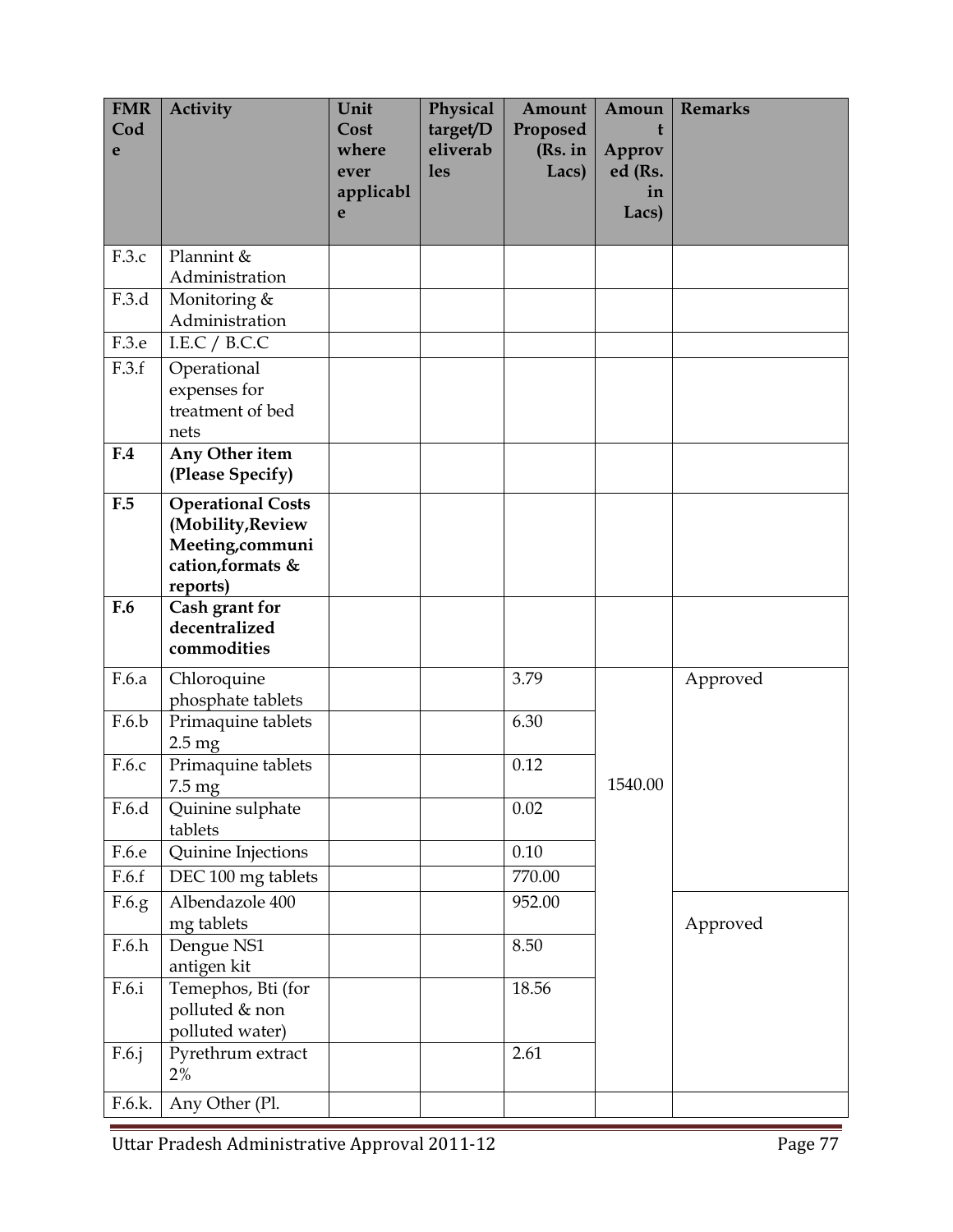| FMR Code | Activity | Unit Cost where ever applicable | Physical target/Deliverables | Amount Proposed (Rs. in Lacs) | Amount Approved (Rs. in Lacs) | Remarks |
|---|---|---|---|---|---|---|
| F.3.c | Plannint & Administration | | | | | |
| F.3.d | Monitoring & Administration | | | | | |
| F.3.e | I.E.C / B.C.C | | | | | |
| F.3.f | Operational expenses for treatment of bed nets | | | | | |
| **F.4** | **Any Other item (Please Specify)** | | | | | |
| **F.5** | **Operational Costs (Mobility,Review Meeting,communication,formats & reports)** | | | | | |
| **F.6** | **Cash grant for decentralized commodities** | | | | | |
| F.6.a | Chloroquine phosphate tablets | | | 3.79 | 1540.00 | Approved |
| F.6.b | Primaquine tablets 2.5 mg | | | 6.30 | | |
| F.6.c | Primaquine tablets 7.5 mg | | | 0.12 | | |
| F.6.d | Quinine sulphate tablets | | | 0.02 | | |
| F.6.e | Quinine Injections | | | 0.10 | | |
| F.6.f | DEC 100 mg tablets | | | 770.00 | | |
| F.6.g | Albendazole 400 mg tablets | | | 952.00 | | Approved |
| F.6.h | Dengue NS1 antigen kit | | | 8.50 | | |
| F.6.i | Temephos, Bti (for polluted & non polluted water) | | | 18.56 | | |
| F.6.j | Pyrethrum extract 2% | | | 2.61 | | |
| F.6.k. | Any Other (Pl. | | | | | |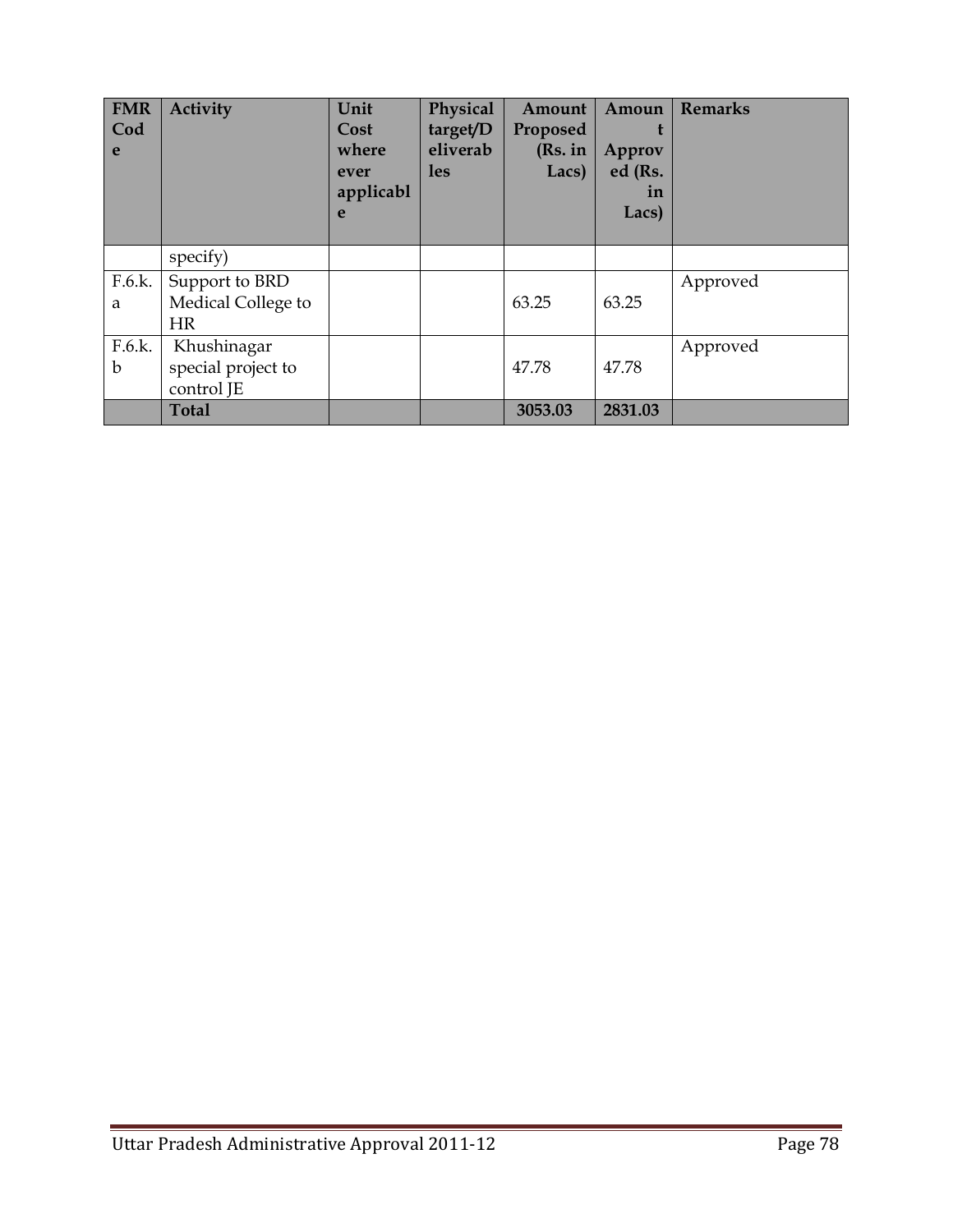| FMR Code | Activity | Unit Cost where ever applicable | Physical target/Deliverables | Amount Proposed (Rs. in Lacs) | Amount Approved (Rs. in Lacs) | Remarks |
|---|---|---|---|---|---|---|
| | specify) | | | | | |
| F.6.k.a | Support to BRD Medical College to HR | | | 63.25 | 63.25 | Approved |
| F.6.k.b | Khushinagar special project to control JE | | | 47.78 | 47.78 | Approved |
| | **Total** | | | **3053.03** | **2831.03** | |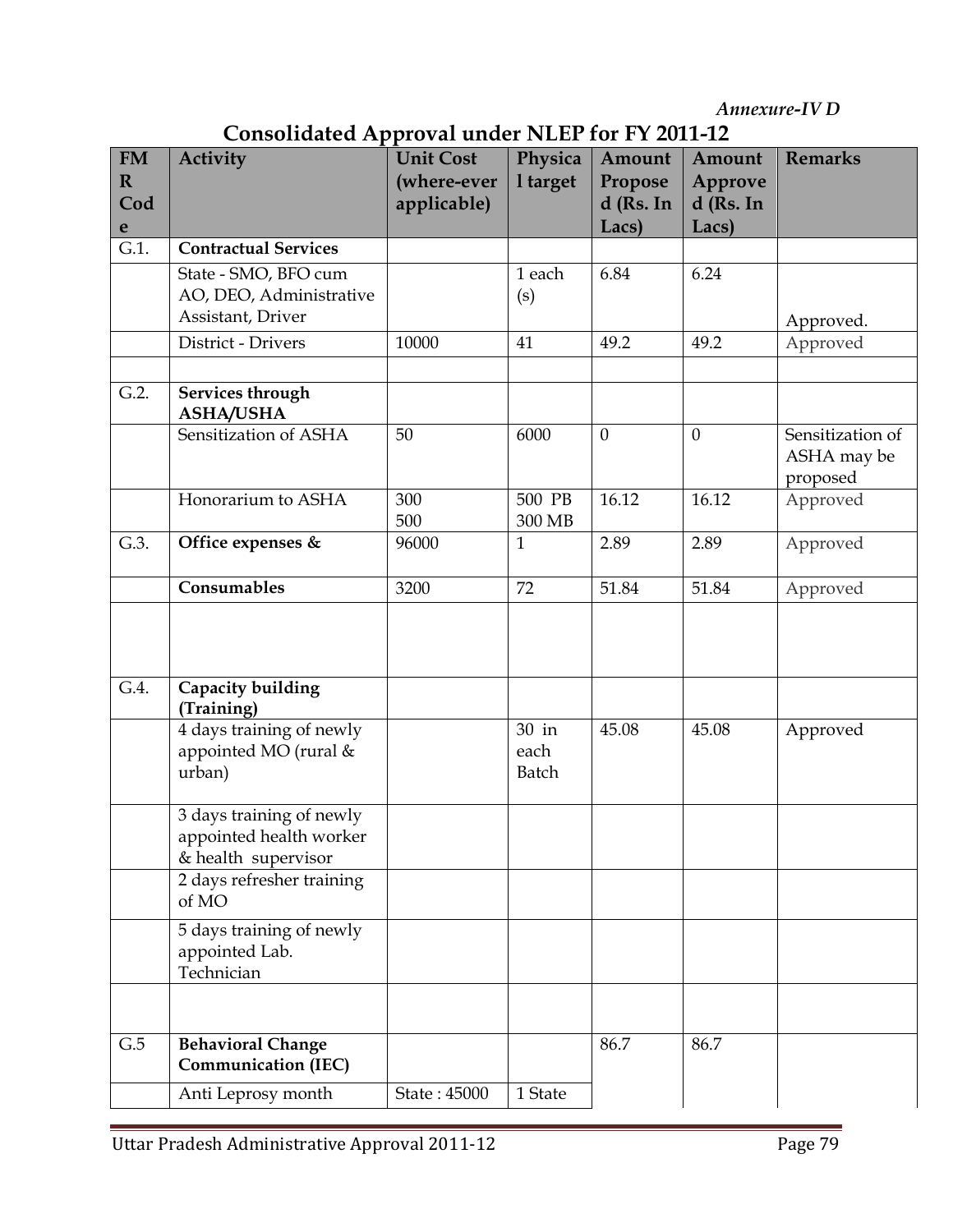*Annexure-IV D*

## Consolidated Approval under NLEP for FY 2011-12

| FMR Code | Activity | Unit Cost (where-ever applicable) | Physical target | Amount Proposed (Rs. In Lacs) | Amount Approved (Rs. In Lacs) | Remarks |
|---|---|---|---|---|---|---|
| G.1. | **Contractual Services** | | | | | |
| | State - SMO, BFO cum AO, DEO, Administrative Assistant, Driver | | 1 each (s) | 6.84 | 6.24 | Approved. |
| | District - Drivers | 10000 | 41 | 49.2 | 49.2 | Approved |
| | | | | | | |
| G.2. | **Services through ASHA/USHA** | | | | | |
| | Sensitization of ASHA | 50 | 6000 | 0 | 0 | Sensitization of ASHA may be proposed |
| | Honorarium to ASHA | 300<br>500 | 500 PB<br>300 MB | 16.12 | 16.12 | Approved |
| G.3. | **Office expenses &** | 96000 | 1 | 2.89 | 2.89 | Approved |
| | **Consumables** | 3200 | 72 | 51.84 | 51.84 | Approved |
| | | | | | | |
| G.4. | **Capacity building (Training)** | | | | | |
| | 4 days training of newly appointed MO (rural & urban) | | 30 in each Batch | 45.08 | 45.08 | Approved |
| | 3 days training of newly appointed health worker & health supervisor | | | | | |
| | 2 days refresher training of MO | | | | | |
| | 5 days training of newly appointed Lab. Technician | | | | | |
| | | | | | | |
| G.5 | **Behavioral Change Communication (IEC)** | | | 86.7 | 86.7 | |
| | Anti Leprosy month | State : 45000 | 1 State | | | |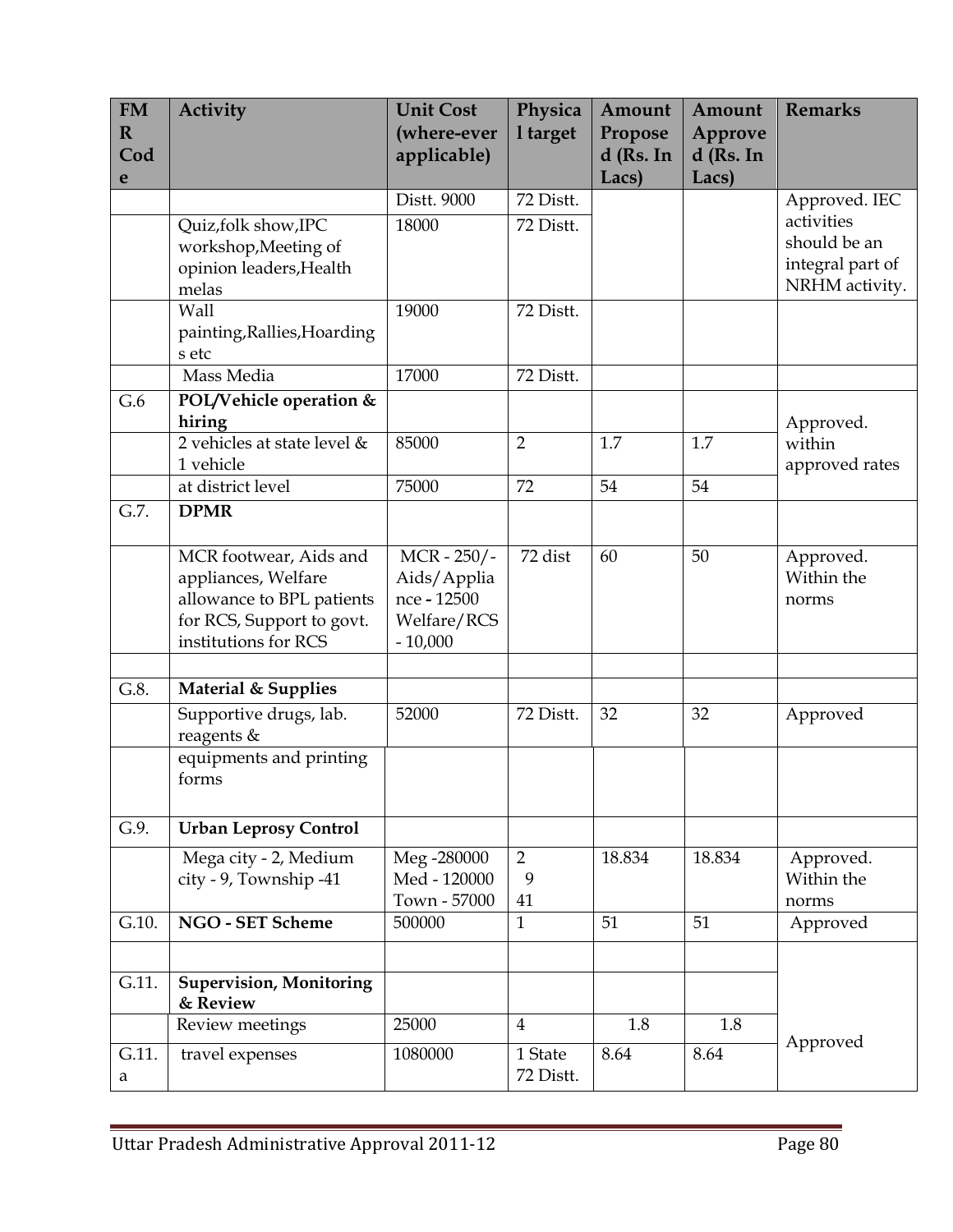| FMR Code | Activity | Unit Cost (where-ever applicable) | Physical target | Amount Proposed (Rs. In Lacs) | Amount Approved (Rs. In Lacs) | Remarks |
|---|---|---|---|---|---|---|
| | | Distt. 9000 | 72 Distt. | | | Approved. IEC activities should be an integral part of NRHM activity. |
| | Quiz,folk show,IPC workshop,Meeting of opinion leaders,Health melas | 18000 | 72 Distt. | | | |
| | Wall painting,Rallies,Hoardings etc | 19000 | 72 Distt. | | | |
| | Mass Media | 17000 | 72 Distt. | | | |
| G.6 | **POL/Vehicle operation & hiring** | | | | | Approved. within approved rates |
| | 2 vehicles at state level & 1 vehicle | 85000 | 2 | 1.7 | 1.7 | |
| | at district level | 75000 | 72 | 54 | 54 | |
| G.7. | **DPMR** | | | | | |
| | MCR footwear, Aids and appliances, Welfare allowance to BPL patients for RCS, Support to govt. institutions for RCS | MCR - 250/- Aids/Appliance - 12500 Welfare/RCS - 10,000 | 72 dist | 60 | 50 | Approved. Within the norms |
| | | | | | | |
| G.8. | **Material & Supplies** | | | | | |
| | Supportive drugs, lab. reagents & | 52000 | 72 Distt. | 32 | 32 | Approved |
| | equipments and printing forms | | | | | |
| G.9. | **Urban Leprosy Control** | | | | | |
| | Mega city - 2, Medium city - 9, Township -41 | Meg -280000 Med - 120000 Town - 57000 | 2 9 41 | 18.834 | 18.834 | Approved. Within the norms |
| G.10. | **NGO - SET Scheme** | 500000 | 1 | 51 | 51 | Approved |
| | | | | | | Approved |
| G.11. | **Supervision, Monitoring & Review** | | | | | |
| | Review meetings | 25000 | 4 | 1.8 | 1.8 | |
| G.11.a | travel expenses | 1080000 | 1 State 72 Distt. | 8.64 | 8.64 | |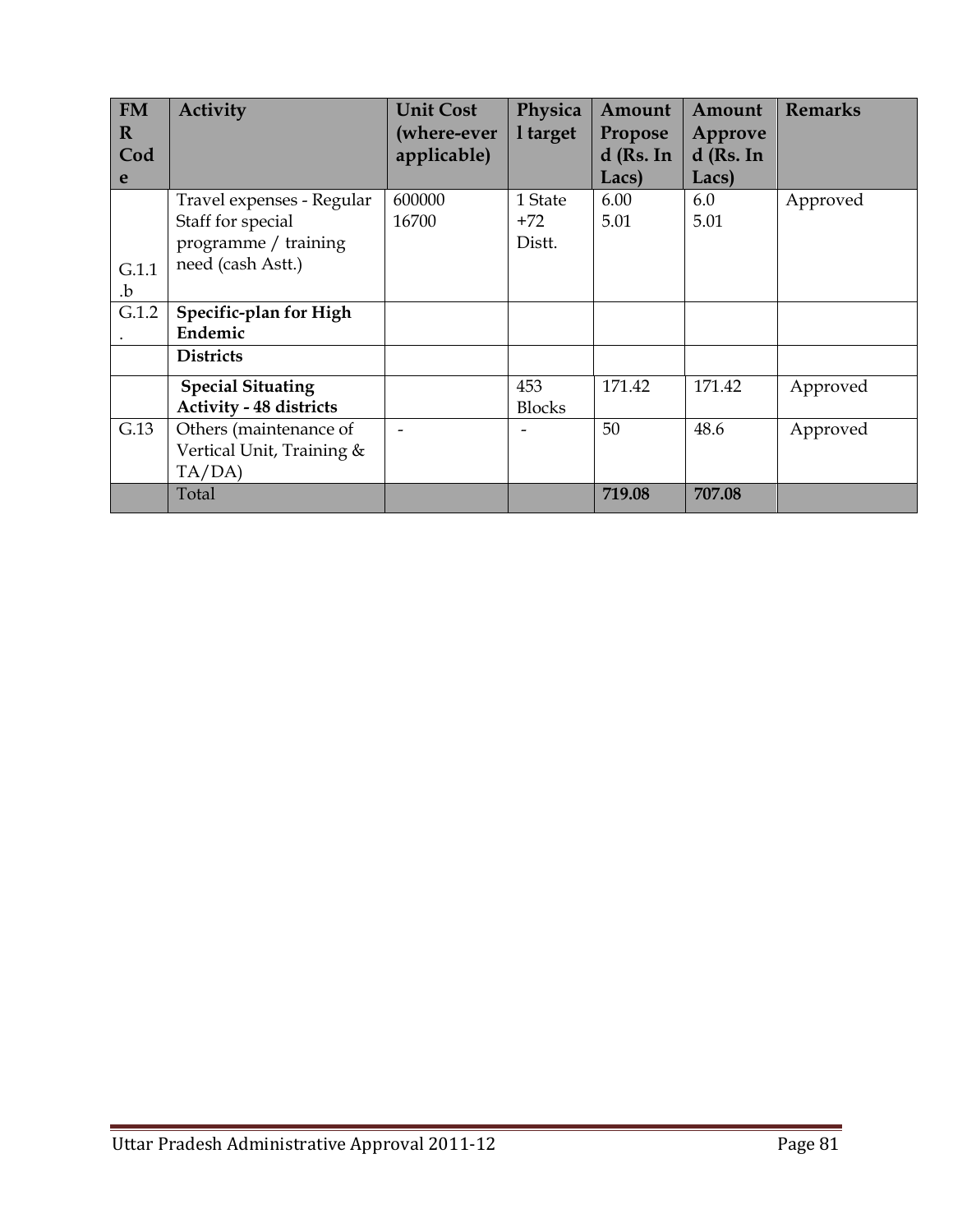| FMR Code | Activity | Unit Cost (where-ever applicable) | Physical target | Amount Proposed (Rs. In Lacs) | Amount Approved (Rs. In Lacs) | Remarks |
|---|---|---|---|---|---|---|
| G.1.1.b | Travel expenses - Regular Staff for special programme / training need (cash Astt.) | 600000<br>16700 | 1 State<br>+72 Distt. | 6.00<br>5.01 | 6.0<br>5.01 | Approved |
| G.1.2. | **Specific-plan for High Endemic** | | | | | |
| | **Districts** | | | | | |
| | **Special Situating Activity - 48 districts** | | 453 Blocks | 171.42 | 171.42 | Approved |
| G.13 | Others (maintenance of Vertical Unit, Training & TA/DA) | - | - | 50 | 48.6 | Approved |
| | Total | | | **719.08** | **707.08** | |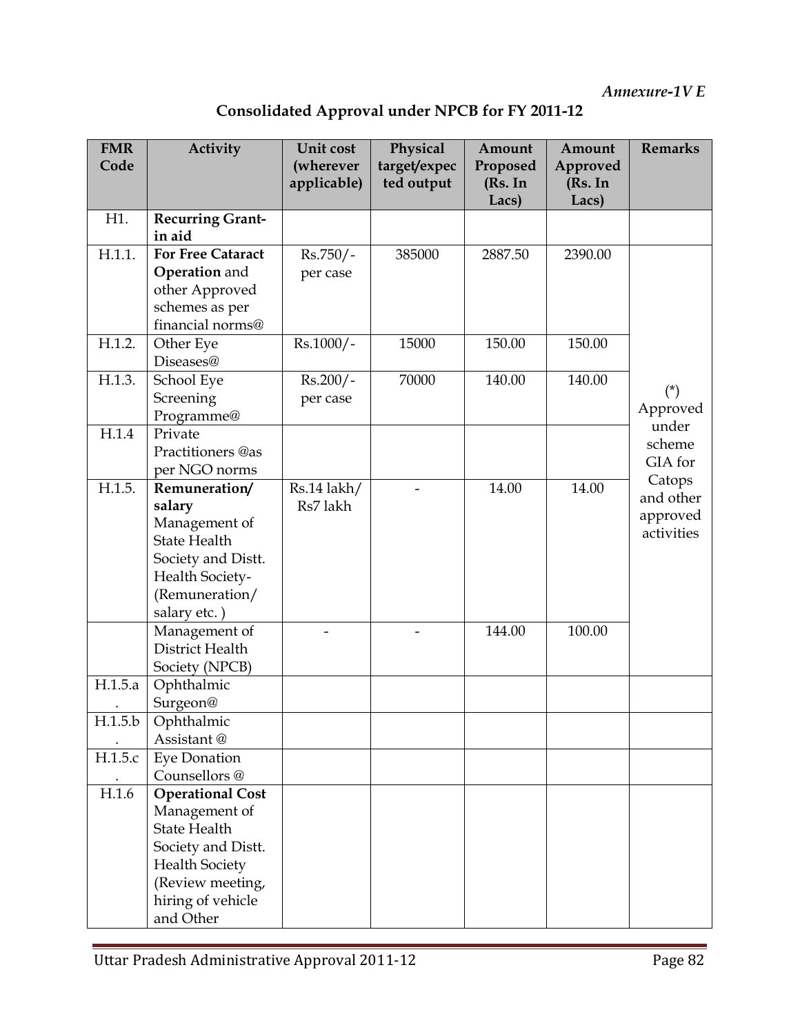*Annexure-1V E*

## Consolidated Approval under NPCB for FY 2011-12

| FMR Code | Activity | Unit cost (wherever applicable) | Physical target/expected output | Amount Proposed (Rs. In Lacs) | Amount Approved (Rs. In Lacs) | Remarks |
|---|---|---|---|---|---|---|
| H1. | **Recurring Grant-in aid** | | | | | |
| H.1.1. | **For Free Cataract Operation** and other Approved schemes as per financial norms@ | Rs.750/- per case | 385000 | 2887.50 | 2390.00 | (*) Approved under scheme GIA for Catops and other approved activities |
| H.1.2. | Other Eye Diseases@ | Rs.1000/- | 15000 | 150.00 | 150.00 | |
| H.1.3. | School Eye Screening Programme@ | Rs.200/- per case | 70000 | 140.00 | 140.00 | |
| H.1.4 | Private Practitioners @as per NGO norms | | | | | |
| H.1.5. | **Remuneration/ salary** Management of State Health Society and Distt. Health Society- (Remuneration/ salary etc. ) | Rs.14 lakh/ Rs7 lakh | - | 14.00 | 14.00 | |
| | Management of District Health Society (NPCB) | - | - | 144.00 | 100.00 | |
| H.1.5.a. | Ophthalmic Surgeon@ | | | | | |
| H.1.5.b. | Ophthalmic Assistant @ | | | | | |
| H.1.5.c. | Eye Donation Counsellors @ | | | | | |
| H.1.6 | **Operational Cost** Management of State Health Society and Distt. Health Society (Review meeting, hiring of vehicle and Other | | | | | |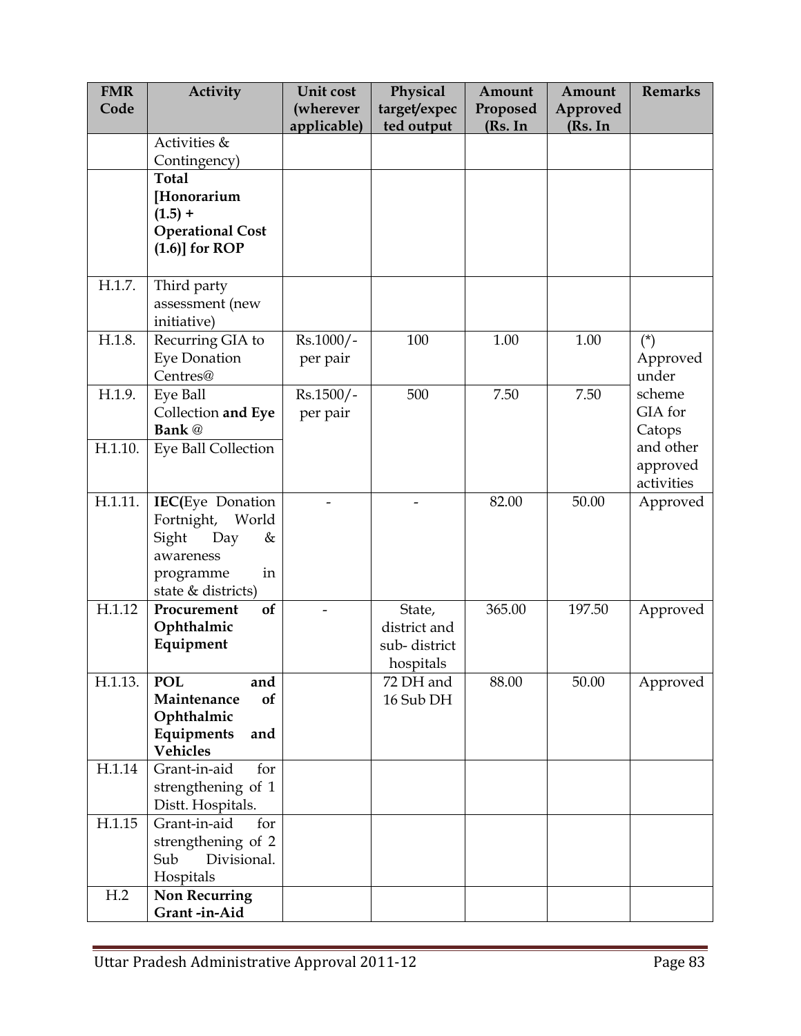| FMR Code | Activity | Unit cost (wherever applicable) | Physical target/expected output | Amount Proposed (Rs. In | Amount Approved (Rs. In | Remarks |
|---|---|---|---|---|---|---|
| | Activities & Contingency) | | | | | |
| | **Total [Honorarium (1.5) + Operational Cost (1.6)] for ROP** | | | | | |
| H.1.7. | Third party assessment (new initiative) | | | | | |
| H.1.8. | Recurring GIA to Eye Donation Centres@ | Rs.1000/- per pair | 100 | 1.00 | 1.00 | (*) Approved under scheme GIA for Catops and other approved activities |
| H.1.9. | Eye Ball Collection **and Eye Bank** @ | Rs.1500/- per pair | 500 | 7.50 | 7.50 | |
| H.1.10. | Eye Ball Collection | | | | | |
| H.1.11. | **IEC(**Eye Donation Fortnight, World Sight Day & awareness programme in state & districts) | - | - | 82.00 | 50.00 | Approved |
| H.1.12 | **Procurement of Ophthalmic Equipment** | - | State, district and sub- district hospitals | 365.00 | 197.50 | Approved |
| H.1.13. | **POL and Maintenance of Ophthalmic Equipments and Vehicles** | | 72 DH and 16 Sub DH | 88.00 | 50.00 | Approved |
| H.1.14 | Grant-in-aid for strengthening of 1 Distt. Hospitals. | | | | | |
| H.1.15 | Grant-in-aid for strengthening of 2 Sub Divisional. Hospitals | | | | | |
| H.2 | **Non Recurring Grant -in-Aid** | | | | | |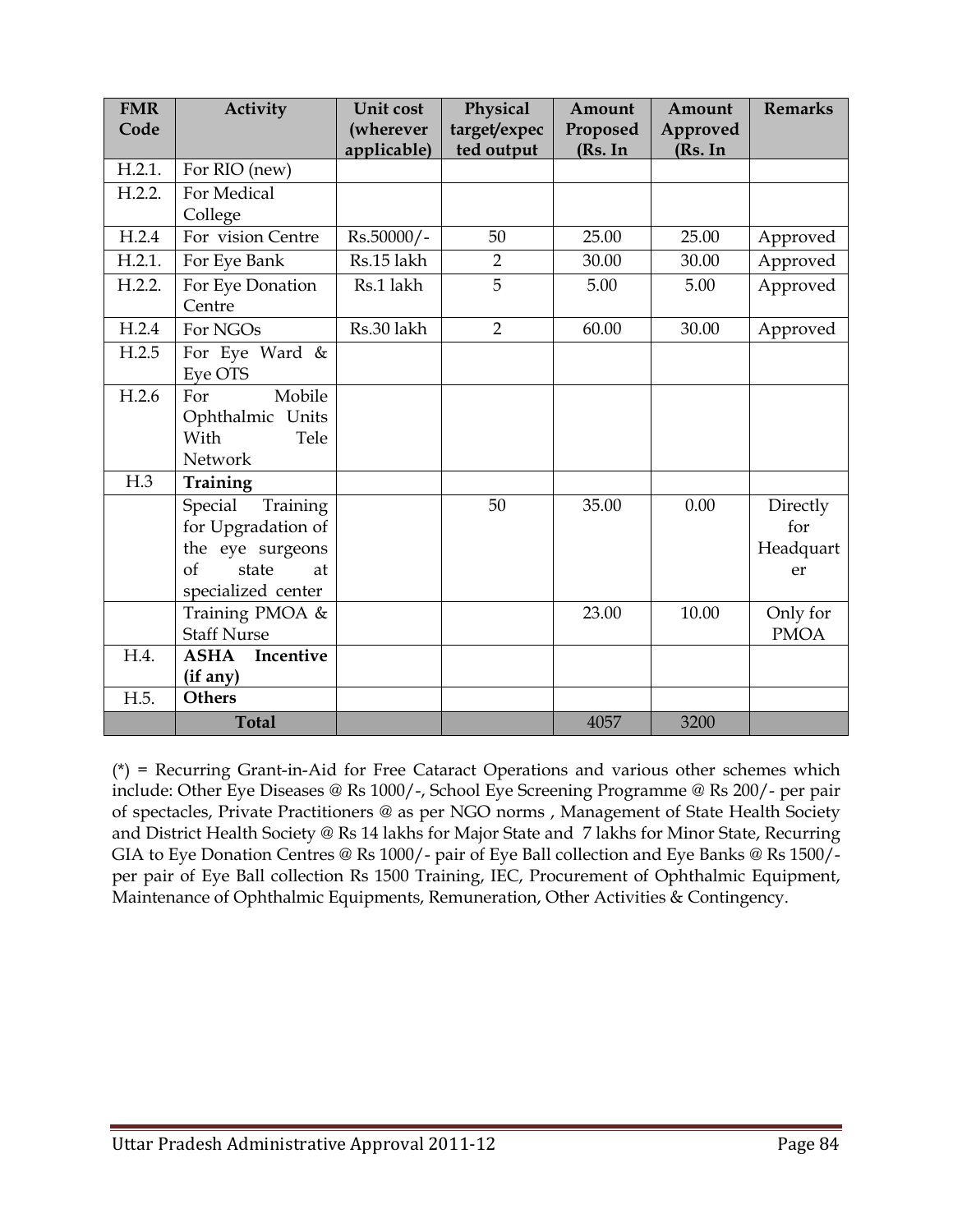| FMR Code | Activity | Unit cost (wherever applicable) | Physical target/expected output | Amount Proposed (Rs. In | Amount Approved (Rs. In | Remarks |
|---|---|---|---|---|---|---|
| H.2.1. | For RIO (new) | | | | | |
| H.2.2. | For Medical College | | | | | |
| H.2.4 | For vision Centre | Rs.50000/- | 50 | 25.00 | 25.00 | Approved |
| H.2.1. | For Eye Bank | Rs.15 lakh | 2 | 30.00 | 30.00 | Approved |
| H.2.2. | For Eye Donation Centre | Rs.1 lakh | 5 | 5.00 | 5.00 | Approved |
| H.2.4 | For NGOs | Rs.30 lakh | 2 | 60.00 | 30.00 | Approved |
| H.2.5 | For Eye Ward & Eye OTS | | | | | |
| H.2.6 | For Mobile Ophthalmic Units With Tele Network | | | | | |
| H.3 | **Training** | | | | | |
| | Special Training for Upgradation of the eye surgeons of state at specialized center | | 50 | 35.00 | 0.00 | Directly for Headquarter |
| | Training PMOA & Staff Nurse | | | 23.00 | 10.00 | Only for PMOA |
| H.4. | **ASHA Incentive (if any)** | | | | | |
| H.5. | **Others** | | | | | |
| | **Total** | | | 4057 | 3200 | |

(*) = Recurring Grant-in-Aid for Free Cataract Operations and various other schemes which include: Other Eye Diseases @ Rs 1000/-, School Eye Screening Programme @ Rs 200/- per pair of spectacles, Private Practitioners @ as per NGO norms , Management of State Health Society and District Health Society @ Rs 14 lakhs for Major State and 7 lakhs for Minor State, Recurring GIA to Eye Donation Centres @ Rs 1000/- pair of Eye Ball collection and Eye Banks @ Rs 1500/- per pair of Eye Ball collection Rs 1500 Training, IEC, Procurement of Ophthalmic Equipment, Maintenance of Ophthalmic Equipments, Remuneration, Other Activities & Contingency.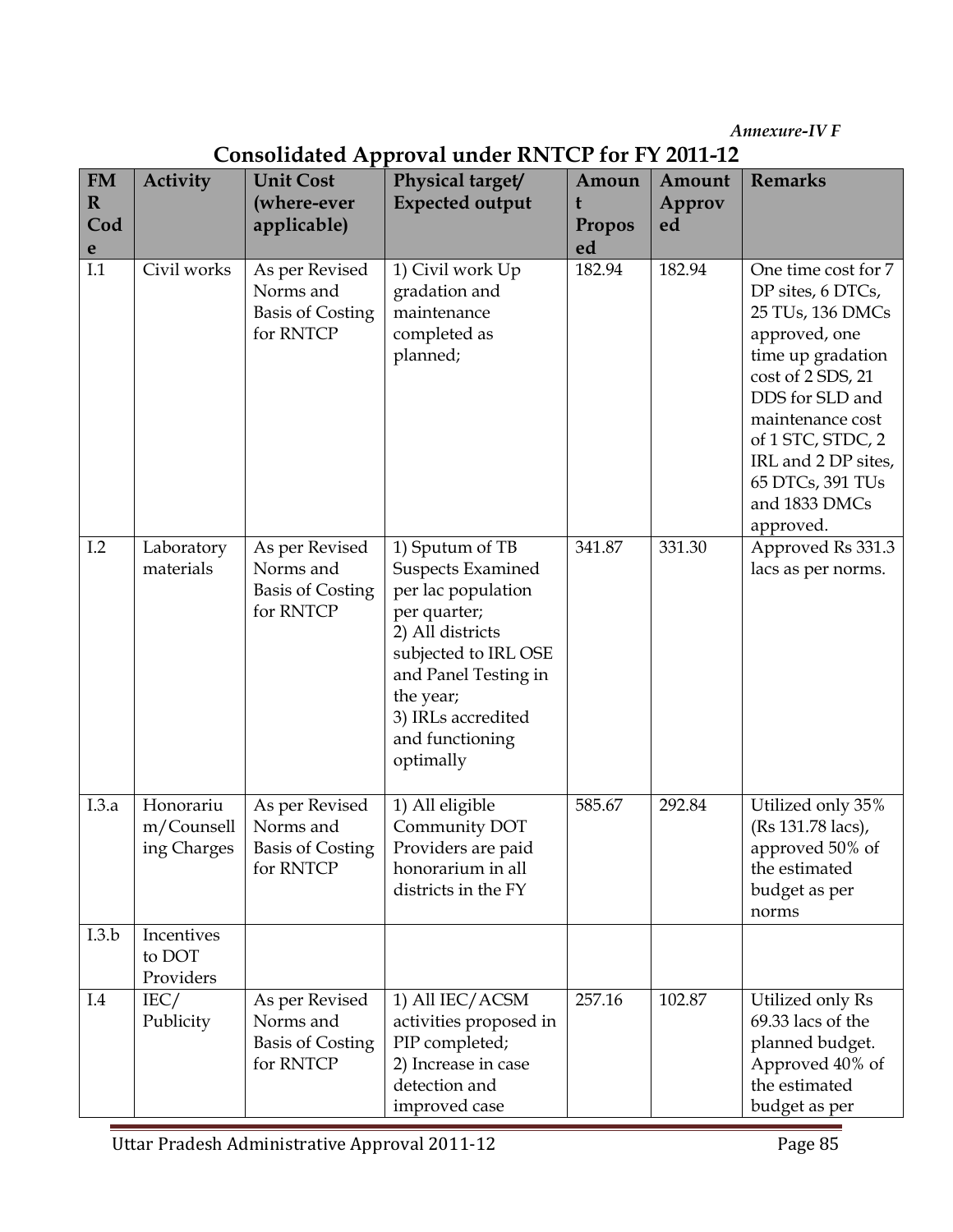*Annexure-IV F*

## Consolidated Approval under RNTCP for FY 2011-12

| FMR Code | Activity | Unit Cost (where-ever applicable) | Physical target/ Expected output | Amount Proposed | Amount Approved | Remarks |
|---|---|---|---|---|---|---|
| I.1 | Civil works | As per Revised Norms and Basis of Costing for RNTCP | 1) Civil work Up gradation and maintenance completed as planned; | 182.94 | 182.94 | One time cost for 7 DP sites, 6 DTCs, 25 TUs, 136 DMCs approved, one time up gradation cost of 2 SDS, 21 DDS for SLD and maintenance cost of 1 STC, STDC, 2 IRL and 2 DP sites, 65 DTCs, 391 TUs and 1833 DMCs approved. |
| I.2 | Laboratory materials | As per Revised Norms and Basis of Costing for RNTCP | 1) Sputum of TB Suspects Examined per lac population per quarter;<br>2) All districts subjected to IRL OSE and Panel Testing in the year;<br>3) IRLs accredited and functioning optimally | 341.87 | 331.30 | Approved Rs 331.3 lacs as per norms. |
| I.3.a | Honorarium/Counselling Charges | As per Revised Norms and Basis of Costing for RNTCP | 1) All eligible Community DOT Providers are paid honorarium in all districts in the FY | 585.67 | 292.84 | Utilized only 35% (Rs 131.78 lacs), approved 50% of the estimated budget as per norms |
| I.3.b | Incentives to DOT Providers | | | | | |
| I.4 | IEC/ Publicity | As per Revised Norms and Basis of Costing for RNTCP | 1) All IEC/ACSM activities proposed in PIP completed;<br>2) Increase in case detection and improved case | 257.16 | 102.87 | Utilized only Rs 69.33 lacs of the planned budget. Approved 40% of the estimated budget as per |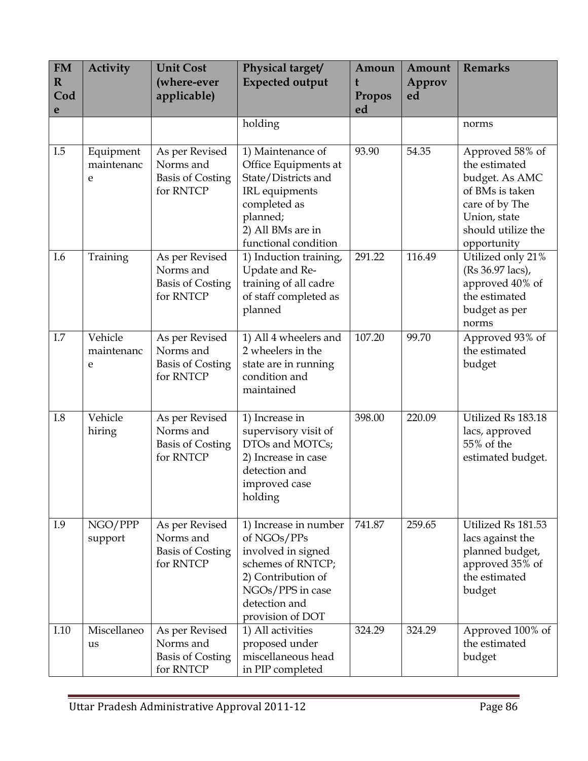| FMR Code | Activity | Unit Cost (where-ever applicable) | Physical target/ Expected output | Amount Proposed | Amount Approved | Remarks |
|---|---|---|---|---|---|---|
| | | | holding | | | norms |
| I.5 | Equipment maintenance | As per Revised Norms and Basis of Costing for RNTCP | 1) Maintenance of Office Equipments at State/Districts and IRL equipments completed as planned; 2) All BMs are in functional condition | 93.90 | 54.35 | Approved 58% of the estimated budget. As AMC of BMs is taken care of by The Union, state should utilize the opportunity |
| I.6 | Training | As per Revised Norms and Basis of Costing for RNTCP | 1) Induction training, Update and Re-training of all cadre of staff completed as planned | 291.22 | 116.49 | Utilized only 21% (Rs 36.97 lacs), approved 40% of the estimated budget as per norms |
| I.7 | Vehicle maintenance | As per Revised Norms and Basis of Costing for RNTCP | 1) All 4 wheelers and 2 wheelers in the state are in running condition and maintained | 107.20 | 99.70 | Approved 93% of the estimated budget |
| I.8 | Vehicle hiring | As per Revised Norms and Basis of Costing for RNTCP | 1) Increase in supervisory visit of DTOs and MOTCs; 2) Increase in case detection and improved case holding | 398.00 | 220.09 | Utilized Rs 183.18 lacs, approved 55% of the estimated budget. |
| I.9 | NGO/PPP support | As per Revised Norms and Basis of Costing for RNTCP | 1) Increase in number of NGOs/PPs involved in signed schemes of RNTCP; 2) Contribution of NGOs/PPS in case detection and provision of DOT | 741.87 | 259.65 | Utilized Rs 181.53 lacs against the planned budget, approved 35% of the estimated budget |
| I.10 | Miscellaneous | As per Revised Norms and Basis of Costing for RNTCP | 1) All activities proposed under miscellaneous head in PIP completed | 324.29 | 324.29 | Approved 100% of the estimated budget |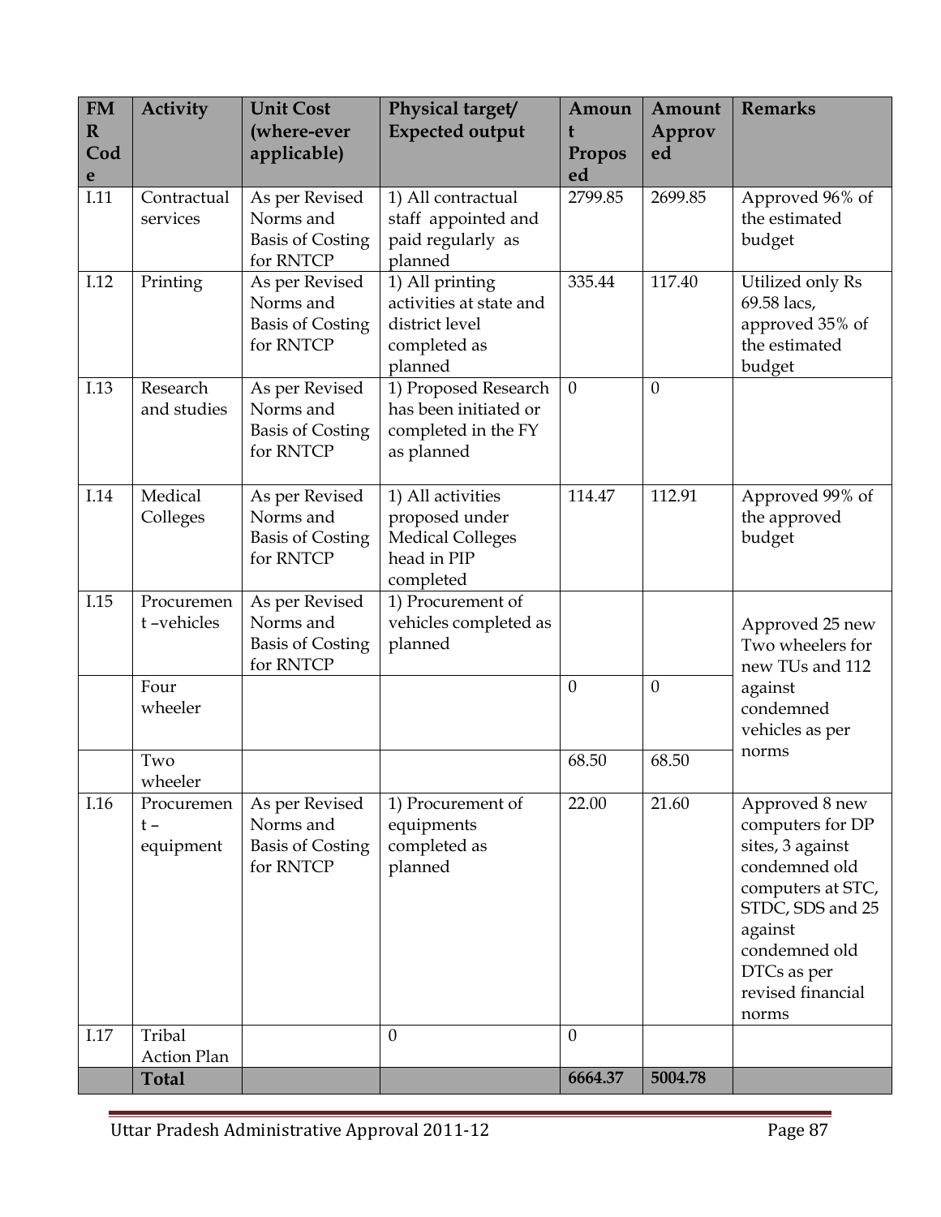| FMR Code | Activity | Unit Cost (where-ever applicable) | Physical target/ Expected output | Amount Proposed | Amount Approved | Remarks |
|---|---|---|---|---|---|---|
| I.11 | Contractual services | As per Revised Norms and Basis of Costing for RNTCP | 1) All contractual staff appointed and paid regularly as planned | 2799.85 | 2699.85 | Approved 96% of the estimated budget |
| I.12 | Printing | As per Revised Norms and Basis of Costing for RNTCP | 1) All printing activities at state and district level completed as planned | 335.44 | 117.40 | Utilized only Rs 69.58 lacs, approved 35% of the estimated budget |
| I.13 | Research and studies | As per Revised Norms and Basis of Costing for RNTCP | 1) Proposed Research has been initiated or completed in the FY as planned | 0 | 0 | |
| I.14 | Medical Colleges | As per Revised Norms and Basis of Costing for RNTCP | 1) All activities proposed under Medical Colleges head in PIP completed | 114.47 | 112.91 | Approved 99% of the approved budget |
| I.15 | Procurement –vehicles | As per Revised Norms and Basis of Costing for RNTCP | 1) Procurement of vehicles completed as planned | | | Approved 25 new Two wheelers for new TUs and 112 against condemned vehicles as per norms |
| | Four wheeler | | | 0 | 0 | |
| | Two wheeler | | | 68.50 | 68.50 | |
| I.16 | Procurement – equipment | As per Revised Norms and Basis of Costing for RNTCP | 1) Procurement of equipments completed as planned | 22.00 | 21.60 | Approved 8 new computers for DP sites, 3 against condemned old computers at STC, STDC, SDS and 25 against condemned old DTCs as per revised financial norms |
| I.17 | Tribal Action Plan | | 0 | 0 | | |
| | **Total** | | | **6664.37** | **5004.78** | |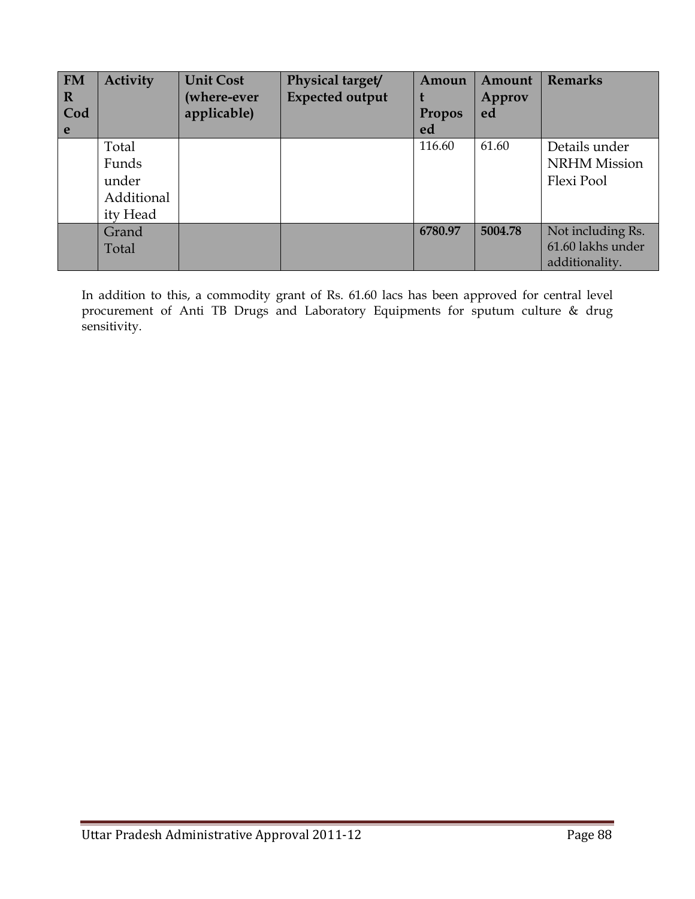| FMR Code | Activity | Unit Cost (where-ever applicable) | Physical target/ Expected output | Amount Proposed | Amount Approved | Remarks |
|---|---|---|---|---|---|---|
| | Total Funds under Additionality Head | | | 116.60 | 61.60 | Details under NRHM Mission Flexi Pool |
| | Grand Total | | | **6780.97** | **5004.78** | Not including Rs. 61.60 lakhs under additionality. |

In addition to this, a commodity grant of Rs. 61.60 lacs has been approved for central level procurement of Anti TB Drugs and Laboratory Equipments for sputum culture & drug sensitivity.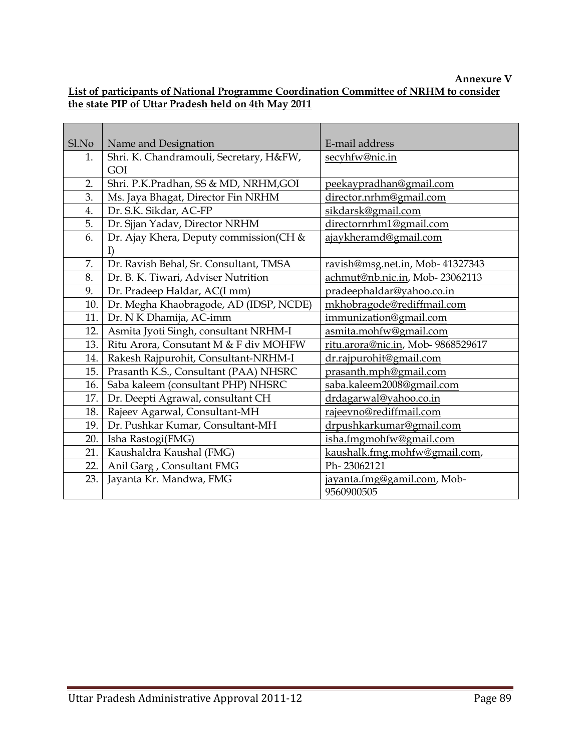**Annexure V**

**List of participants of National Programme Coordination Committee of NRHM to consider the state PIP of Uttar Pradesh held on 4th May 2011**

| Sl.No | Name and Designation | E-mail address |
|---|---|---|
| 1. | Shri. K. Chandramouli, Secretary, H&FW, GOI | secyhfw@nic.in |
| 2. | Shri. P.K.Pradhan, SS & MD, NRHM,GOI | peekaypradhan@gmail.com |
| 3. | Ms. Jaya Bhagat, Director Fin NRHM | director.nrhm@gmail.com |
| 4. | Dr. S.K. Sikdar, AC-FP | sikdarsk@gmail.com |
| 5. | Dr. Sjjan Yadav, Director NRHM | directornrhm1@gmail.com |
| 6. | Dr. Ajay Khera, Deputy commission(CH & I) | ajaykheramd@gmail.com |
| 7. | Dr. Ravish Behal, Sr. Consultant, TMSA | ravish@msg.net.in, Mob- 41327343 |
| 8. | Dr. B. K. Tiwari, Adviser Nutrition | achmut@nb.nic.in, Mob- 23062113 |
| 9. | Dr. Pradeep Haldar, AC(I mm) | pradeephaldar@yahoo.co.in |
| 10. | Dr. Megha Khaobragode, AD (IDSP, NCDE) | mkhobragode@rediffmail.com |
| 11. | Dr. N K Dhamija, AC-imm | immunization@gmail.com |
| 12. | Asmita Jyoti Singh, consultant NRHM-I | asmita.mohfw@gmail.com |
| 13. | Ritu Arora, Consutant M & F div MOHFW | ritu.arora@nic.in, Mob- 9868529617 |
| 14. | Rakesh Rajpurohit, Consultant-NRHM-I | dr.rajpurohit@gmail.com |
| 15. | Prasanth K.S., Consultant (PAA) NHSRC | prasanth.mph@gmail.com |
| 16. | Saba kaleem (consultant PHP) NHSRC | saba.kaleem2008@gmail.com |
| 17. | Dr. Deepti Agrawal, consultant CH | drdagarwal@yahoo.co.in |
| 18. | Rajeev Agarwal, Consultant-MH | rajeevno@rediffmail.com |
| 19. | Dr. Pushkar Kumar, Consultant-MH | drpushkarkumar@gmail.com |
| 20. | Isha Rastogi(FMG) | isha.fmgmohfw@gmail.com |
| 21. | Kaushaldra Kaushal (FMG) | kaushalk.fmg.mohfw@gmail.com, |
| 22. | Anil Garg , Consultant FMG | Ph- 23062121 |
| 23. | Jayanta Kr. Mandwa, FMG | jayanta.fmg@gamil.com, Mob- 9560900505 |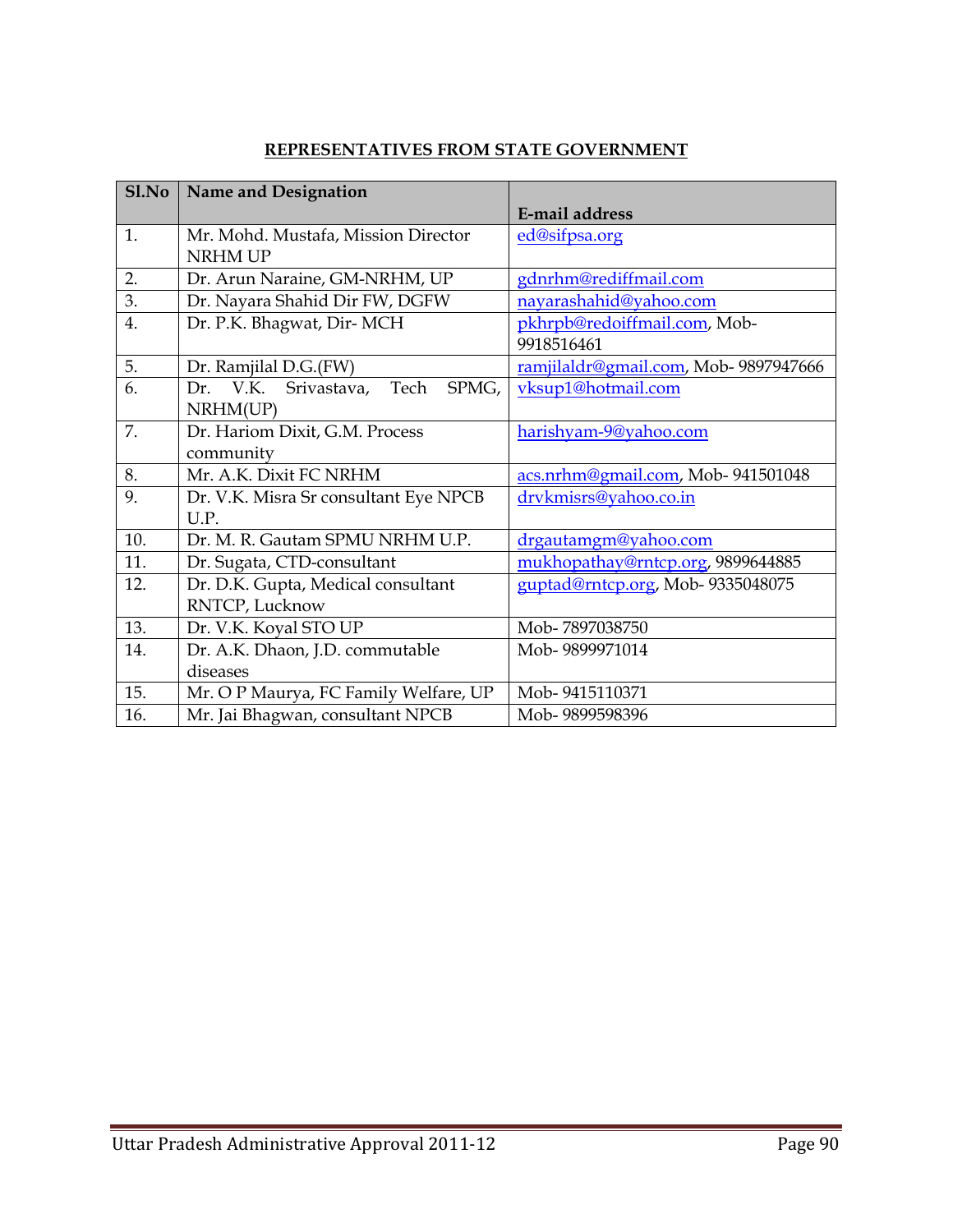## REPRESENTATIVES FROM STATE GOVERNMENT

| Sl.No | Name and Designation | E-mail address |
|---|---|---|
| 1. | Mr. Mohd. Mustafa, Mission Director NRHM UP | ed@sifpsa.org |
| 2. | Dr. Arun Naraine, GM-NRHM, UP | gdnrhm@rediffmail.com |
| 3. | Dr. Nayara Shahid Dir FW, DGFW | nayarashahid@yahoo.com |
| 4. | Dr. P.K. Bhagwat, Dir- MCH | pkhrpb@redoiffmail.com, Mob-9918516461 |
| 5. | Dr. Ramjilal D.G.(FW) | ramjilaldr@gmail.com, Mob- 9897947666 |
| 6. | Dr. V.K. Srivastava, Tech SPMG, NRHM(UP) | vksup1@hotmail.com |
| 7. | Dr. Hariom Dixit, G.M. Process community | harishyam-9@yahoo.com |
| 8. | Mr. A.K. Dixit FC NRHM | acs.nrhm@gmail.com, Mob- 941501048 |
| 9. | Dr. V.K. Misra Sr consultant Eye NPCB U.P. | drvkmisrs@yahoo.co.in |
| 10. | Dr. M. R. Gautam SPMU NRHM U.P. | drgautamgm@yahoo.com |
| 11. | Dr. Sugata, CTD-consultant | mukhopathay@rntcp.org, 9899644885 |
| 12. | Dr. D.K. Gupta, Medical consultant RNTCP, Lucknow | guptad@rntcp.org, Mob- 9335048075 |
| 13. | Dr. V.K. Koyal STO UP | Mob- 7897038750 |
| 14. | Dr. A.K. Dhaon, J.D. commutable diseases | Mob- 9899971014 |
| 15. | Mr. O P Maurya, FC Family Welfare, UP | Mob- 9415110371 |
| 16. | Mr. Jai Bhagwan, consultant NPCB | Mob- 9899598396 |